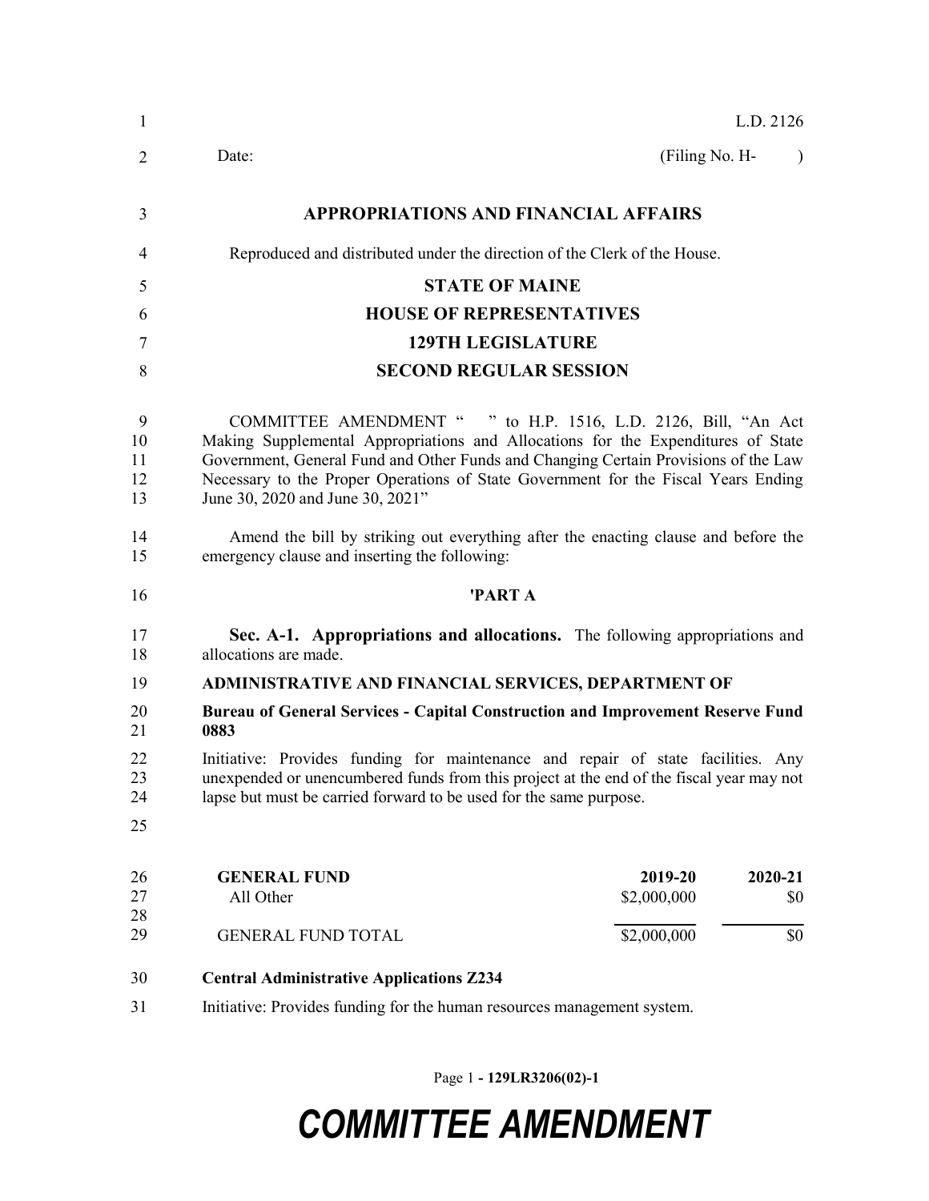L.D. 2126

Date: (Filing No. H- )

# APPROPRIATIONS AND FINANCIAL AFFAIRS

Reproduced and distributed under the direction of the Clerk of the House.

## STATE OF MAINE
## HOUSE OF REPRESENTATIVES
## 129TH LEGISLATURE
## SECOND REGULAR SESSION

COMMITTEE AMENDMENT " " to H.P. 1516, L.D. 2126, Bill, "An Act Making Supplemental Appropriations and Allocations for the Expenditures of State Government, General Fund and Other Funds and Changing Certain Provisions of the Law Necessary to the Proper Operations of State Government for the Fiscal Years Ending June 30, 2020 and June 30, 2021"

Amend the bill by striking out everything after the enacting clause and before the emergency clause and inserting the following:

## 'PART A

**Sec. A-1. Appropriations and allocations.** The following appropriations and allocations are made.

**ADMINISTRATIVE AND FINANCIAL SERVICES, DEPARTMENT OF**

**Bureau of General Services - Capital Construction and Improvement Reserve Fund 0883**

Initiative: Provides funding for maintenance and repair of state facilities. Any unexpended or unencumbered funds from this project at the end of the fiscal year may not lapse but must be carried forward to be used for the same purpose.

| GENERAL FUND | 2019-20 | 2020-21 |
|---|---|---|
| All Other | $2,000,000 | $0 |
| GENERAL FUND TOTAL | $2,000,000 | $0 |

**Central Administrative Applications Z234**

Initiative: Provides funding for the human resources management system.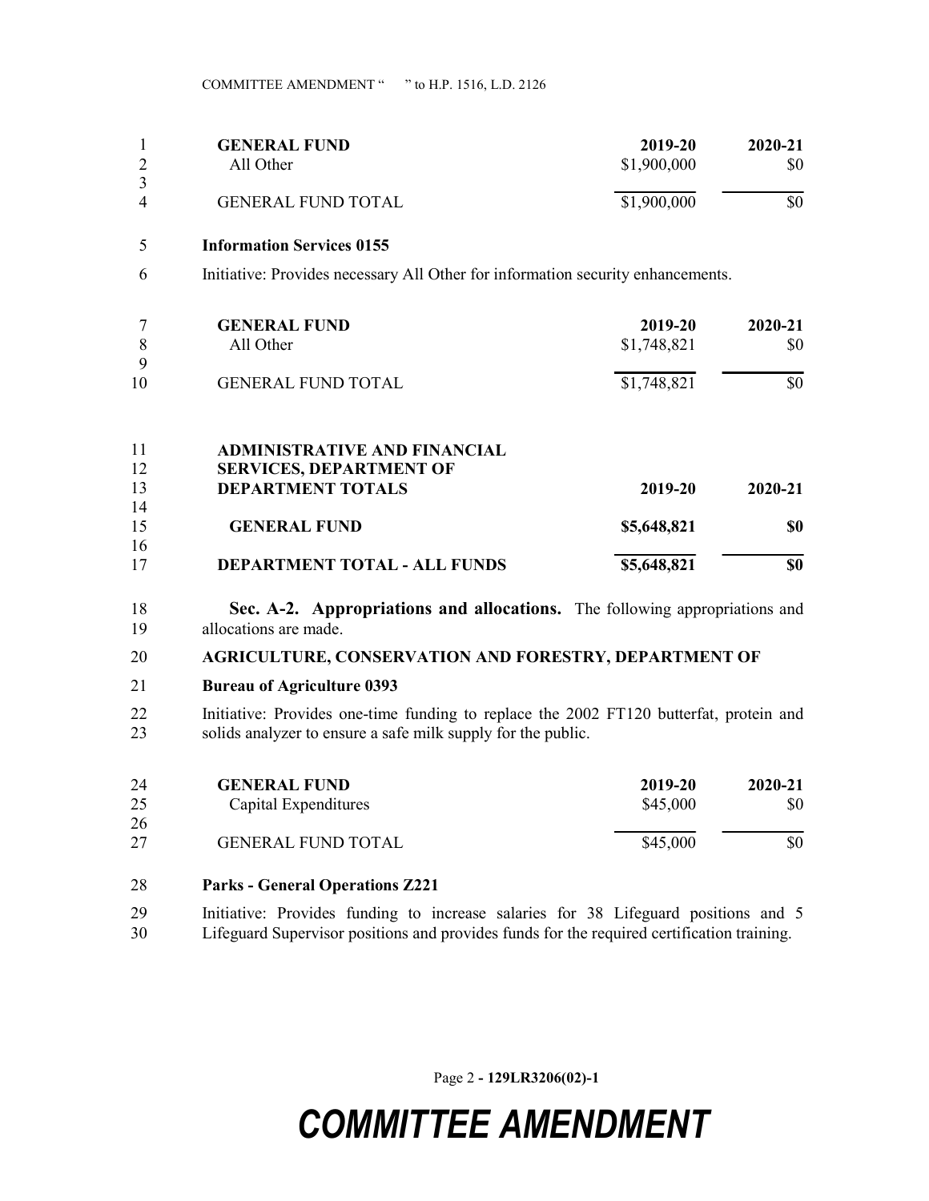| GENERAL FUND | 2019-20 | 2020-21 |
|---|---|---|
| All Other | $1,900,000 | $0 |
| GENERAL FUND TOTAL | $1,900,000 | $0 |

**Information Services 0155**

Initiative: Provides necessary All Other for information security enhancements.

| GENERAL FUND | 2019-20 | 2020-21 |
|---|---|---|
| All Other | $1,748,821 | $0 |
| GENERAL FUND TOTAL | $1,748,821 | $0 |

| ADMINISTRATIVE AND FINANCIAL SERVICES, DEPARTMENT OF DEPARTMENT TOTALS | 2019-20 | 2020-21 |
|---|---|---|
| **GENERAL FUND** | **$5,648,821** | **$0** |
| **DEPARTMENT TOTAL - ALL FUNDS** | **$5,648,821** | **$0** |

**Sec. A-2. Appropriations and allocations.** The following appropriations and allocations are made.

**AGRICULTURE, CONSERVATION AND FORESTRY, DEPARTMENT OF**

**Bureau of Agriculture 0393**

Initiative: Provides one-time funding to replace the 2002 FT120 butterfat, protein and solids analyzer to ensure a safe milk supply for the public.

| GENERAL FUND | 2019-20 | 2020-21 |
|---|---|---|
| Capital Expenditures | $45,000 | $0 |
| GENERAL FUND TOTAL | $45,000 | $0 |

**Parks - General Operations Z221**

Initiative: Provides funding to increase salaries for 38 Lifeguard positions and 5 Lifeguard Supervisor positions and provides funds for the required certification training.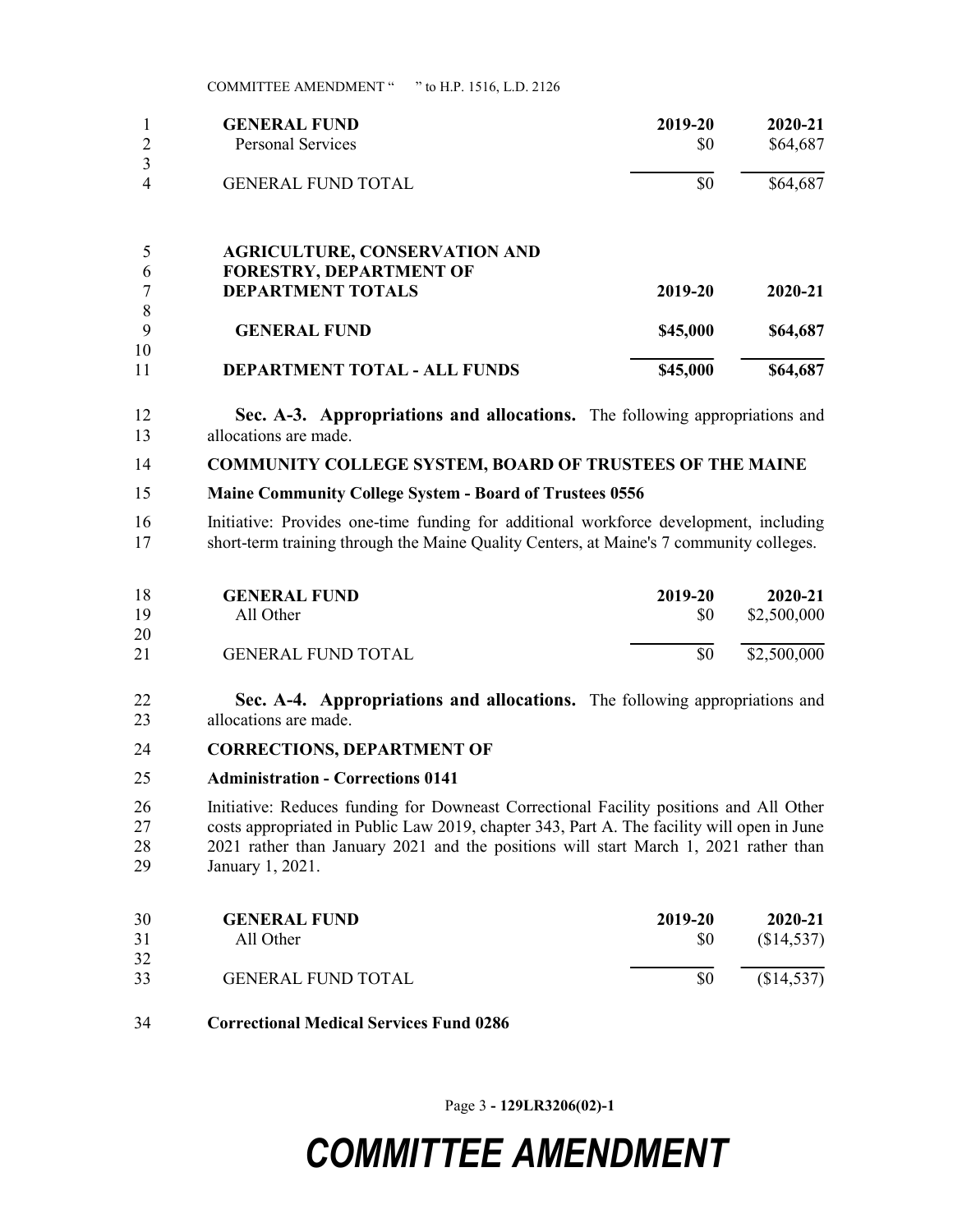| GENERAL FUND | 2019-20 | 2020-21 |
|---|---|---|
| Personal Services | $0 | $64,687 |
| GENERAL FUND TOTAL | $0 | $64,687 |

| AGRICULTURE, CONSERVATION AND FORESTRY, DEPARTMENT OF DEPARTMENT TOTALS | 2019-20 | 2020-21 |
|---|---|---|
| GENERAL FUND | $45,000 | $64,687 |
| DEPARTMENT TOTAL - ALL FUNDS | $45,000 | $64,687 |

**Sec. A-3. Appropriations and allocations.** The following appropriations and allocations are made.

**COMMUNITY COLLEGE SYSTEM, BOARD OF TRUSTEES OF THE MAINE**

**Maine Community College System - Board of Trustees 0556**

Initiative: Provides one-time funding for additional workforce development, including short-term training through the Maine Quality Centers, at Maine's 7 community colleges.

| GENERAL FUND | 2019-20 | 2020-21 |
|---|---|---|
| All Other | $0 | $2,500,000 |
| GENERAL FUND TOTAL | $0 | $2,500,000 |

**Sec. A-4. Appropriations and allocations.** The following appropriations and allocations are made.

**CORRECTIONS, DEPARTMENT OF**

**Administration - Corrections 0141**

Initiative: Reduces funding for Downeast Correctional Facility positions and All Other costs appropriated in Public Law 2019, chapter 343, Part A. The facility will open in June 2021 rather than January 2021 and the positions will start March 1, 2021 rather than January 1, 2021.

| GENERAL FUND | 2019-20 | 2020-21 |
|---|---|---|
| All Other | $0 | ($14,537) |
| GENERAL FUND TOTAL | $0 | ($14,537) |

**Correctional Medical Services Fund 0286**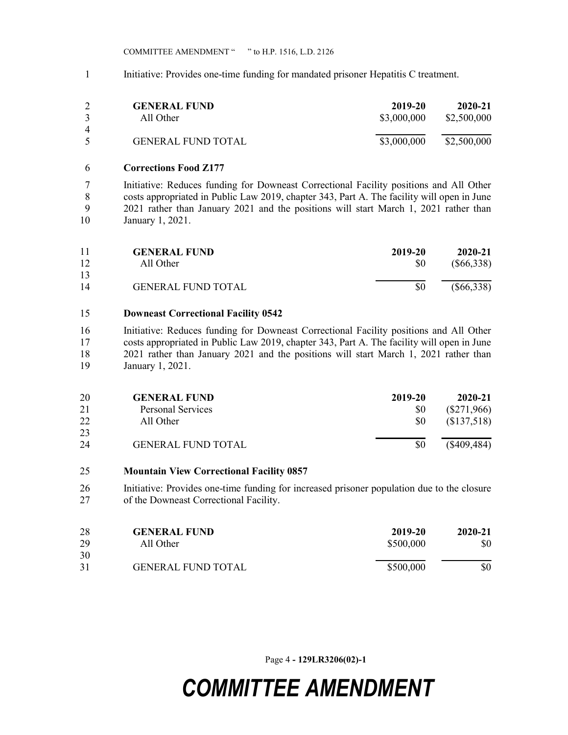Initiative: Provides one-time funding for mandated prisoner Hepatitis C treatment.

| GENERAL FUND | 2019-20 | 2020-21 |
|---|---|---|
| All Other | $3,000,000 | $2,500,000 |
| GENERAL FUND TOTAL | $3,000,000 | $2,500,000 |

**Corrections Food Z177**

Initiative: Reduces funding for Downeast Correctional Facility positions and All Other costs appropriated in Public Law 2019, chapter 343, Part A. The facility will open in June 2021 rather than January 2021 and the positions will start March 1, 2021 rather than January 1, 2021.

| GENERAL FUND | 2019-20 | 2020-21 |
|---|---|---|
| All Other | $0 | ($66,338) |
| GENERAL FUND TOTAL | $0 | ($66,338) |

**Downeast Correctional Facility 0542**

Initiative: Reduces funding for Downeast Correctional Facility positions and All Other costs appropriated in Public Law 2019, chapter 343, Part A. The facility will open in June 2021 rather than January 2021 and the positions will start March 1, 2021 rather than January 1, 2021.

| GENERAL FUND | 2019-20 | 2020-21 |
|---|---|---|
| Personal Services | $0 | ($271,966) |
| All Other | $0 | ($137,518) |
| GENERAL FUND TOTAL | $0 | ($409,484) |

**Mountain View Correctional Facility 0857**

Initiative: Provides one-time funding for increased prisoner population due to the closure of the Downeast Correctional Facility.

| GENERAL FUND | 2019-20 | 2020-21 |
|---|---|---|
| All Other | $500,000 | $0 |
| GENERAL FUND TOTAL | $500,000 | $0 |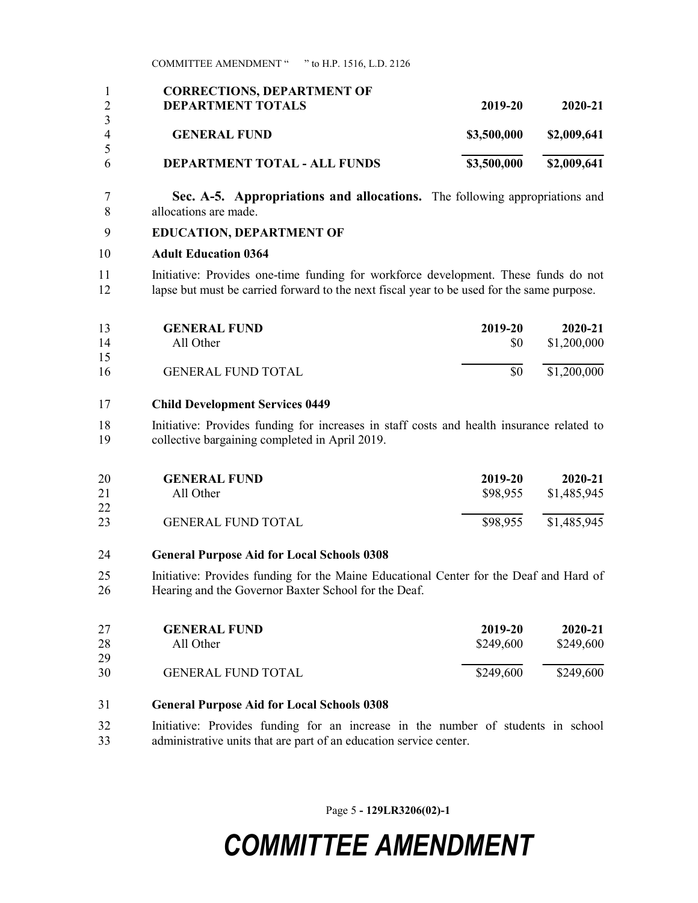| **CORRECTIONS, DEPARTMENT OF DEPARTMENT TOTALS** | **2019-20** | **2020-21** |
|---|---|---|
| **GENERAL FUND** | **$3,500,000** | **$2,009,641** |
| **DEPARTMENT TOTAL - ALL FUNDS** | **$3,500,000** | **$2,009,641** |

**Sec. A-5. Appropriations and allocations.** The following appropriations and allocations are made.

**EDUCATION, DEPARTMENT OF**

**Adult Education 0364**

Initiative: Provides one-time funding for workforce development. These funds do not lapse but must be carried forward to the next fiscal year to be used for the same purpose.

| **GENERAL FUND** | **2019-20** | **2020-21** |
|---|---|---|
| All Other | $0 | $1,200,000 |
| GENERAL FUND TOTAL | $0 | $1,200,000 |

**Child Development Services 0449**

Initiative: Provides funding for increases in staff costs and health insurance related to collective bargaining completed in April 2019.

| **GENERAL FUND** | **2019-20** | **2020-21** |
|---|---|---|
| All Other | $98,955 | $1,485,945 |
| GENERAL FUND TOTAL | $98,955 | $1,485,945 |

**General Purpose Aid for Local Schools 0308**

Initiative: Provides funding for the Maine Educational Center for the Deaf and Hard of Hearing and the Governor Baxter School for the Deaf.

| **GENERAL FUND** | **2019-20** | **2020-21** |
|---|---|---|
| All Other | $249,600 | $249,600 |
| GENERAL FUND TOTAL | $249,600 | $249,600 |

**General Purpose Aid for Local Schools 0308**

Initiative: Provides funding for an increase in the number of students in school administrative units that are part of an education service center.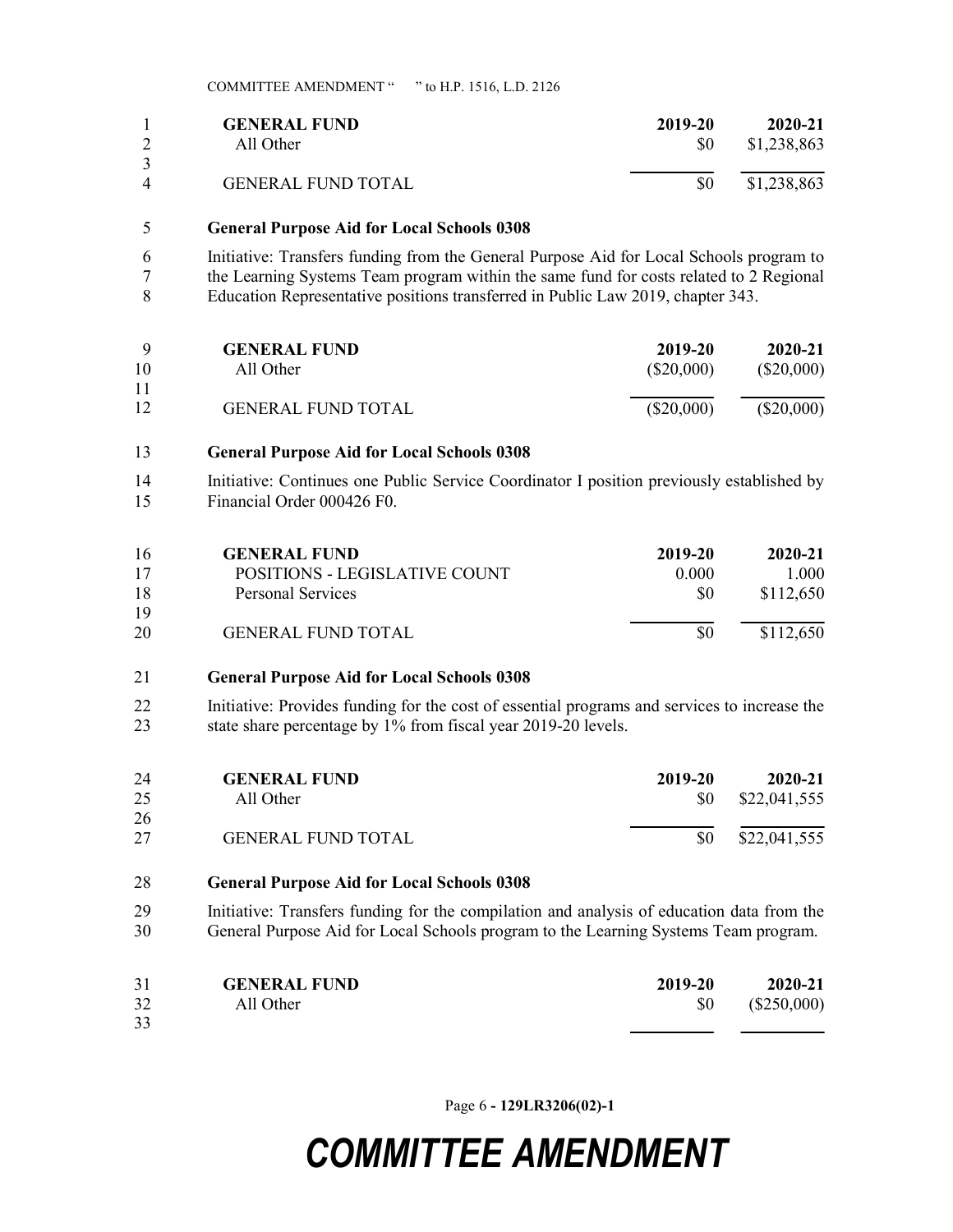| GENERAL FUND | 2019-20 | 2020-21 |
|---|---|---|
| All Other | $0 | $1,238,863 |
| GENERAL FUND TOTAL | $0 | $1,238,863 |

**General Purpose Aid for Local Schools 0308**

Initiative: Transfers funding from the General Purpose Aid for Local Schools program to the Learning Systems Team program within the same fund for costs related to 2 Regional Education Representative positions transferred in Public Law 2019, chapter 343.

| GENERAL FUND | 2019-20 | 2020-21 |
|---|---|---|
| All Other | ($20,000) | ($20,000) |
| GENERAL FUND TOTAL | ($20,000) | ($20,000) |

**General Purpose Aid for Local Schools 0308**

Initiative: Continues one Public Service Coordinator I position previously established by Financial Order 000426 F0.

| GENERAL FUND | 2019-20 | 2020-21 |
|---|---|---|
| POSITIONS - LEGISLATIVE COUNT | 0.000 | 1.000 |
| Personal Services | $0 | $112,650 |
| GENERAL FUND TOTAL | $0 | $112,650 |

**General Purpose Aid for Local Schools 0308**

Initiative: Provides funding for the cost of essential programs and services to increase the state share percentage by 1% from fiscal year 2019-20 levels.

| GENERAL FUND | 2019-20 | 2020-21 |
|---|---|---|
| All Other | $0 | $22,041,555 |
| GENERAL FUND TOTAL | $0 | $22,041,555 |

**General Purpose Aid for Local Schools 0308**

Initiative: Transfers funding for the compilation and analysis of education data from the General Purpose Aid for Local Schools program to the Learning Systems Team program.

| GENERAL FUND | 2019-20 | 2020-21 |
|---|---|---|
| All Other | $0 | ($250,000) |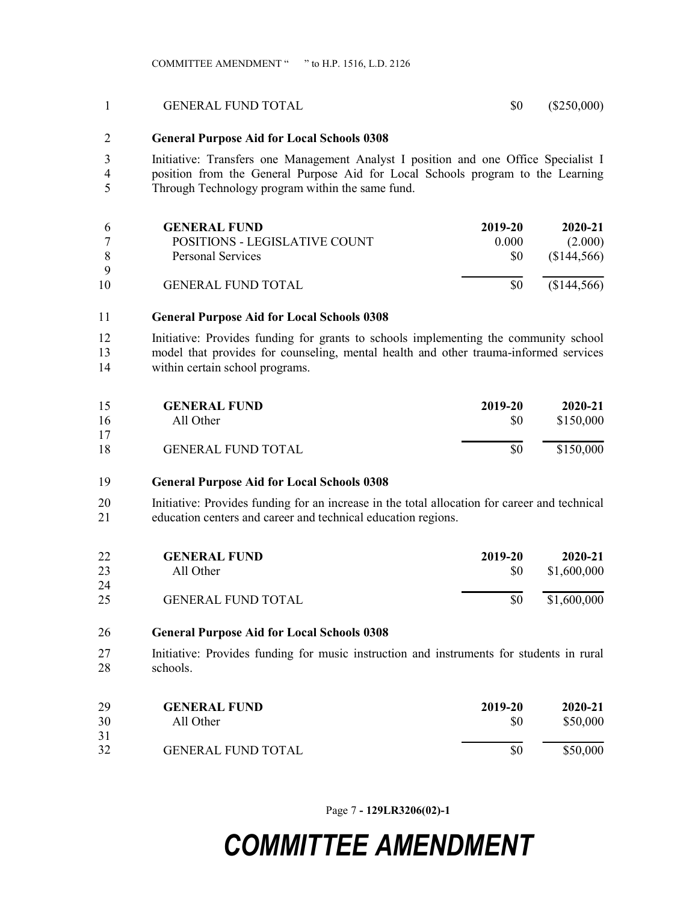| | | |
|---|---|---|
| GENERAL FUND TOTAL | $0 | ($250,000) |

**General Purpose Aid for Local Schools 0308**

Initiative: Transfers one Management Analyst I position and one Office Specialist I position from the General Purpose Aid for Local Schools program to the Learning Through Technology program within the same fund.

| GENERAL FUND | 2019-20 | 2020-21 |
|---|---|---|
| POSITIONS - LEGISLATIVE COUNT | 0.000 | (2.000) |
| Personal Services | $0 | ($144,566) |
| GENERAL FUND TOTAL | $0 | ($144,566) |

**General Purpose Aid for Local Schools 0308**

Initiative: Provides funding for grants to schools implementing the community school model that provides for counseling, mental health and other trauma-informed services within certain school programs.

| GENERAL FUND | 2019-20 | 2020-21 |
|---|---|---|
| All Other | $0 | $150,000 |
| GENERAL FUND TOTAL | $0 | $150,000 |

**General Purpose Aid for Local Schools 0308**

Initiative: Provides funding for an increase in the total allocation for career and technical education centers and career and technical education regions.

| GENERAL FUND | 2019-20 | 2020-21 |
|---|---|---|
| All Other | $0 | $1,600,000 |
| GENERAL FUND TOTAL | $0 | $1,600,000 |

**General Purpose Aid for Local Schools 0308**

Initiative: Provides funding for music instruction and instruments for students in rural schools.

| GENERAL FUND | 2019-20 | 2020-21 |
|---|---|---|
| All Other | $0 | $50,000 |
| GENERAL FUND TOTAL | $0 | $50,000 |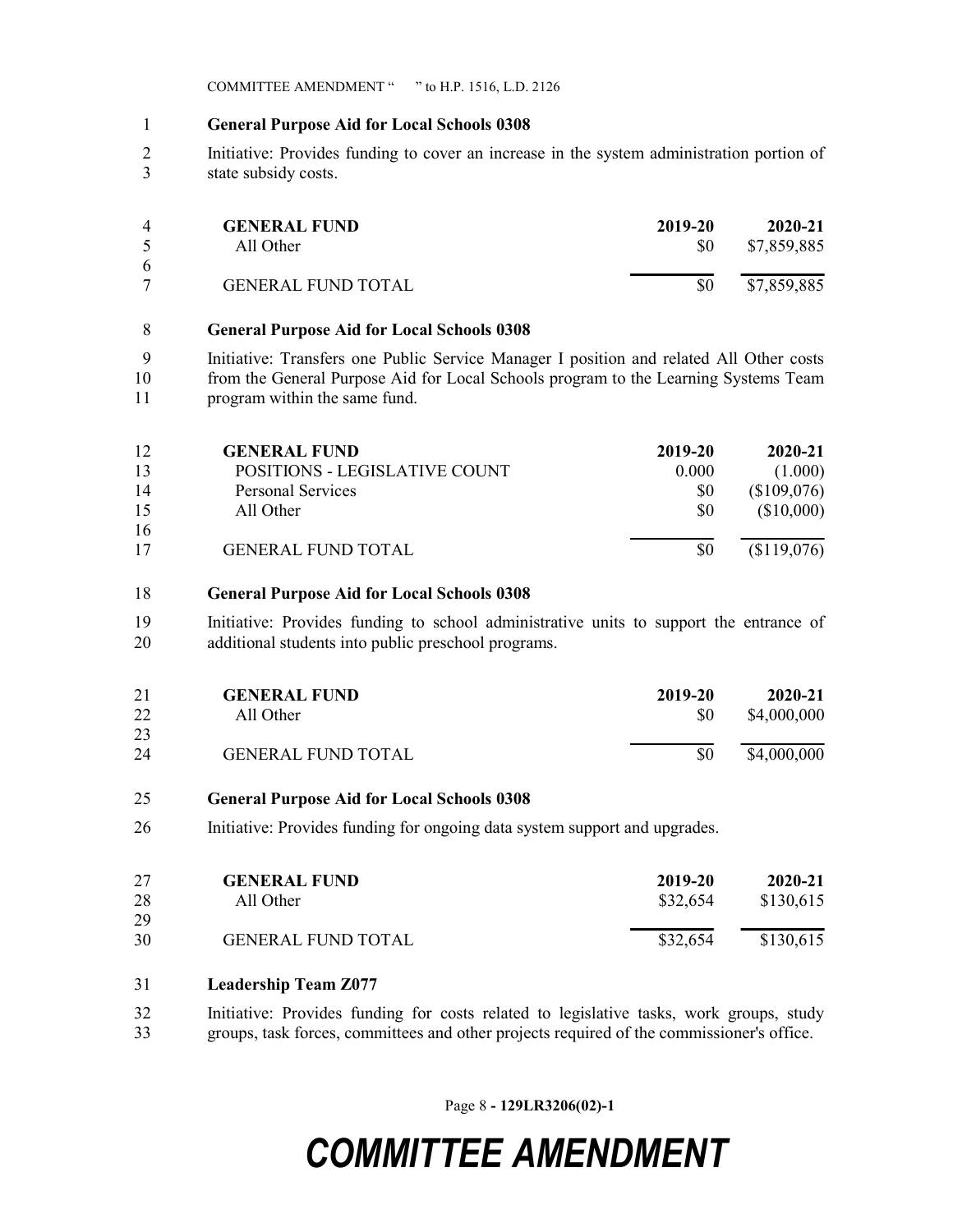**General Purpose Aid for Local Schools 0308**

Initiative: Provides funding to cover an increase in the system administration portion of state subsidy costs.

| GENERAL FUND | 2019-20 | 2020-21 |
|---|---|---|
| All Other | $0 | $7,859,885 |
| GENERAL FUND TOTAL | $0 | $7,859,885 |

**General Purpose Aid for Local Schools 0308**

Initiative: Transfers one Public Service Manager I position and related All Other costs from the General Purpose Aid for Local Schools program to the Learning Systems Team program within the same fund.

| GENERAL FUND | 2019-20 | 2020-21 |
|---|---|---|
| POSITIONS - LEGISLATIVE COUNT | 0.000 | (1.000) |
| Personal Services | $0 | ($109,076) |
| All Other | $0 | ($10,000) |
| GENERAL FUND TOTAL | $0 | ($119,076) |

**General Purpose Aid for Local Schools 0308**

Initiative: Provides funding to school administrative units to support the entrance of additional students into public preschool programs.

| GENERAL FUND | 2019-20 | 2020-21 |
|---|---|---|
| All Other | $0 | $4,000,000 |
| GENERAL FUND TOTAL | $0 | $4,000,000 |

**General Purpose Aid for Local Schools 0308**

Initiative: Provides funding for ongoing data system support and upgrades.

| GENERAL FUND | 2019-20 | 2020-21 |
|---|---|---|
| All Other | $32,654 | $130,615 |
| GENERAL FUND TOTAL | $32,654 | $130,615 |

**Leadership Team Z077**

Initiative: Provides funding for costs related to legislative tasks, work groups, study groups, task forces, committees and other projects required of the commissioner's office.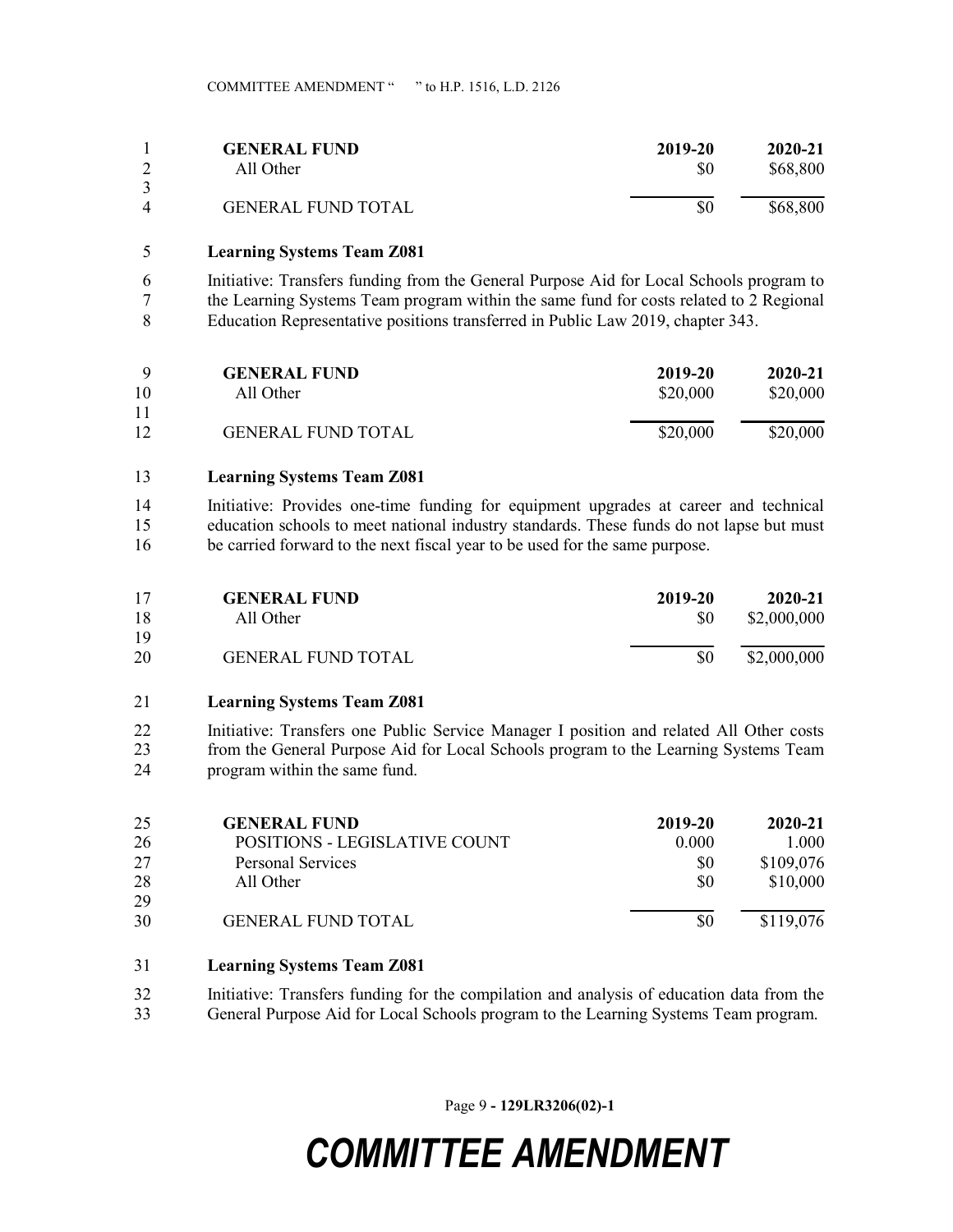| GENERAL FUND | 2019-20 | 2020-21 |
|---|---|---|
| All Other | $0 | $68,800 |
| GENERAL FUND TOTAL | $0 | $68,800 |

**Learning Systems Team Z081**

Initiative: Transfers funding from the General Purpose Aid for Local Schools program to the Learning Systems Team program within the same fund for costs related to 2 Regional Education Representative positions transferred in Public Law 2019, chapter 343.

| GENERAL FUND | 2019-20 | 2020-21 |
|---|---|---|
| All Other | $20,000 | $20,000 |
| GENERAL FUND TOTAL | $20,000 | $20,000 |

**Learning Systems Team Z081**

Initiative: Provides one-time funding for equipment upgrades at career and technical education schools to meet national industry standards. These funds do not lapse but must be carried forward to the next fiscal year to be used for the same purpose.

| GENERAL FUND | 2019-20 | 2020-21 |
|---|---|---|
| All Other | $0 | $2,000,000 |
| GENERAL FUND TOTAL | $0 | $2,000,000 |

**Learning Systems Team Z081**

Initiative: Transfers one Public Service Manager I position and related All Other costs from the General Purpose Aid for Local Schools program to the Learning Systems Team program within the same fund.

| GENERAL FUND | 2019-20 | 2020-21 |
|---|---|---|
| POSITIONS - LEGISLATIVE COUNT | 0.000 | 1.000 |
| Personal Services | $0 | $109,076 |
| All Other | $0 | $10,000 |
| GENERAL FUND TOTAL | $0 | $119,076 |

**Learning Systems Team Z081**

Initiative: Transfers funding for the compilation and analysis of education data from the General Purpose Aid for Local Schools program to the Learning Systems Team program.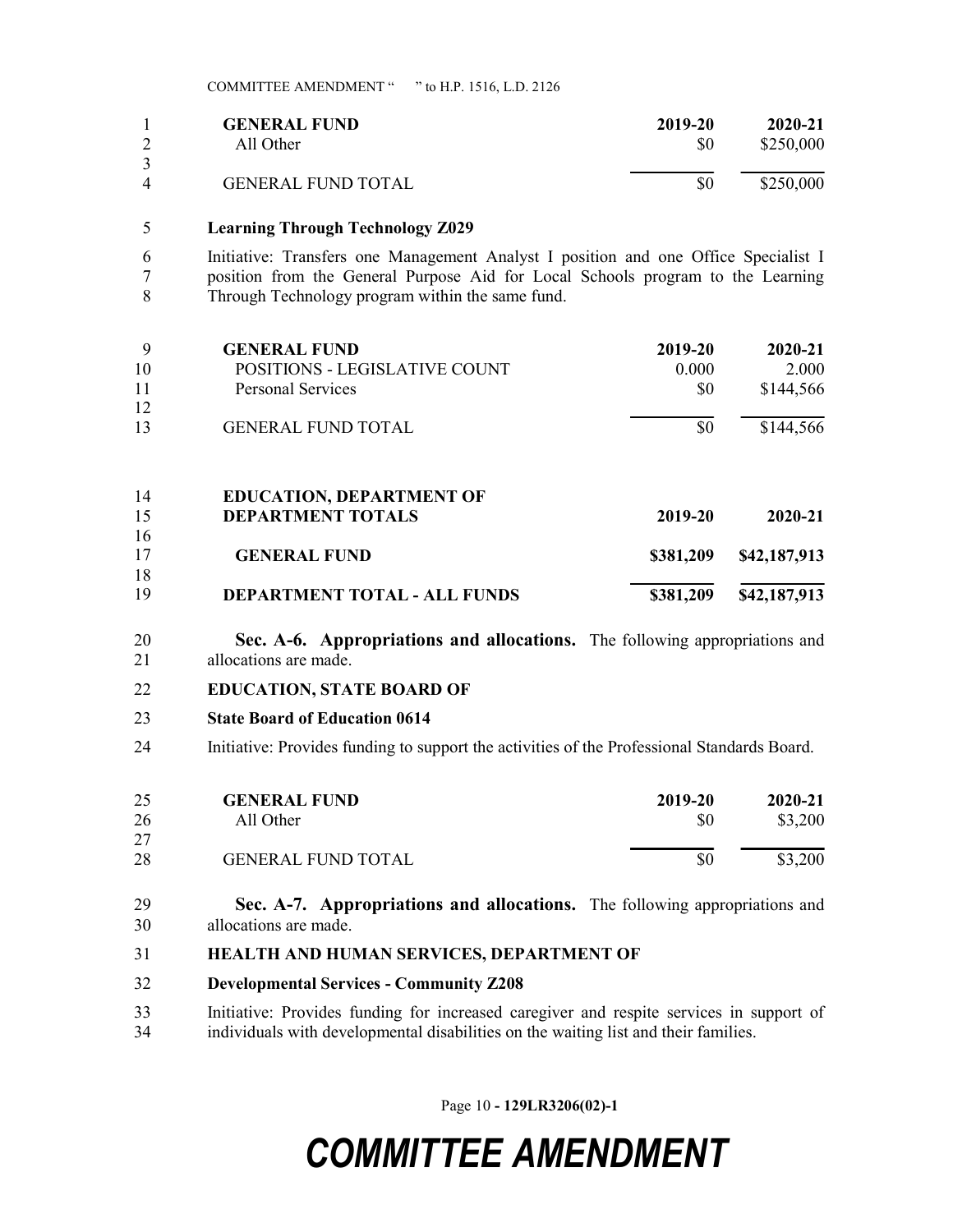| GENERAL FUND | 2019-20 | 2020-21 |
|---|---|---|
| All Other | $0 | $250,000 |
| GENERAL FUND TOTAL | $0 | $250,000 |

**Learning Through Technology Z029**

Initiative: Transfers one Management Analyst I position and one Office Specialist I position from the General Purpose Aid for Local Schools program to the Learning Through Technology program within the same fund.

| GENERAL FUND | 2019-20 | 2020-21 |
|---|---|---|
| POSITIONS - LEGISLATIVE COUNT | 0.000 | 2.000 |
| Personal Services | $0 | $144,566 |
| GENERAL FUND TOTAL | $0 | $144,566 |

| EDUCATION, DEPARTMENT OF DEPARTMENT TOTALS | 2019-20 | 2020-21 |
|---|---|---|
| **GENERAL FUND** | **$381,209** | **$42,187,913** |
| **DEPARTMENT TOTAL - ALL FUNDS** | **$381,209** | **$42,187,913** |

**Sec. A-6. Appropriations and allocations.** The following appropriations and allocations are made.

**EDUCATION, STATE BOARD OF**

**State Board of Education 0614**

Initiative: Provides funding to support the activities of the Professional Standards Board.

| GENERAL FUND | 2019-20 | 2020-21 |
|---|---|---|
| All Other | $0 | $3,200 |
| GENERAL FUND TOTAL | $0 | $3,200 |

**Sec. A-7. Appropriations and allocations.** The following appropriations and allocations are made.

**HEALTH AND HUMAN SERVICES, DEPARTMENT OF**

**Developmental Services - Community Z208**

Initiative: Provides funding for increased caregiver and respite services in support of individuals with developmental disabilities on the waiting list and their families.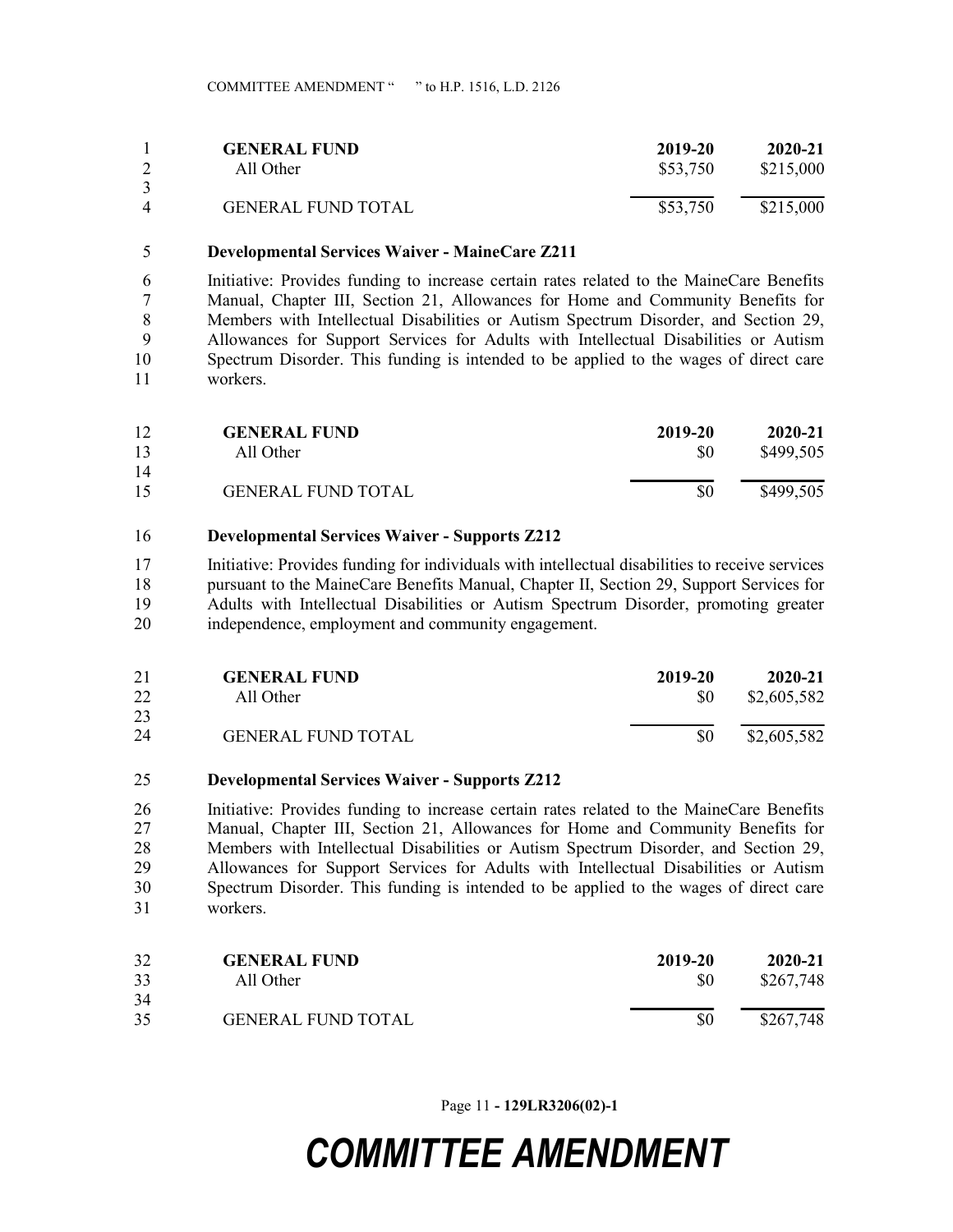| GENERAL FUND | 2019-20 | 2020-21 |
| --- | --- | --- |
| All Other | $53,750 | $215,000 |
| GENERAL FUND TOTAL | $53,750 | $215,000 |

**Developmental Services Waiver - MaineCare Z211**

Initiative: Provides funding to increase certain rates related to the MaineCare Benefits Manual, Chapter III, Section 21, Allowances for Home and Community Benefits for Members with Intellectual Disabilities or Autism Spectrum Disorder, and Section 29, Allowances for Support Services for Adults with Intellectual Disabilities or Autism Spectrum Disorder. This funding is intended to be applied to the wages of direct care workers.

| GENERAL FUND | 2019-20 | 2020-21 |
| --- | --- | --- |
| All Other | $0 | $499,505 |
| GENERAL FUND TOTAL | $0 | $499,505 |

**Developmental Services Waiver - Supports Z212**

Initiative: Provides funding for individuals with intellectual disabilities to receive services pursuant to the MaineCare Benefits Manual, Chapter II, Section 29, Support Services for Adults with Intellectual Disabilities or Autism Spectrum Disorder, promoting greater independence, employment and community engagement.

| GENERAL FUND | 2019-20 | 2020-21 |
| --- | --- | --- |
| All Other | $0 | $2,605,582 |
| GENERAL FUND TOTAL | $0 | $2,605,582 |

**Developmental Services Waiver - Supports Z212**

Initiative: Provides funding to increase certain rates related to the MaineCare Benefits Manual, Chapter III, Section 21, Allowances for Home and Community Benefits for Members with Intellectual Disabilities or Autism Spectrum Disorder, and Section 29, Allowances for Support Services for Adults with Intellectual Disabilities or Autism Spectrum Disorder. This funding is intended to be applied to the wages of direct care workers.

| GENERAL FUND | 2019-20 | 2020-21 |
| --- | --- | --- |
| All Other | $0 | $267,748 |
| GENERAL FUND TOTAL | $0 | $267,748 |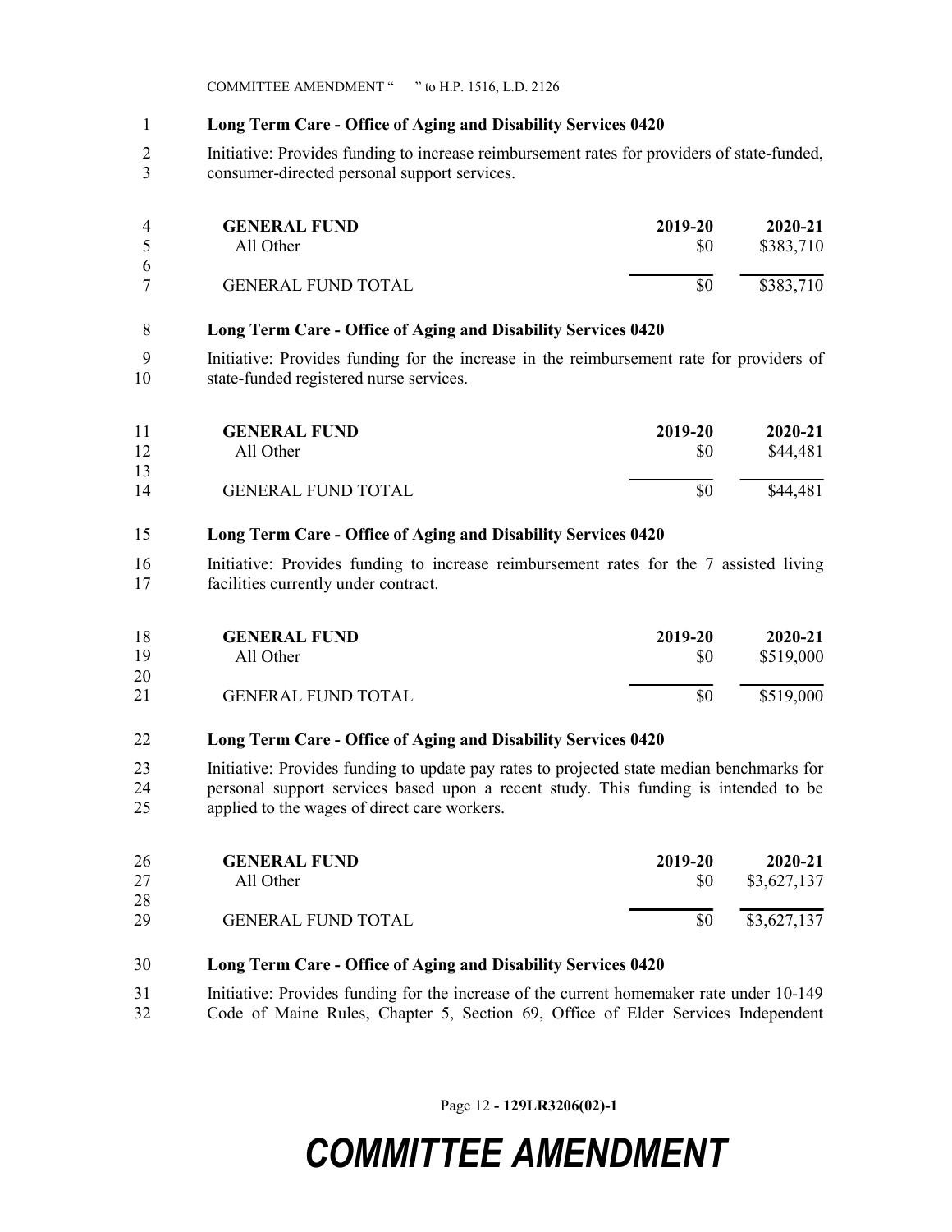**Long Term Care - Office of Aging and Disability Services 0420**

Initiative: Provides funding to increase reimbursement rates for providers of state-funded, consumer-directed personal support services.

| GENERAL FUND | 2019-20 | 2020-21 |
|---|---|---|
| All Other | $0 | $383,710 |
| GENERAL FUND TOTAL | $0 | $383,710 |

**Long Term Care - Office of Aging and Disability Services 0420**

Initiative: Provides funding for the increase in the reimbursement rate for providers of state-funded registered nurse services.

| GENERAL FUND | 2019-20 | 2020-21 |
|---|---|---|
| All Other | $0 | $44,481 |
| GENERAL FUND TOTAL | $0 | $44,481 |

**Long Term Care - Office of Aging and Disability Services 0420**

Initiative: Provides funding to increase reimbursement rates for the 7 assisted living facilities currently under contract.

| GENERAL FUND | 2019-20 | 2020-21 |
|---|---|---|
| All Other | $0 | $519,000 |
| GENERAL FUND TOTAL | $0 | $519,000 |

**Long Term Care - Office of Aging and Disability Services 0420**

Initiative: Provides funding to update pay rates to projected state median benchmarks for personal support services based upon a recent study. This funding is intended to be applied to the wages of direct care workers.

| GENERAL FUND | 2019-20 | 2020-21 |
|---|---|---|
| All Other | $0 | $3,627,137 |
| GENERAL FUND TOTAL | $0 | $3,627,137 |

**Long Term Care - Office of Aging and Disability Services 0420**

Initiative: Provides funding for the increase of the current homemaker rate under 10-149 Code of Maine Rules, Chapter 5, Section 69, Office of Elder Services Independent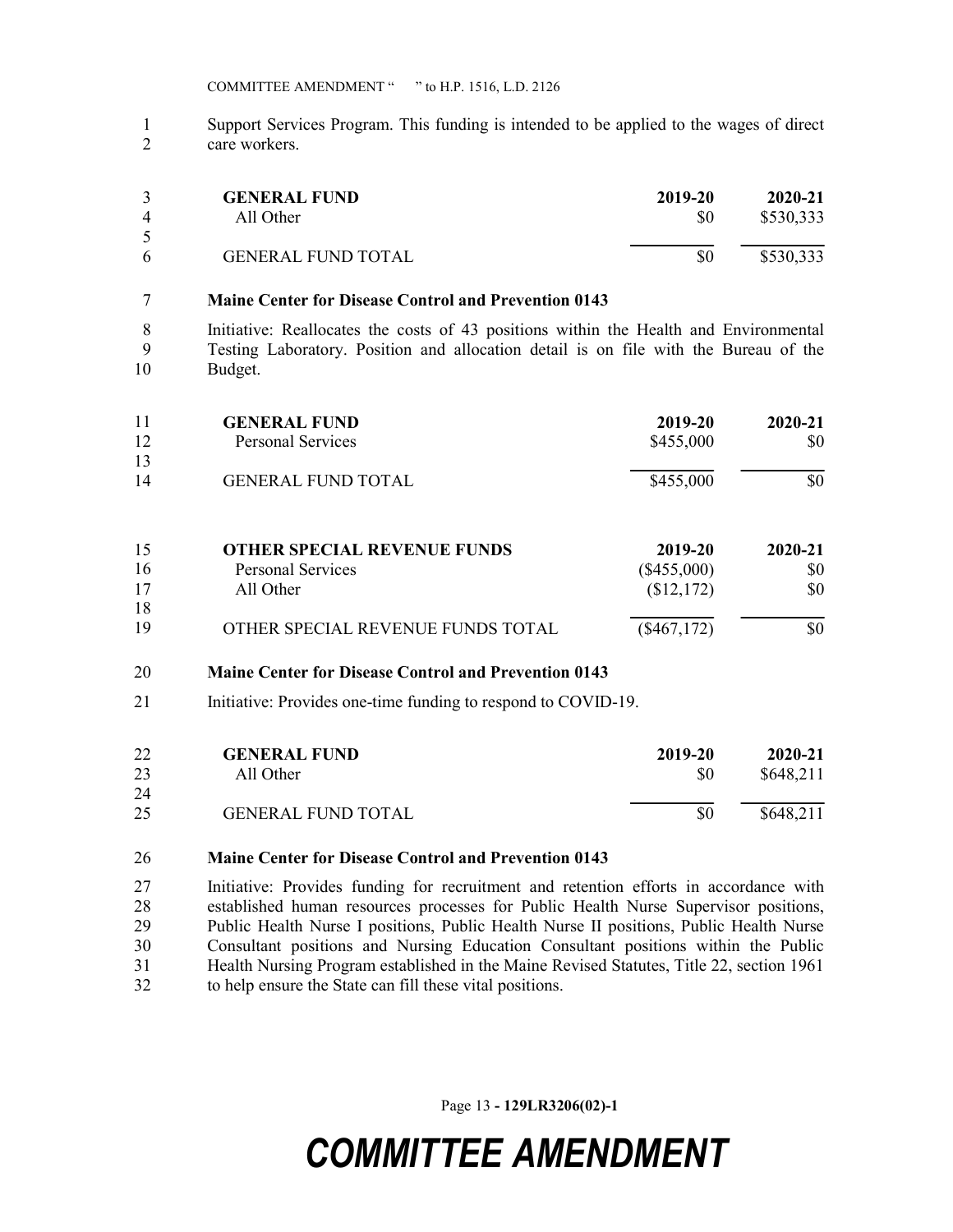Support Services Program. This funding is intended to be applied to the wages of direct care workers.

| GENERAL FUND | 2019-20 | 2020-21 |
|---|---|---|
| All Other | $0 | $530,333 |
| GENERAL FUND TOTAL | $0 | $530,333 |

**Maine Center for Disease Control and Prevention 0143**

Initiative: Reallocates the costs of 43 positions within the Health and Environmental Testing Laboratory. Position and allocation detail is on file with the Bureau of the Budget.

| GENERAL FUND | 2019-20 | 2020-21 |
|---|---|---|
| Personal Services | $455,000 | $0 |
| GENERAL FUND TOTAL | $455,000 | $0 |

| OTHER SPECIAL REVENUE FUNDS | 2019-20 | 2020-21 |
|---|---|---|
| Personal Services | ($455,000) | $0 |
| All Other | ($12,172) | $0 |
| OTHER SPECIAL REVENUE FUNDS TOTAL | ($467,172) | $0 |

**Maine Center for Disease Control and Prevention 0143**

Initiative: Provides one-time funding to respond to COVID-19.

| GENERAL FUND | 2019-20 | 2020-21 |
|---|---|---|
| All Other | $0 | $648,211 |
| GENERAL FUND TOTAL | $0 | $648,211 |

**Maine Center for Disease Control and Prevention 0143**

Initiative: Provides funding for recruitment and retention efforts in accordance with established human resources processes for Public Health Nurse Supervisor positions, Public Health Nurse I positions, Public Health Nurse II positions, Public Health Nurse Consultant positions and Nursing Education Consultant positions within the Public Health Nursing Program established in the Maine Revised Statutes, Title 22, section 1961 to help ensure the State can fill these vital positions.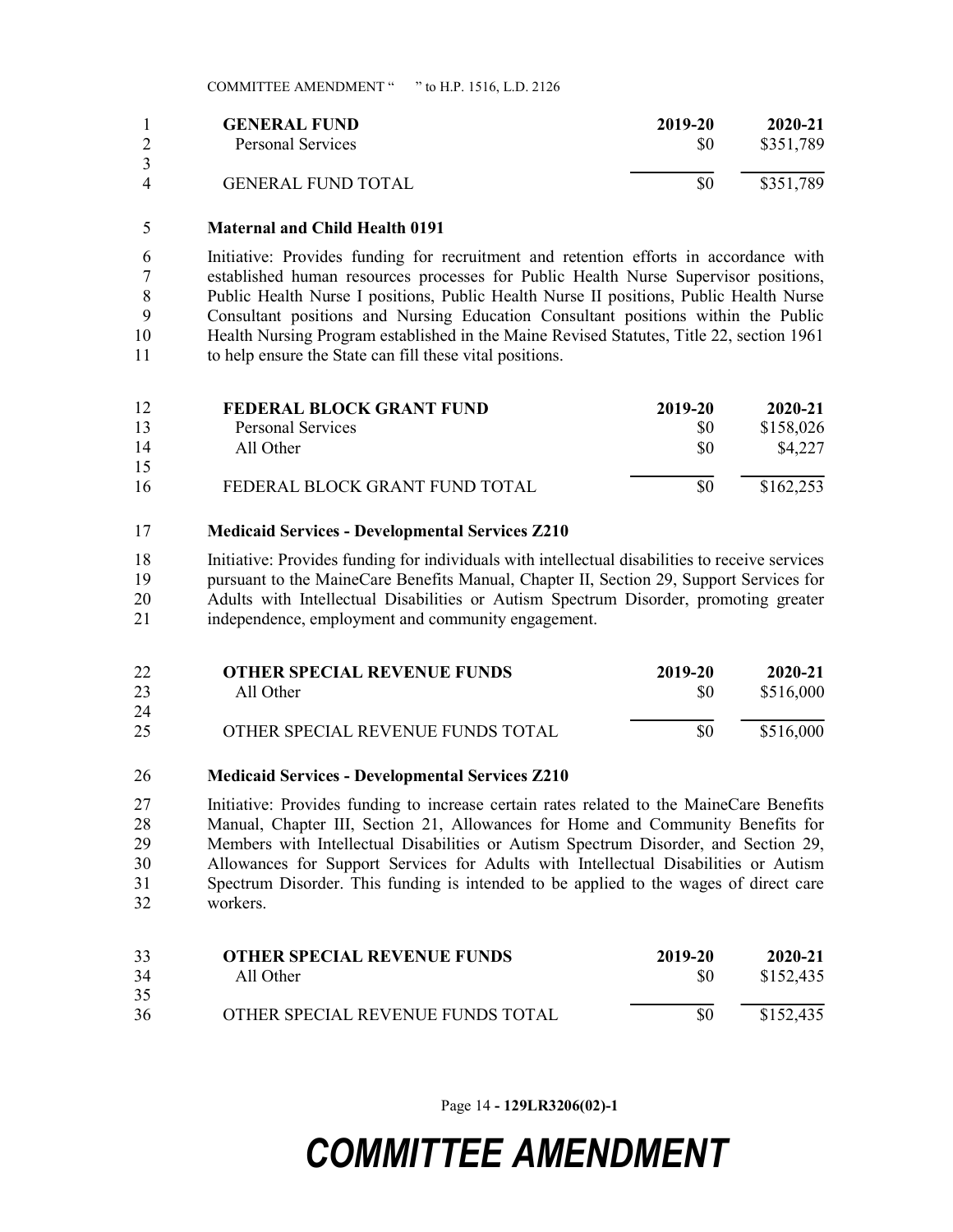| GENERAL FUND | 2019-20 | 2020-21 |
|---|---|---|
| Personal Services | $0 | $351,789 |
| GENERAL FUND TOTAL | $0 | $351,789 |

**Maternal and Child Health 0191**

Initiative: Provides funding for recruitment and retention efforts in accordance with established human resources processes for Public Health Nurse Supervisor positions, Public Health Nurse I positions, Public Health Nurse II positions, Public Health Nurse Consultant positions and Nursing Education Consultant positions within the Public Health Nursing Program established in the Maine Revised Statutes, Title 22, section 1961 to help ensure the State can fill these vital positions.

| FEDERAL BLOCK GRANT FUND | 2019-20 | 2020-21 |
|---|---|---|
| Personal Services | $0 | $158,026 |
| All Other | $0 | $4,227 |
| FEDERAL BLOCK GRANT FUND TOTAL | $0 | $162,253 |

**Medicaid Services - Developmental Services Z210**

Initiative: Provides funding for individuals with intellectual disabilities to receive services pursuant to the MaineCare Benefits Manual, Chapter II, Section 29, Support Services for Adults with Intellectual Disabilities or Autism Spectrum Disorder, promoting greater independence, employment and community engagement.

| OTHER SPECIAL REVENUE FUNDS | 2019-20 | 2020-21 |
|---|---|---|
| All Other | $0 | $516,000 |
| OTHER SPECIAL REVENUE FUNDS TOTAL | $0 | $516,000 |

**Medicaid Services - Developmental Services Z210**

Initiative: Provides funding to increase certain rates related to the MaineCare Benefits Manual, Chapter III, Section 21, Allowances for Home and Community Benefits for Members with Intellectual Disabilities or Autism Spectrum Disorder, and Section 29, Allowances for Support Services for Adults with Intellectual Disabilities or Autism Spectrum Disorder. This funding is intended to be applied to the wages of direct care workers.

| OTHER SPECIAL REVENUE FUNDS | 2019-20 | 2020-21 |
|---|---|---|
| All Other | $0 | $152,435 |
| OTHER SPECIAL REVENUE FUNDS TOTAL | $0 | $152,435 |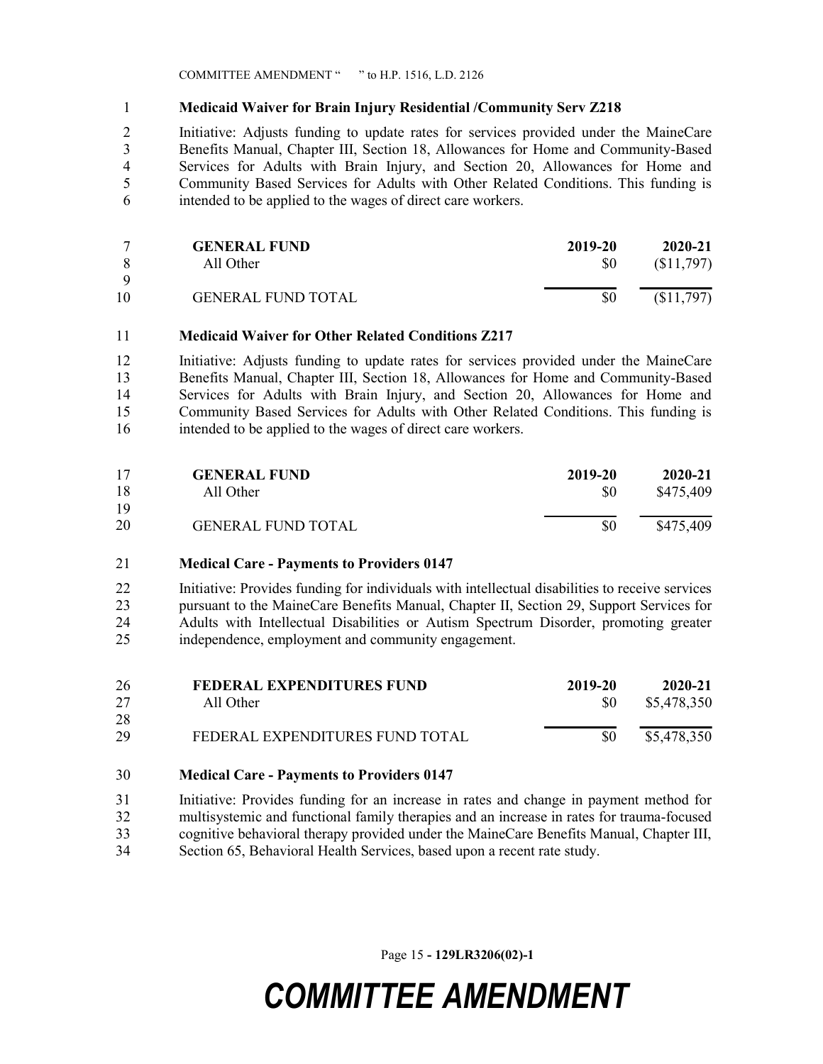**Medicaid Waiver for Brain Injury Residential /Community Serv Z218**

Initiative: Adjusts funding to update rates for services provided under the MaineCare Benefits Manual, Chapter III, Section 18, Allowances for Home and Community-Based Services for Adults with Brain Injury, and Section 20, Allowances for Home and Community Based Services for Adults with Other Related Conditions. This funding is intended to be applied to the wages of direct care workers.

| GENERAL FUND | 2019-20 | 2020-21 |
|---|---|---|
| All Other | $0 | ($11,797) |
| GENERAL FUND TOTAL | $0 | ($11,797) |

**Medicaid Waiver for Other Related Conditions Z217**

Initiative: Adjusts funding to update rates for services provided under the MaineCare Benefits Manual, Chapter III, Section 18, Allowances for Home and Community-Based Services for Adults with Brain Injury, and Section 20, Allowances for Home and Community Based Services for Adults with Other Related Conditions. This funding is intended to be applied to the wages of direct care workers.

| GENERAL FUND | 2019-20 | 2020-21 |
|---|---|---|
| All Other | $0 | $475,409 |
| GENERAL FUND TOTAL | $0 | $475,409 |

**Medical Care - Payments to Providers 0147**

Initiative: Provides funding for individuals with intellectual disabilities to receive services pursuant to the MaineCare Benefits Manual, Chapter II, Section 29, Support Services for Adults with Intellectual Disabilities or Autism Spectrum Disorder, promoting greater independence, employment and community engagement.

| FEDERAL EXPENDITURES FUND | 2019-20 | 2020-21 |
|---|---|---|
| All Other | $0 | $5,478,350 |
| FEDERAL EXPENDITURES FUND TOTAL | $0 | $5,478,350 |

**Medical Care - Payments to Providers 0147**

Initiative: Provides funding for an increase in rates and change in payment method for multisystemic and functional family therapies and an increase in rates for trauma-focused cognitive behavioral therapy provided under the MaineCare Benefits Manual, Chapter III, Section 65, Behavioral Health Services, based upon a recent rate study.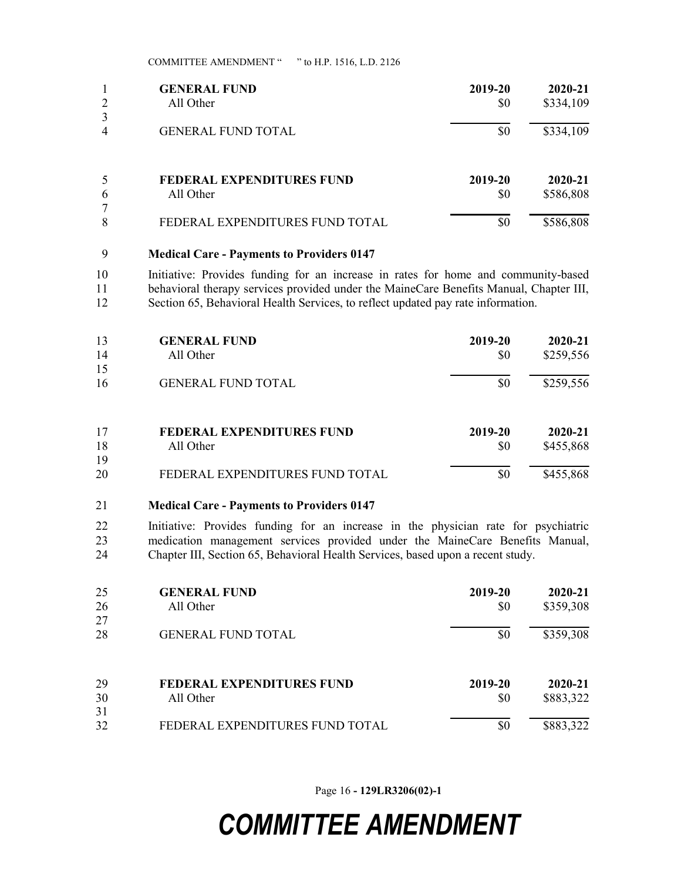| GENERAL FUND | 2019-20 | 2020-21 |
|---|---|---|
| All Other | $0 | $334,109 |
| GENERAL FUND TOTAL | $0 | $334,109 |

| FEDERAL EXPENDITURES FUND | 2019-20 | 2020-21 |
|---|---|---|
| All Other | $0 | $586,808 |
| FEDERAL EXPENDITURES FUND TOTAL | $0 | $586,808 |

**Medical Care - Payments to Providers 0147**

Initiative: Provides funding for an increase in rates for home and community-based behavioral therapy services provided under the MaineCare Benefits Manual, Chapter III, Section 65, Behavioral Health Services, to reflect updated pay rate information.

| GENERAL FUND | 2019-20 | 2020-21 |
|---|---|---|
| All Other | $0 | $259,556 |
| GENERAL FUND TOTAL | $0 | $259,556 |

| FEDERAL EXPENDITURES FUND | 2019-20 | 2020-21 |
|---|---|---|
| All Other | $0 | $455,868 |
| FEDERAL EXPENDITURES FUND TOTAL | $0 | $455,868 |

**Medical Care - Payments to Providers 0147**

Initiative: Provides funding for an increase in the physician rate for psychiatric medication management services provided under the MaineCare Benefits Manual, Chapter III, Section 65, Behavioral Health Services, based upon a recent study.

| GENERAL FUND | 2019-20 | 2020-21 |
|---|---|---|
| All Other | $0 | $359,308 |
| GENERAL FUND TOTAL | $0 | $359,308 |

| FEDERAL EXPENDITURES FUND | 2019-20 | 2020-21 |
|---|---|---|
| All Other | $0 | $883,322 |
| FEDERAL EXPENDITURES FUND TOTAL | $0 | $883,322 |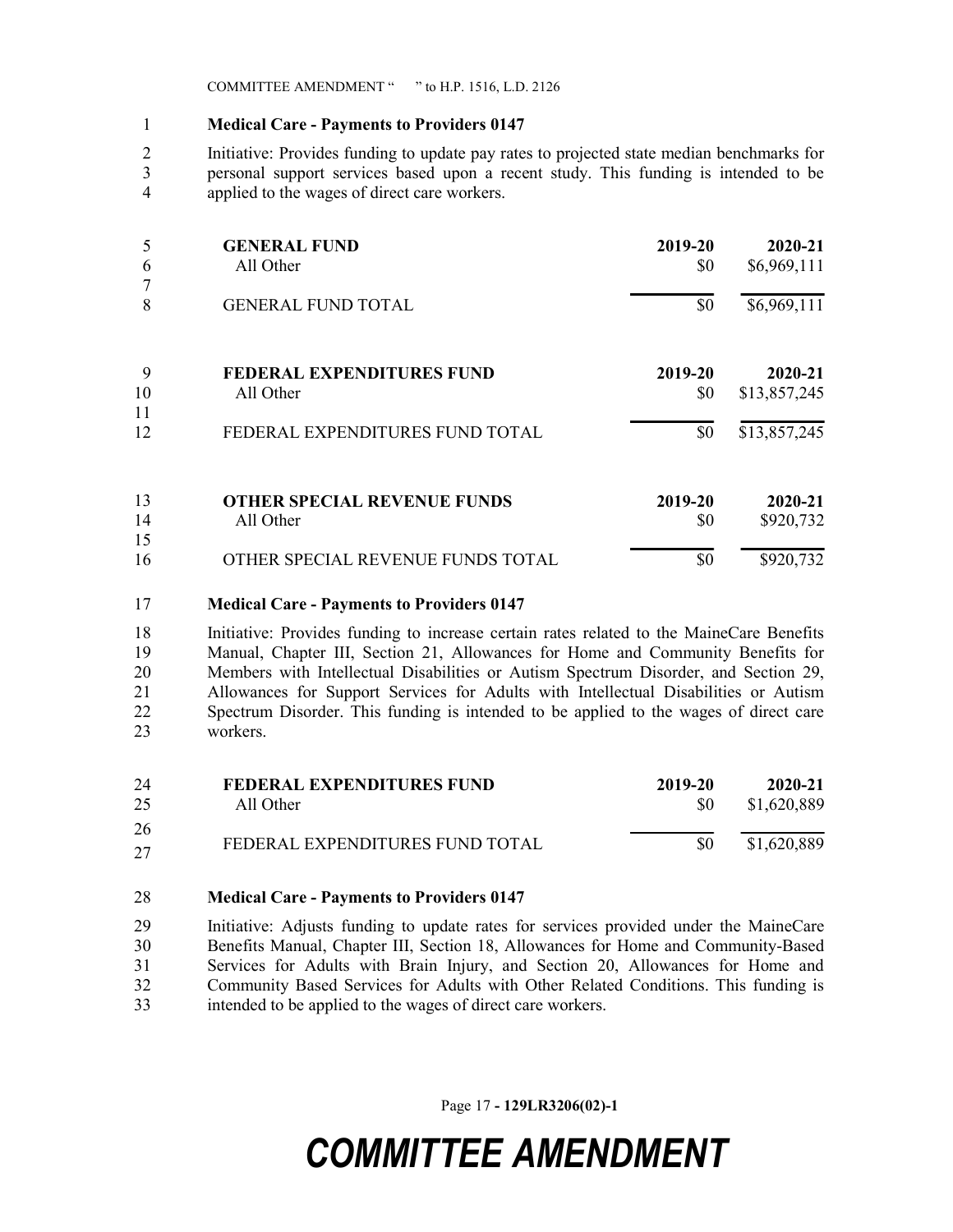**Medical Care - Payments to Providers 0147**

Initiative: Provides funding to update pay rates to projected state median benchmarks for personal support services based upon a recent study. This funding is intended to be applied to the wages of direct care workers.

| **GENERAL FUND** | **2019-20** | **2020-21** |
|---|---|---|
| All Other | $0 | $6,969,111 |
| GENERAL FUND TOTAL | $0 | $6,969,111 |

| **FEDERAL EXPENDITURES FUND** | **2019-20** | **2020-21** |
|---|---|---|
| All Other | $0 | $13,857,245 |
| FEDERAL EXPENDITURES FUND TOTAL | $0 | $13,857,245 |

| **OTHER SPECIAL REVENUE FUNDS** | **2019-20** | **2020-21** |
|---|---|---|
| All Other | $0 | $920,732 |
| OTHER SPECIAL REVENUE FUNDS TOTAL | $0 | $920,732 |

**Medical Care - Payments to Providers 0147**

Initiative: Provides funding to increase certain rates related to the MaineCare Benefits Manual, Chapter III, Section 21, Allowances for Home and Community Benefits for Members with Intellectual Disabilities or Autism Spectrum Disorder, and Section 29, Allowances for Support Services for Adults with Intellectual Disabilities or Autism Spectrum Disorder. This funding is intended to be applied to the wages of direct care workers.

| **FEDERAL EXPENDITURES FUND** | **2019-20** | **2020-21** |
|---|---|---|
| All Other | $0 | $1,620,889 |
| FEDERAL EXPENDITURES FUND TOTAL | $0 | $1,620,889 |

**Medical Care - Payments to Providers 0147**

Initiative: Adjusts funding to update rates for services provided under the MaineCare Benefits Manual, Chapter III, Section 18, Allowances for Home and Community-Based Services for Adults with Brain Injury, and Section 20, Allowances for Home and Community Based Services for Adults with Other Related Conditions. This funding is intended to be applied to the wages of direct care workers.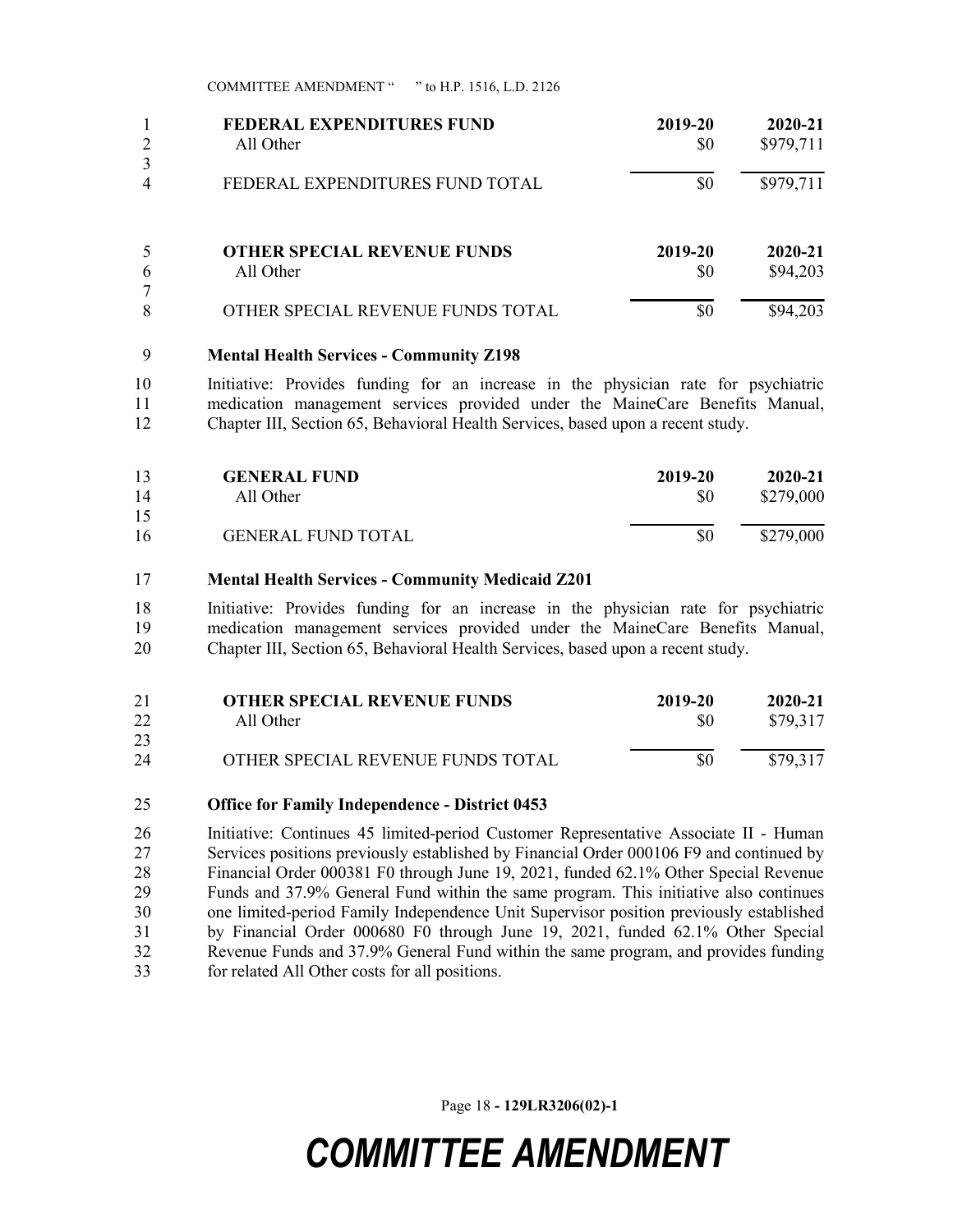| FEDERAL EXPENDITURES FUND | 2019-20 | 2020-21 |
|---|---|---|
| All Other | $0 | $979,711 |
| FEDERAL EXPENDITURES FUND TOTAL | $0 | $979,711 |

| OTHER SPECIAL REVENUE FUNDS | 2019-20 | 2020-21 |
|---|---|---|
| All Other | $0 | $94,203 |
| OTHER SPECIAL REVENUE FUNDS TOTAL | $0 | $94,203 |

**Mental Health Services - Community Z198**

Initiative: Provides funding for an increase in the physician rate for psychiatric medication management services provided under the MaineCare Benefits Manual, Chapter III, Section 65, Behavioral Health Services, based upon a recent study.

| GENERAL FUND | 2019-20 | 2020-21 |
|---|---|---|
| All Other | $0 | $279,000 |
| GENERAL FUND TOTAL | $0 | $279,000 |

**Mental Health Services - Community Medicaid Z201**

Initiative: Provides funding for an increase in the physician rate for psychiatric medication management services provided under the MaineCare Benefits Manual, Chapter III, Section 65, Behavioral Health Services, based upon a recent study.

| OTHER SPECIAL REVENUE FUNDS | 2019-20 | 2020-21 |
|---|---|---|
| All Other | $0 | $79,317 |
| OTHER SPECIAL REVENUE FUNDS TOTAL | $0 | $79,317 |

**Office for Family Independence - District 0453**

Initiative: Continues 45 limited-period Customer Representative Associate II - Human Services positions previously established by Financial Order 000106 F9 and continued by Financial Order 000381 F0 through June 19, 2021, funded 62.1% Other Special Revenue Funds and 37.9% General Fund within the same program. This initiative also continues one limited-period Family Independence Unit Supervisor position previously established by Financial Order 000680 F0 through June 19, 2021, funded 62.1% Other Special Revenue Funds and 37.9% General Fund within the same program, and provides funding for related All Other costs for all positions.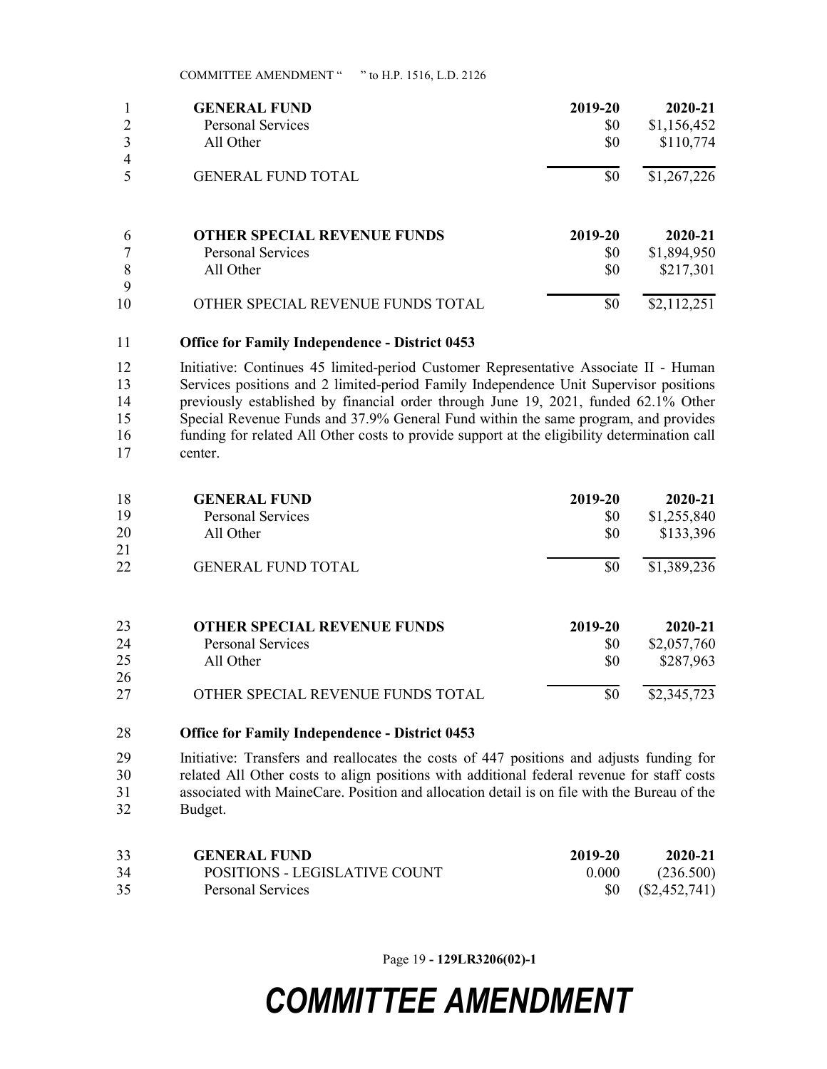| GENERAL FUND | 2019-20 | 2020-21 |
| --- | --- | --- |
| Personal Services | $0 | $1,156,452 |
| All Other | $0 | $110,774 |
| GENERAL FUND TOTAL | $0 | $1,267,226 |

| OTHER SPECIAL REVENUE FUNDS | 2019-20 | 2020-21 |
| --- | --- | --- |
| Personal Services | $0 | $1,894,950 |
| All Other | $0 | $217,301 |
| OTHER SPECIAL REVENUE FUNDS TOTAL | $0 | $2,112,251 |

**Office for Family Independence - District 0453**

Initiative: Continues 45 limited-period Customer Representative Associate II - Human Services positions and 2 limited-period Family Independence Unit Supervisor positions previously established by financial order through June 19, 2021, funded 62.1% Other Special Revenue Funds and 37.9% General Fund within the same program, and provides funding for related All Other costs to provide support at the eligibility determination call center.

| GENERAL FUND | 2019-20 | 2020-21 |
| --- | --- | --- |
| Personal Services | $0 | $1,255,840 |
| All Other | $0 | $133,396 |
| GENERAL FUND TOTAL | $0 | $1,389,236 |

| OTHER SPECIAL REVENUE FUNDS | 2019-20 | 2020-21 |
| --- | --- | --- |
| Personal Services | $0 | $2,057,760 |
| All Other | $0 | $287,963 |
| OTHER SPECIAL REVENUE FUNDS TOTAL | $0 | $2,345,723 |

**Office for Family Independence - District 0453**

Initiative: Transfers and reallocates the costs of 447 positions and adjusts funding for related All Other costs to align positions with additional federal revenue for staff costs associated with MaineCare. Position and allocation detail is on file with the Bureau of the Budget.

| GENERAL FUND | 2019-20 | 2020-21 |
| --- | --- | --- |
| POSITIONS - LEGISLATIVE COUNT | 0.000 | (236.500) |
| Personal Services | $0 | ($2,452,741) |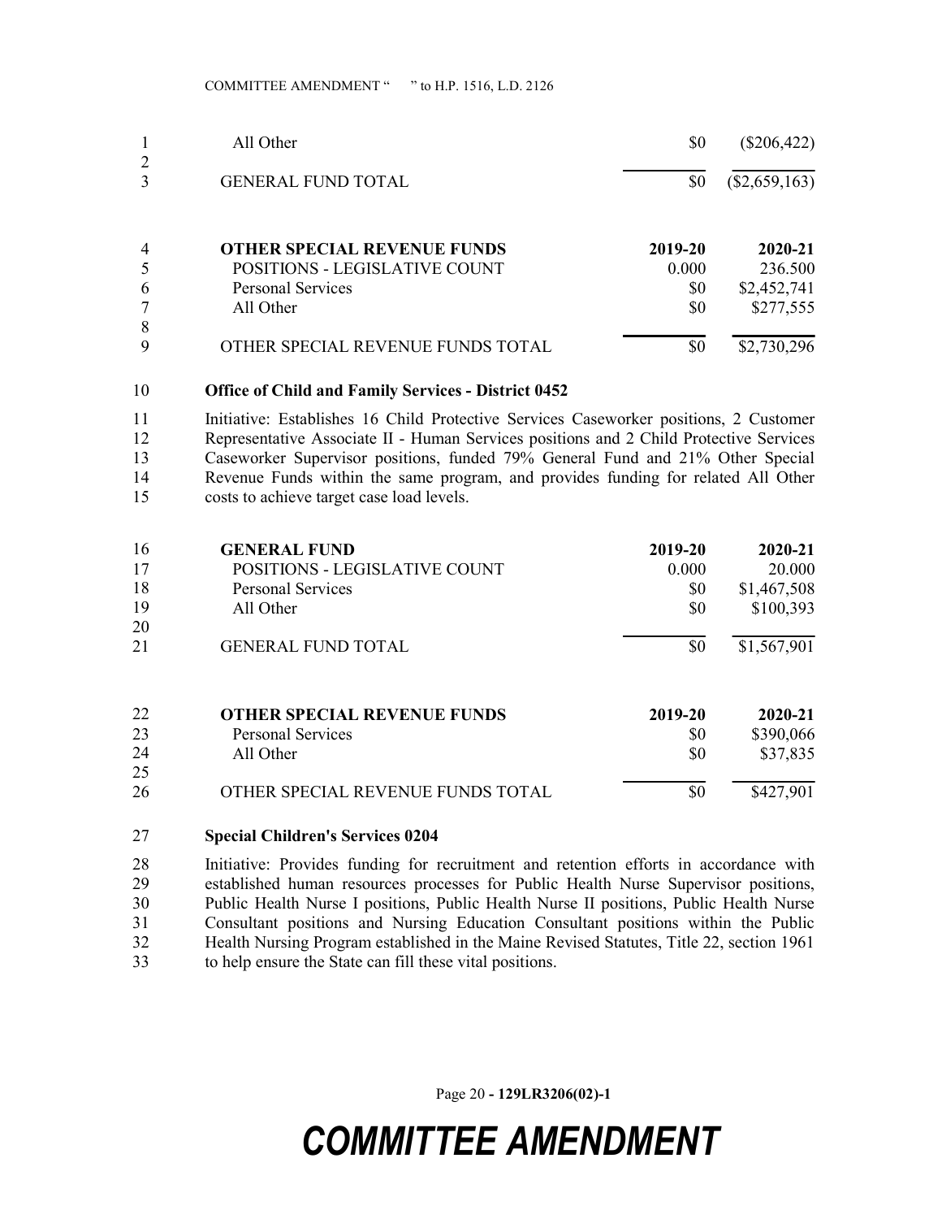| | | |
|---|---|---|
| All Other | $0 | ($206,422) |
| GENERAL FUND TOTAL | $0 | ($2,659,163) |

| OTHER SPECIAL REVENUE FUNDS | 2019-20 | 2020-21 |
|---|---|---|
| POSITIONS - LEGISLATIVE COUNT | 0.000 | 236.500 |
| Personal Services | $0 | $2,452,741 |
| All Other | $0 | $277,555 |
| OTHER SPECIAL REVENUE FUNDS TOTAL | $0 | $2,730,296 |

**Office of Child and Family Services - District 0452**

Initiative: Establishes 16 Child Protective Services Caseworker positions, 2 Customer Representative Associate II - Human Services positions and 2 Child Protective Services Caseworker Supervisor positions, funded 79% General Fund and 21% Other Special Revenue Funds within the same program, and provides funding for related All Other costs to achieve target case load levels.

| GENERAL FUND | 2019-20 | 2020-21 |
|---|---|---|
| POSITIONS - LEGISLATIVE COUNT | 0.000 | 20.000 |
| Personal Services | $0 | $1,467,508 |
| All Other | $0 | $100,393 |
| GENERAL FUND TOTAL | $0 | $1,567,901 |

| OTHER SPECIAL REVENUE FUNDS | 2019-20 | 2020-21 |
|---|---|---|
| Personal Services | $0 | $390,066 |
| All Other | $0 | $37,835 |
| OTHER SPECIAL REVENUE FUNDS TOTAL | $0 | $427,901 |

**Special Children's Services 0204**

Initiative: Provides funding for recruitment and retention efforts in accordance with established human resources processes for Public Health Nurse Supervisor positions, Public Health Nurse I positions, Public Health Nurse II positions, Public Health Nurse Consultant positions and Nursing Education Consultant positions within the Public Health Nursing Program established in the Maine Revised Statutes, Title 22, section 1961 to help ensure the State can fill these vital positions.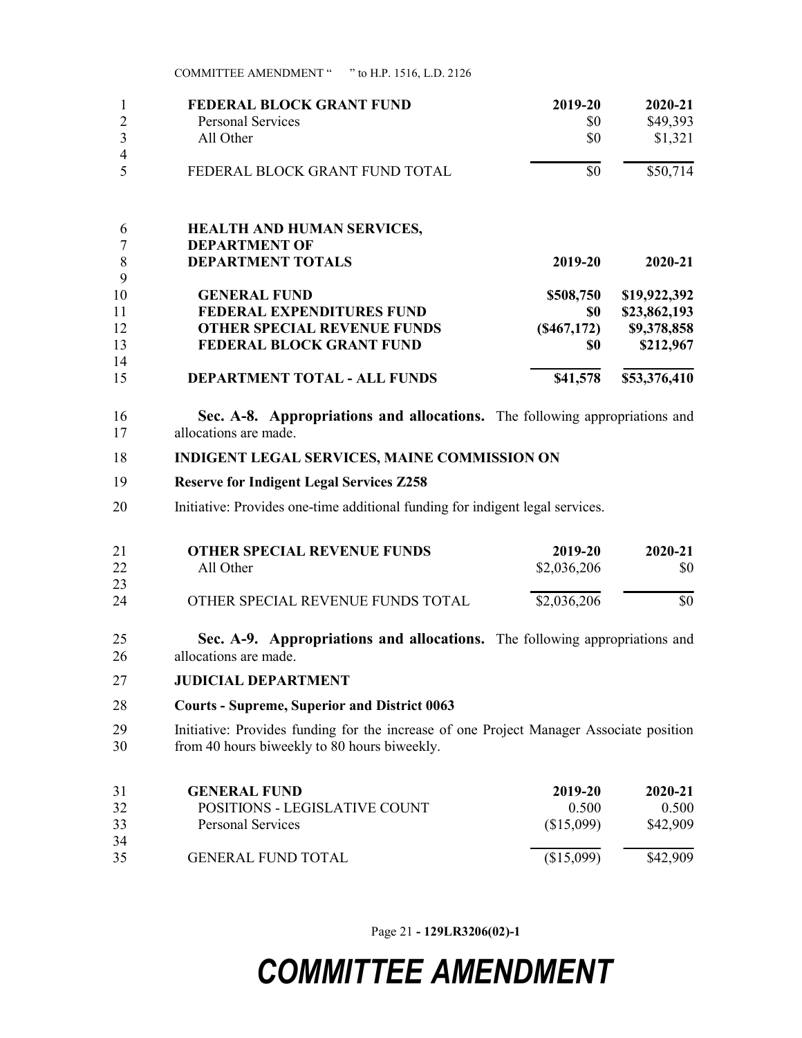| FEDERAL BLOCK GRANT FUND | 2019-20 | 2020-21 |
|---|---|---|
| Personal Services | $0 | $49,393 |
| All Other | $0 | $1,321 |
| FEDERAL BLOCK GRANT FUND TOTAL | $0 | $50,714 |

| HEALTH AND HUMAN SERVICES, DEPARTMENT OF DEPARTMENT TOTALS | 2019-20 | 2020-21 |
|---|---|---|
| GENERAL FUND | $508,750 | $19,922,392 |
| FEDERAL EXPENDITURES FUND | $0 | $23,862,193 |
| OTHER SPECIAL REVENUE FUNDS | ($467,172) | $9,378,858 |
| FEDERAL BLOCK GRANT FUND | $0 | $212,967 |
| DEPARTMENT TOTAL - ALL FUNDS | $41,578 | $53,376,410 |

**Sec. A-8. Appropriations and allocations.** The following appropriations and allocations are made.

**INDIGENT LEGAL SERVICES, MAINE COMMISSION ON**

**Reserve for Indigent Legal Services Z258**

Initiative: Provides one-time additional funding for indigent legal services.

| OTHER SPECIAL REVENUE FUNDS | 2019-20 | 2020-21 |
|---|---|---|
| All Other | $2,036,206 | $0 |
| OTHER SPECIAL REVENUE FUNDS TOTAL | $2,036,206 | $0 |

**Sec. A-9. Appropriations and allocations.** The following appropriations and allocations are made.

**JUDICIAL DEPARTMENT**

**Courts - Supreme, Superior and District 0063**

Initiative: Provides funding for the increase of one Project Manager Associate position from 40 hours biweekly to 80 hours biweekly.

| GENERAL FUND | 2019-20 | 2020-21 |
|---|---|---|
| POSITIONS - LEGISLATIVE COUNT | 0.500 | 0.500 |
| Personal Services | ($15,099) | $42,909 |
| GENERAL FUND TOTAL | ($15,099) | $42,909 |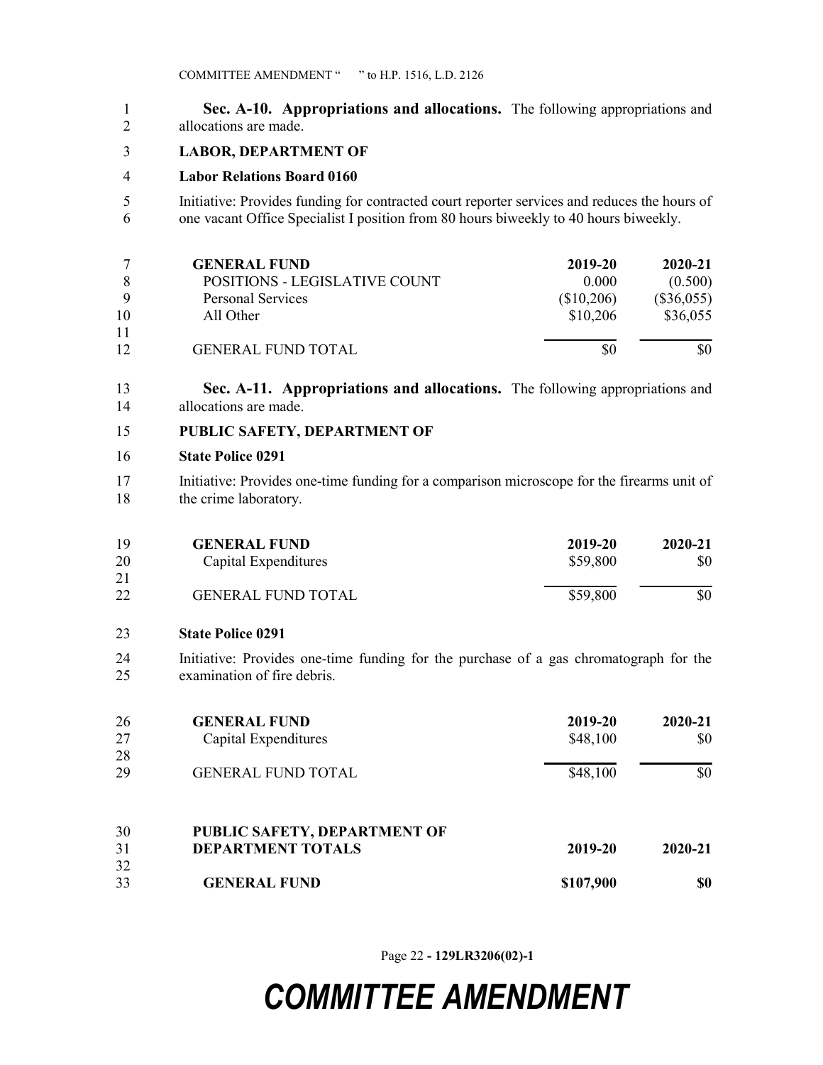**Sec. A-10. Appropriations and allocations.** The following appropriations and allocations are made.

**LABOR, DEPARTMENT OF**

**Labor Relations Board 0160**

Initiative: Provides funding for contracted court reporter services and reduces the hours of one vacant Office Specialist I position from 80 hours biweekly to 40 hours biweekly.

| **GENERAL FUND** | **2019-20** | **2020-21** |
|---|---|---|
| POSITIONS - LEGISLATIVE COUNT | 0.000 | (0.500) |
| Personal Services | ($10,206) | ($36,055) |
| All Other | $10,206 | $36,055 |
| GENERAL FUND TOTAL | $0 | $0 |

**Sec. A-11. Appropriations and allocations.** The following appropriations and allocations are made.

**PUBLIC SAFETY, DEPARTMENT OF**

**State Police 0291**

Initiative: Provides one-time funding for a comparison microscope for the firearms unit of the crime laboratory.

| **GENERAL FUND** | **2019-20** | **2020-21** |
|---|---|---|
| Capital Expenditures | $59,800 | $0 |
| GENERAL FUND TOTAL | $59,800 | $0 |

**State Police 0291**

Initiative: Provides one-time funding for the purchase of a gas chromatograph for the examination of fire debris.

| **GENERAL FUND** | **2019-20** | **2020-21** |
|---|---|---|
| Capital Expenditures | $48,100 | $0 |
| GENERAL FUND TOTAL | $48,100 | $0 |

| **PUBLIC SAFETY, DEPARTMENT OF DEPARTMENT TOTALS** | **2019-20** | **2020-21** |
|---|---|---|
| **GENERAL FUND** | **$107,900** | **$0** |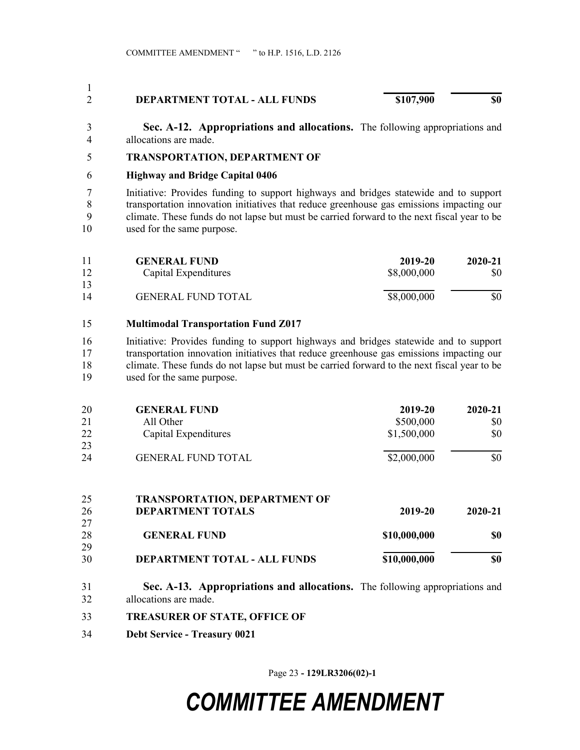| | | |
|---|---|---|
| **DEPARTMENT TOTAL - ALL FUNDS** | **$107,900** | **$0** |

**Sec. A-12. Appropriations and allocations.** The following appropriations and allocations are made.

**TRANSPORTATION, DEPARTMENT OF**

**Highway and Bridge Capital 0406**

Initiative: Provides funding to support highways and bridges statewide and to support transportation innovation initiatives that reduce greenhouse gas emissions impacting our climate. These funds do not lapse but must be carried forward to the next fiscal year to be used for the same purpose.

| GENERAL FUND | 2019-20 | 2020-21 |
|---|---|---|
| Capital Expenditures | $8,000,000 | $0 |
| GENERAL FUND TOTAL | $8,000,000 | $0 |

**Multimodal Transportation Fund Z017**

Initiative: Provides funding to support highways and bridges statewide and to support transportation innovation initiatives that reduce greenhouse gas emissions impacting our climate. These funds do not lapse but must be carried forward to the next fiscal year to be used for the same purpose.

| GENERAL FUND | 2019-20 | 2020-21 |
|---|---|---|
| All Other | $500,000 | $0 |
| Capital Expenditures | $1,500,000 | $0 |
| GENERAL FUND TOTAL | $2,000,000 | $0 |

| TRANSPORTATION, DEPARTMENT OF DEPARTMENT TOTALS | 2019-20 | 2020-21 |
|---|---|---|
| **GENERAL FUND** | **$10,000,000** | **$0** |
| **DEPARTMENT TOTAL - ALL FUNDS** | **$10,000,000** | **$0** |

**Sec. A-13. Appropriations and allocations.** The following appropriations and allocations are made.

**TREASURER OF STATE, OFFICE OF**

**Debt Service - Treasury 0021**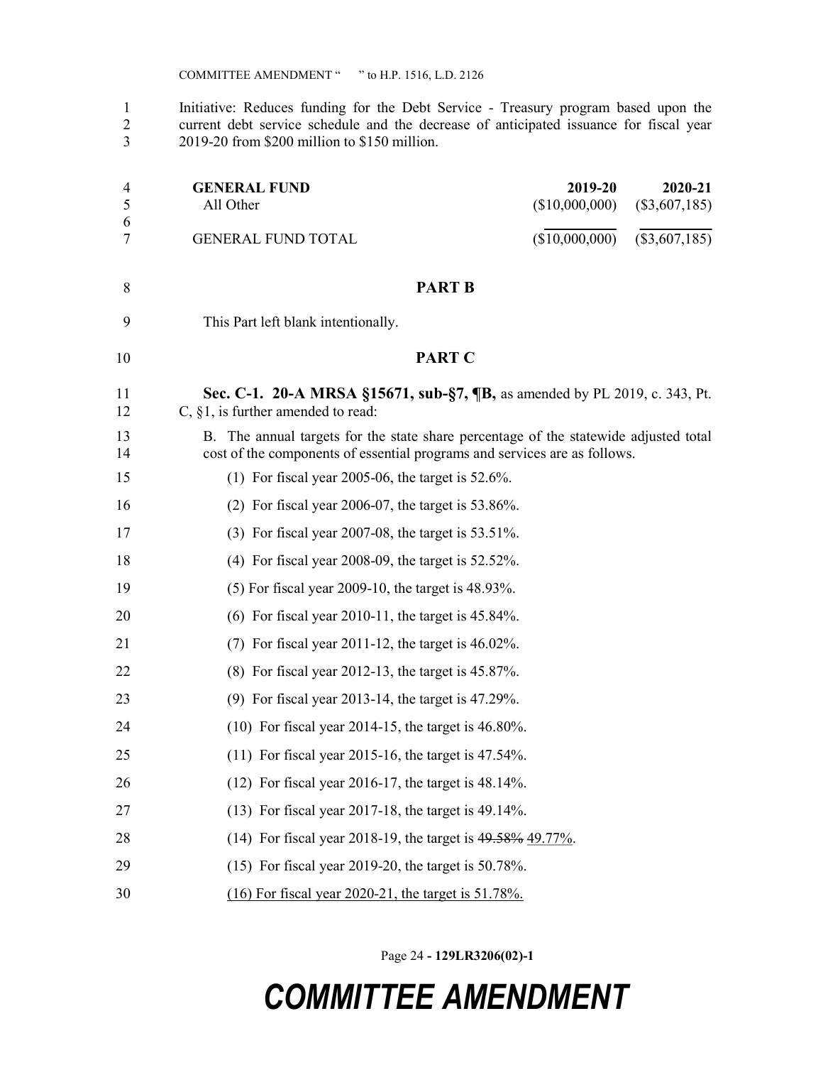Initiative: Reduces funding for the Debt Service - Treasury program based upon the current debt service schedule and the decrease of anticipated issuance for fiscal year 2019-20 from $200 million to $150 million.

| GENERAL FUND | 2019-20 | 2020-21 |
|---|---|---|
| All Other | ($10,000,000) | ($3,607,185) |
| GENERAL FUND TOTAL | ($10,000,000) | ($3,607,185) |

## PART B

This Part left blank intentionally.

## PART C

**Sec. C-1. 20-A MRSA §15671, sub-§7, ¶B,** as amended by PL 2019, c. 343, Pt. C, §1, is further amended to read:

B. The annual targets for the state share percentage of the statewide adjusted total cost of the components of essential programs and services are as follows.

(1) For fiscal year 2005-06, the target is 52.6%.

(2) For fiscal year 2006-07, the target is 53.86%.

(3) For fiscal year 2007-08, the target is 53.51%.

(4) For fiscal year 2008-09, the target is 52.52%.

(5) For fiscal year 2009-10, the target is 48.93%.

(6) For fiscal year 2010-11, the target is 45.84%.

(7) For fiscal year 2011-12, the target is 46.02%.

(8) For fiscal year 2012-13, the target is 45.87%.

(9) For fiscal year 2013-14, the target is 47.29%.

(10) For fiscal year 2014-15, the target is 46.80%.

(11) For fiscal year 2015-16, the target is 47.54%.

(12) For fiscal year 2016-17, the target is 48.14%.

(13) For fiscal year 2017-18, the target is 49.14%.

(14) For fiscal year 2018-19, the target is ~~49.58%~~ 49.77%.

(15) For fiscal year 2019-20, the target is 50.78%.

(16) For fiscal year 2020-21, the target is 51.78%.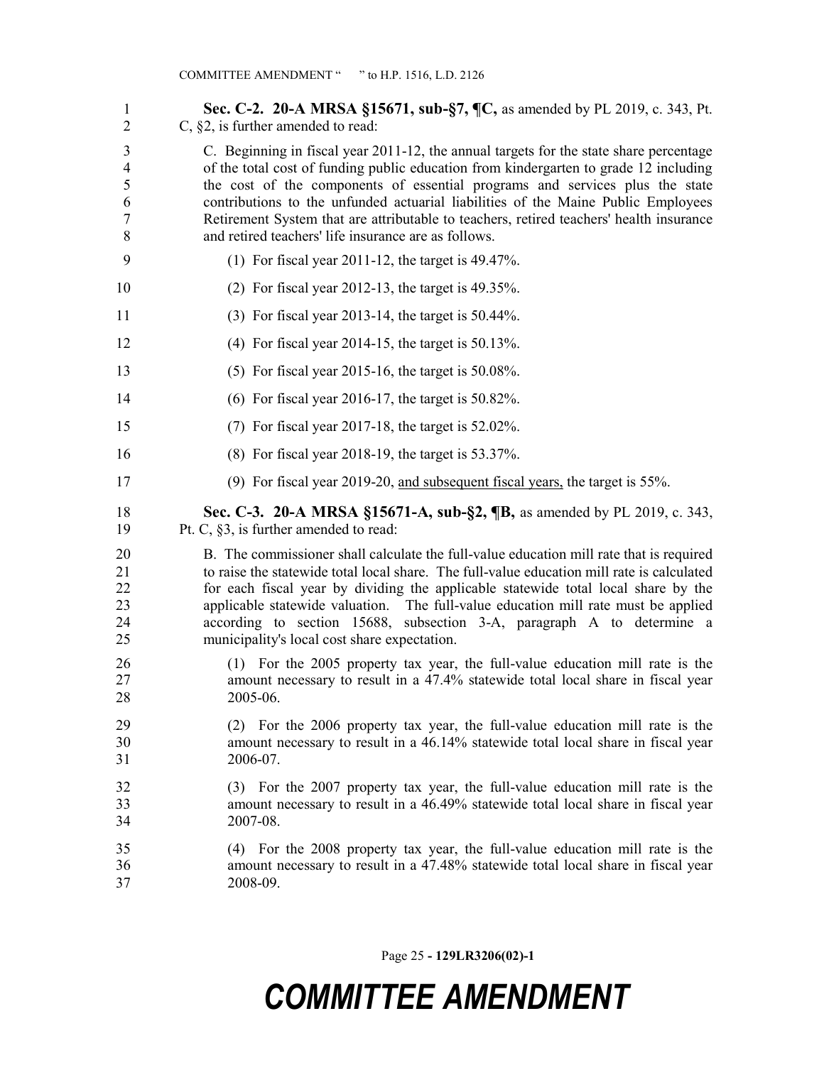**Sec. C-2. 20-A MRSA §15671, sub-§7, ¶C,** as amended by PL 2019, c. 343, Pt. C, §2, is further amended to read:

C. Beginning in fiscal year 2011-12, the annual targets for the state share percentage of the total cost of funding public education from kindergarten to grade 12 including the cost of the components of essential programs and services plus the state contributions to the unfunded actuarial liabilities of the Maine Public Employees Retirement System that are attributable to teachers, retired teachers' health insurance and retired teachers' life insurance are as follows.

(1) For fiscal year 2011-12, the target is 49.47%.

(2) For fiscal year 2012-13, the target is 49.35%.

(3) For fiscal year 2013-14, the target is 50.44%.

(4) For fiscal year 2014-15, the target is 50.13%.

(5) For fiscal year 2015-16, the target is 50.08%.

(6) For fiscal year 2016-17, the target is 50.82%.

(7) For fiscal year 2017-18, the target is 52.02%.

(8) For fiscal year 2018-19, the target is 53.37%.

(9) For fiscal year 2019-20, and subsequent fiscal years, the target is 55%.

**Sec. C-3. 20-A MRSA §15671-A, sub-§2, ¶B,** as amended by PL 2019, c. 343, Pt. C, §3, is further amended to read:

B. The commissioner shall calculate the full-value education mill rate that is required to raise the statewide total local share. The full-value education mill rate is calculated for each fiscal year by dividing the applicable statewide total local share by the applicable statewide valuation. The full-value education mill rate must be applied according to section 15688, subsection 3-A, paragraph A to determine a municipality's local cost share expectation.

(1) For the 2005 property tax year, the full-value education mill rate is the amount necessary to result in a 47.4% statewide total local share in fiscal year 2005-06.

(2) For the 2006 property tax year, the full-value education mill rate is the amount necessary to result in a 46.14% statewide total local share in fiscal year 2006-07.

(3) For the 2007 property tax year, the full-value education mill rate is the amount necessary to result in a 46.49% statewide total local share in fiscal year 2007-08.

(4) For the 2008 property tax year, the full-value education mill rate is the amount necessary to result in a 47.48% statewide total local share in fiscal year 2008-09.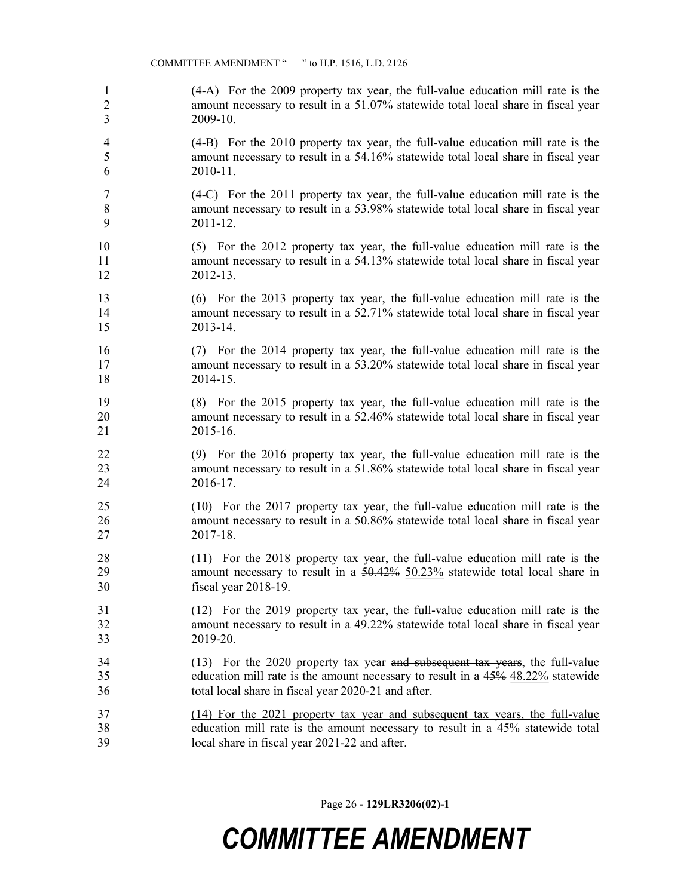(4-A) For the 2009 property tax year, the full-value education mill rate is the amount necessary to result in a 51.07% statewide total local share in fiscal year 2009-10.

(4-B) For the 2010 property tax year, the full-value education mill rate is the amount necessary to result in a 54.16% statewide total local share in fiscal year 2010-11.

(4-C) For the 2011 property tax year, the full-value education mill rate is the amount necessary to result in a 53.98% statewide total local share in fiscal year 2011-12.

(5) For the 2012 property tax year, the full-value education mill rate is the amount necessary to result in a 54.13% statewide total local share in fiscal year 2012-13.

(6) For the 2013 property tax year, the full-value education mill rate is the amount necessary to result in a 52.71% statewide total local share in fiscal year 2013-14.

(7) For the 2014 property tax year, the full-value education mill rate is the amount necessary to result in a 53.20% statewide total local share in fiscal year 2014-15.

(8) For the 2015 property tax year, the full-value education mill rate is the amount necessary to result in a 52.46% statewide total local share in fiscal year 2015-16.

(9) For the 2016 property tax year, the full-value education mill rate is the amount necessary to result in a 51.86% statewide total local share in fiscal year 2016-17.

(10) For the 2017 property tax year, the full-value education mill rate is the amount necessary to result in a 50.86% statewide total local share in fiscal year 2017-18.

(11) For the 2018 property tax year, the full-value education mill rate is the amount necessary to result in a ~~50.42%~~ 50.23% statewide total local share in fiscal year 2018-19.

(12) For the 2019 property tax year, the full-value education mill rate is the amount necessary to result in a 49.22% statewide total local share in fiscal year 2019-20.

(13) For the 2020 property tax year ~~and subsequent tax years~~, the full-value education mill rate is the amount necessary to result in a ~~45%~~ 48.22% statewide total local share in fiscal year 2020-21 ~~and after~~.

(14) For the 2021 property tax year and subsequent tax years, the full-value education mill rate is the amount necessary to result in a 45% statewide total local share in fiscal year 2021-22 and after.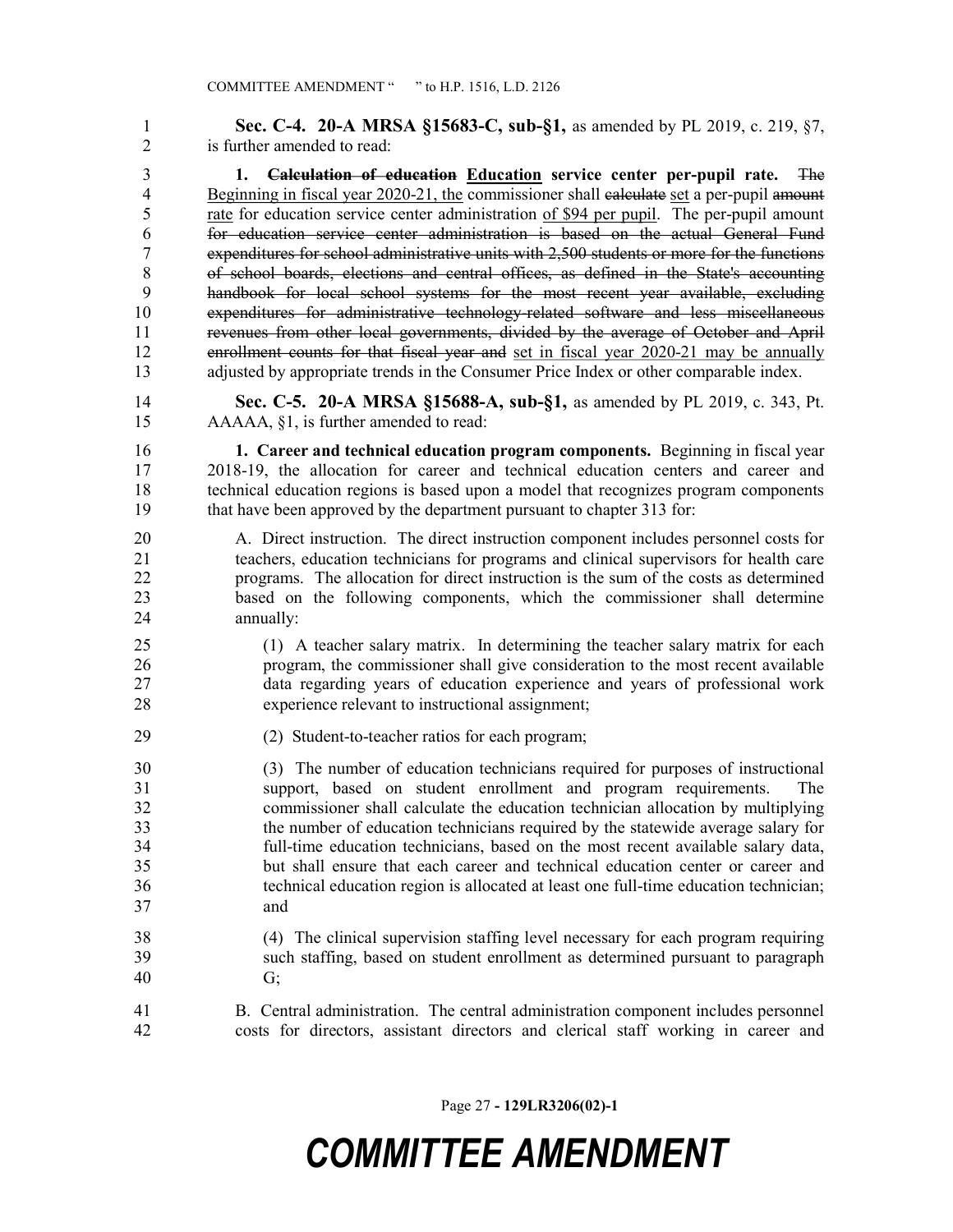**Sec. C-4. 20-A MRSA §15683-C, sub-§1,** as amended by PL 2019, c. 219, §7, is further amended to read:

**1. ~~Calculation of education~~ Education service center per-pupil rate.** ~~The~~ Beginning in fiscal year 2020-21, the commissioner shall ~~calculate~~ set a per-pupil ~~amount~~ rate for education service center administration of $94 per pupil. The per-pupil amount ~~for education service center administration is based on the actual General Fund expenditures for school administrative units with 2,500 students or more for the functions of school boards, elections and central offices, as defined in the State's accounting handbook for local school systems for the most recent year available, excluding expenditures for administrative technology-related software and less miscellaneous revenues from other local governments, divided by the average of October and April enrollment counts for that fiscal year and~~ set in fiscal year 2020-21 may be annually adjusted by appropriate trends in the Consumer Price Index or other comparable index.

**Sec. C-5. 20-A MRSA §15688-A, sub-§1,** as amended by PL 2019, c. 343, Pt. AAAAA, §1, is further amended to read:

**1. Career and technical education program components.** Beginning in fiscal year 2018-19, the allocation for career and technical education centers and career and technical education regions is based upon a model that recognizes program components that have been approved by the department pursuant to chapter 313 for:

A. Direct instruction. The direct instruction component includes personnel costs for teachers, education technicians for programs and clinical supervisors for health care programs. The allocation for direct instruction is the sum of the costs as determined based on the following components, which the commissioner shall determine annually:

(1) A teacher salary matrix. In determining the teacher salary matrix for each program, the commissioner shall give consideration to the most recent available data regarding years of education experience and years of professional work experience relevant to instructional assignment;

(2) Student-to-teacher ratios for each program;

(3) The number of education technicians required for purposes of instructional support, based on student enrollment and program requirements. The commissioner shall calculate the education technician allocation by multiplying the number of education technicians required by the statewide average salary for full-time education technicians, based on the most recent available salary data, but shall ensure that each career and technical education center or career and technical education region is allocated at least one full-time education technician; and

(4) The clinical supervision staffing level necessary for each program requiring such staffing, based on student enrollment as determined pursuant to paragraph G;

B. Central administration. The central administration component includes personnel costs for directors, assistant directors and clerical staff working in career and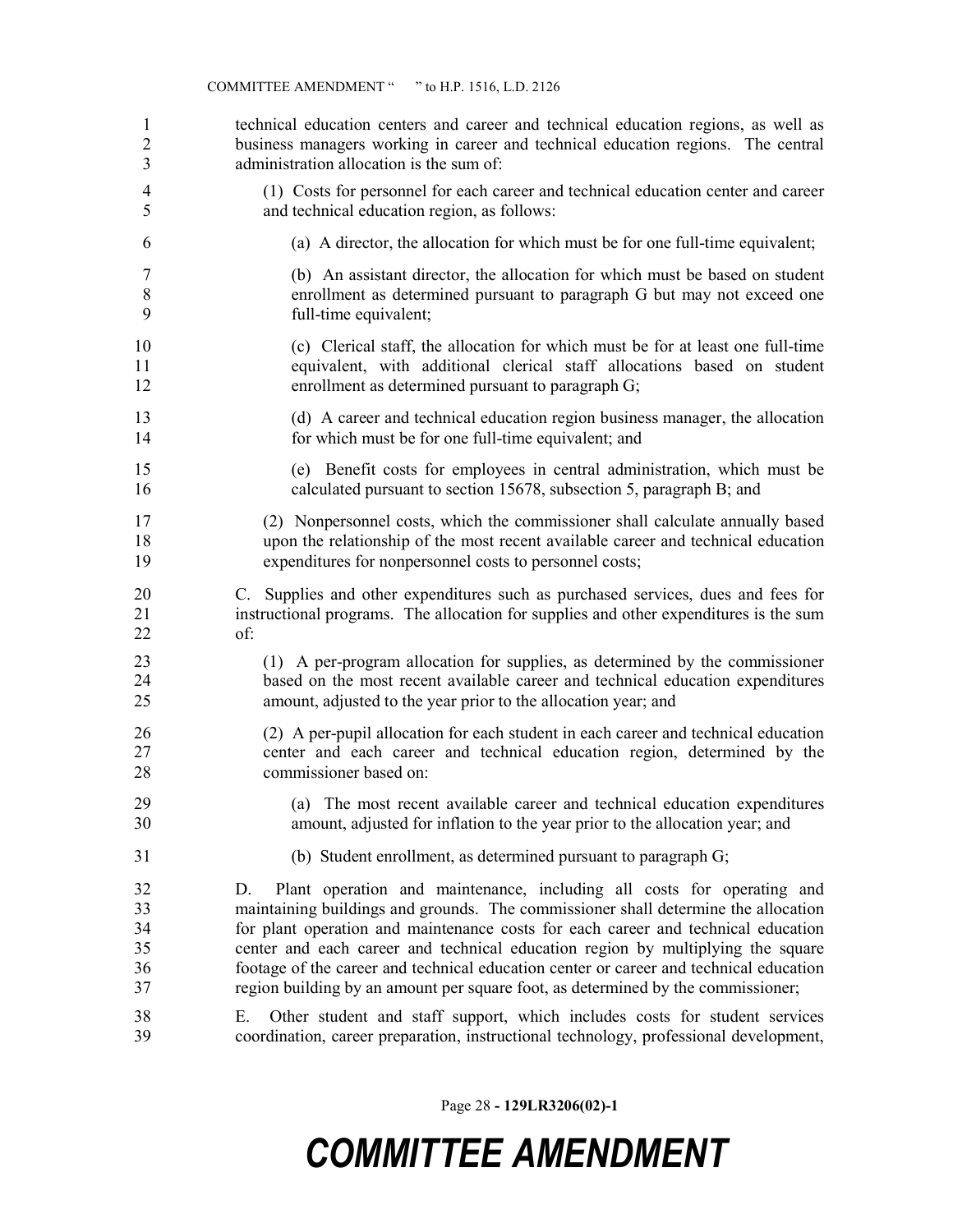technical education centers and career and technical education regions, as well as business managers working in career and technical education regions. The central administration allocation is the sum of:

(1) Costs for personnel for each career and technical education center and career and technical education region, as follows:

(a) A director, the allocation for which must be for one full-time equivalent;

(b) An assistant director, the allocation for which must be based on student enrollment as determined pursuant to paragraph G but may not exceed one full-time equivalent;

(c) Clerical staff, the allocation for which must be for at least one full-time equivalent, with additional clerical staff allocations based on student enrollment as determined pursuant to paragraph G;

(d) A career and technical education region business manager, the allocation for which must be for one full-time equivalent; and

(e) Benefit costs for employees in central administration, which must be calculated pursuant to section 15678, subsection 5, paragraph B; and

(2) Nonpersonnel costs, which the commissioner shall calculate annually based upon the relationship of the most recent available career and technical education expenditures for nonpersonnel costs to personnel costs;

C. Supplies and other expenditures such as purchased services, dues and fees for instructional programs. The allocation for supplies and other expenditures is the sum of:

(1) A per-program allocation for supplies, as determined by the commissioner based on the most recent available career and technical education expenditures amount, adjusted to the year prior to the allocation year; and

(2) A per-pupil allocation for each student in each career and technical education center and each career and technical education region, determined by the commissioner based on:

(a) The most recent available career and technical education expenditures amount, adjusted for inflation to the year prior to the allocation year; and

(b) Student enrollment, as determined pursuant to paragraph G;

D. Plant operation and maintenance, including all costs for operating and maintaining buildings and grounds. The commissioner shall determine the allocation for plant operation and maintenance costs for each career and technical education center and each career and technical education region by multiplying the square footage of the career and technical education center or career and technical education region building by an amount per square foot, as determined by the commissioner;

E. Other student and staff support, which includes costs for student services coordination, career preparation, instructional technology, professional development,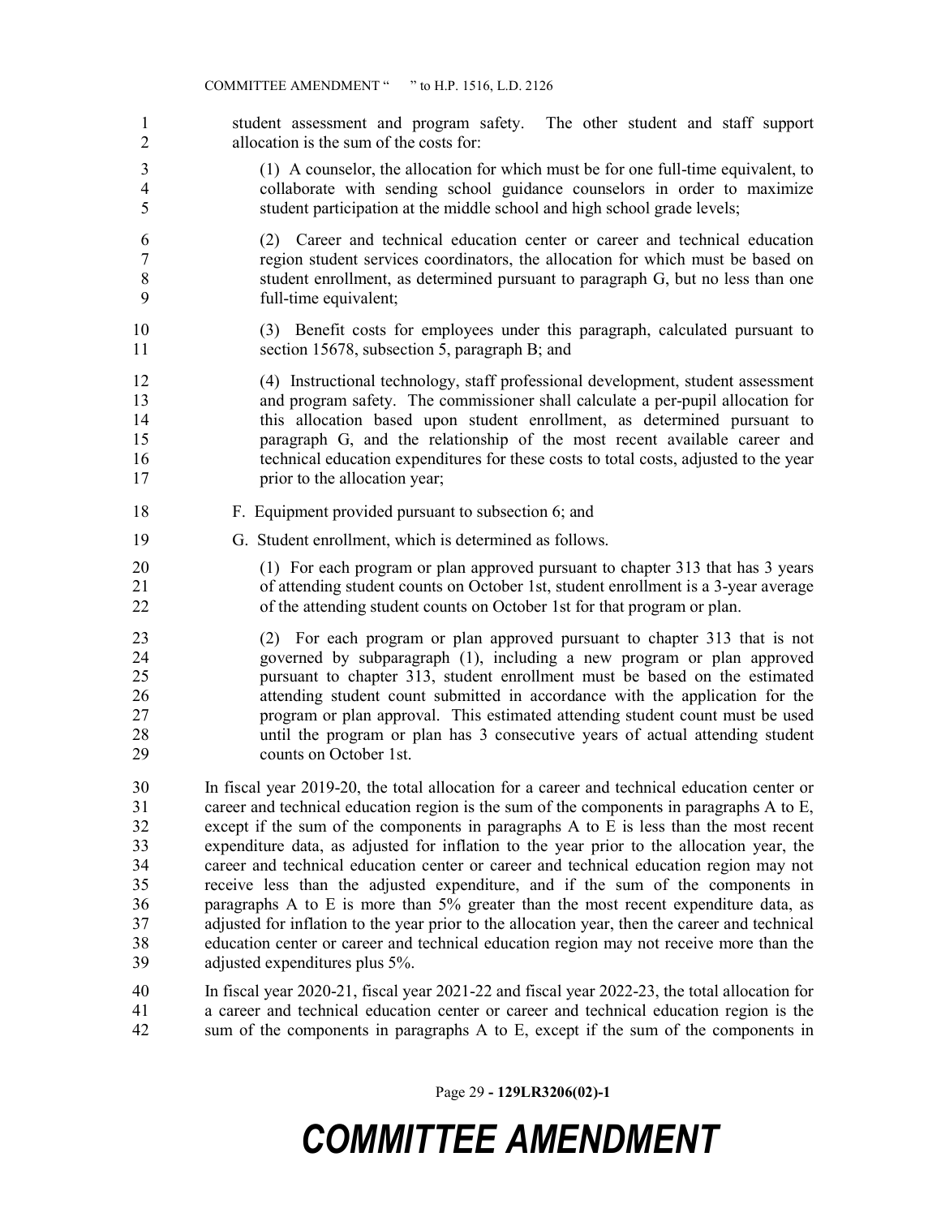student assessment and program safety. The other student and staff support allocation is the sum of the costs for:

(1) A counselor, the allocation for which must be for one full-time equivalent, to collaborate with sending school guidance counselors in order to maximize student participation at the middle school and high school grade levels;

(2) Career and technical education center or career and technical education region student services coordinators, the allocation for which must be based on student enrollment, as determined pursuant to paragraph G, but no less than one full-time equivalent;

(3) Benefit costs for employees under this paragraph, calculated pursuant to section 15678, subsection 5, paragraph B; and

(4) Instructional technology, staff professional development, student assessment and program safety. The commissioner shall calculate a per-pupil allocation for this allocation based upon student enrollment, as determined pursuant to paragraph G, and the relationship of the most recent available career and technical education expenditures for these costs to total costs, adjusted to the year prior to the allocation year;

F. Equipment provided pursuant to subsection 6; and

G. Student enrollment, which is determined as follows.

(1) For each program or plan approved pursuant to chapter 313 that has 3 years of attending student counts on October 1st, student enrollment is a 3-year average of the attending student counts on October 1st for that program or plan.

(2) For each program or plan approved pursuant to chapter 313 that is not governed by subparagraph (1), including a new program or plan approved pursuant to chapter 313, student enrollment must be based on the estimated attending student count submitted in accordance with the application for the program or plan approval. This estimated attending student count must be used until the program or plan has 3 consecutive years of actual attending student counts on October 1st.

In fiscal year 2019-20, the total allocation for a career and technical education center or career and technical education region is the sum of the components in paragraphs A to E, except if the sum of the components in paragraphs A to E is less than the most recent expenditure data, as adjusted for inflation to the year prior to the allocation year, the career and technical education center or career and technical education region may not receive less than the adjusted expenditure, and if the sum of the components in paragraphs A to E is more than 5% greater than the most recent expenditure data, as adjusted for inflation to the year prior to the allocation year, then the career and technical education center or career and technical education region may not receive more than the adjusted expenditures plus 5%.

In fiscal year 2020-21, fiscal year 2021-22 and fiscal year 2022-23, the total allocation for a career and technical education center or career and technical education region is the sum of the components in paragraphs A to E, except if the sum of the components in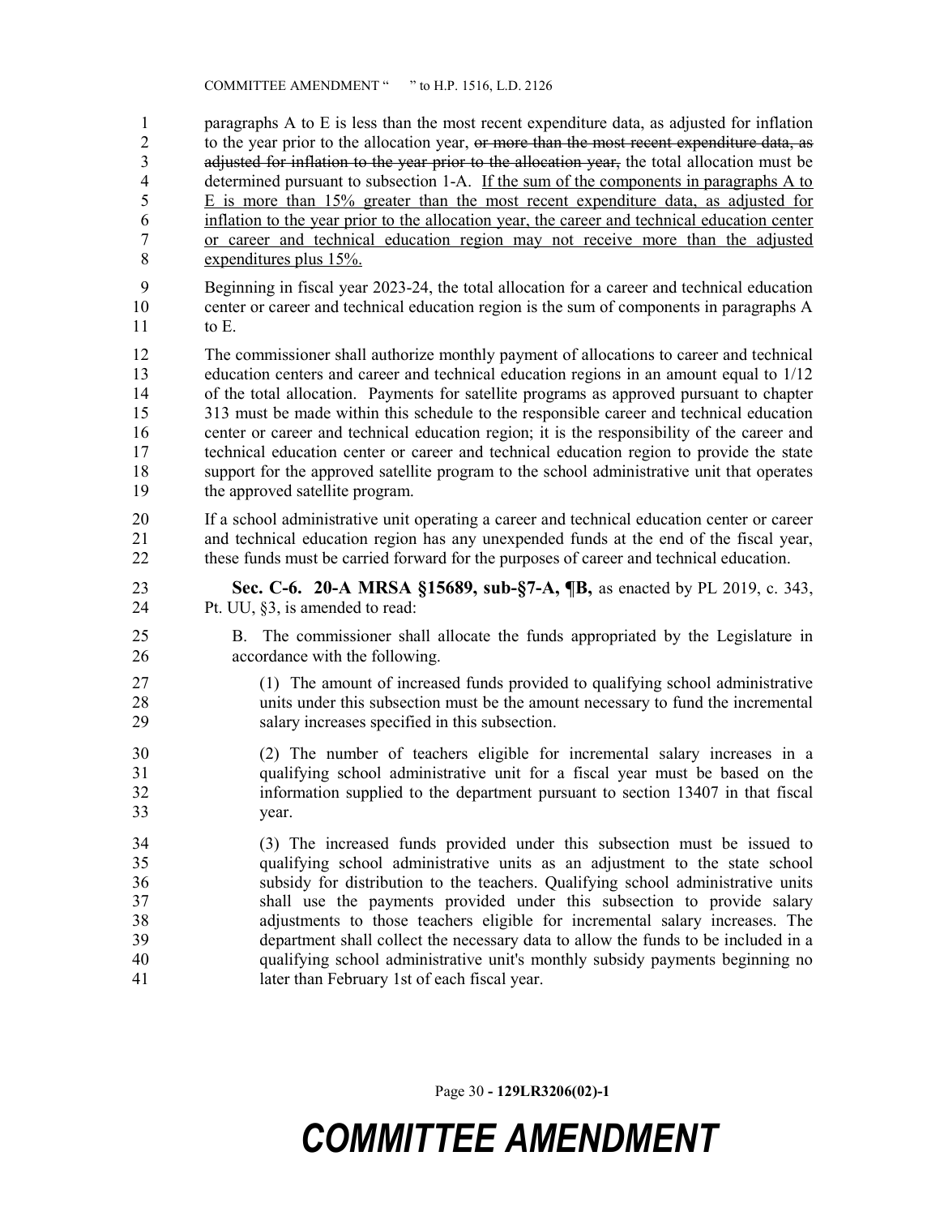paragraphs A to E is less than the most recent expenditure data, as adjusted for inflation to the year prior to the allocation year, ~~or more than the most recent expenditure data, as adjusted for inflation to the year prior to the allocation year,~~ the total allocation must be determined pursuant to subsection 1-A. <u>If the sum of the components in paragraphs A to E is more than 15% greater than the most recent expenditure data, as adjusted for inflation to the year prior to the allocation year, the career and technical education center or career and technical education region may not receive more than the adjusted expenditures plus 15%.</u>

Beginning in fiscal year 2023-24, the total allocation for a career and technical education center or career and technical education region is the sum of components in paragraphs A to E.

The commissioner shall authorize monthly payment of allocations to career and technical education centers and career and technical education regions in an amount equal to 1/12 of the total allocation. Payments for satellite programs as approved pursuant to chapter 313 must be made within this schedule to the responsible career and technical education center or career and technical education region; it is the responsibility of the career and technical education center or career and technical education region to provide the state support for the approved satellite program to the school administrative unit that operates the approved satellite program.

If a school administrative unit operating a career and technical education center or career and technical education region has any unexpended funds at the end of the fiscal year, these funds must be carried forward for the purposes of career and technical education.

**Sec. C-6. 20-A MRSA §15689, sub-§7-A, ¶B,** as enacted by PL 2019, c. 343, Pt. UU, §3, is amended to read:

B. The commissioner shall allocate the funds appropriated by the Legislature in accordance with the following.

(1) The amount of increased funds provided to qualifying school administrative units under this subsection must be the amount necessary to fund the incremental salary increases specified in this subsection.

(2) The number of teachers eligible for incremental salary increases in a qualifying school administrative unit for a fiscal year must be based on the information supplied to the department pursuant to section 13407 in that fiscal year.

(3) The increased funds provided under this subsection must be issued to qualifying school administrative units as an adjustment to the state school subsidy for distribution to the teachers. Qualifying school administrative units shall use the payments provided under this subsection to provide salary adjustments to those teachers eligible for incremental salary increases. The department shall collect the necessary data to allow the funds to be included in a qualifying school administrative unit's monthly subsidy payments beginning no later than February 1st of each fiscal year.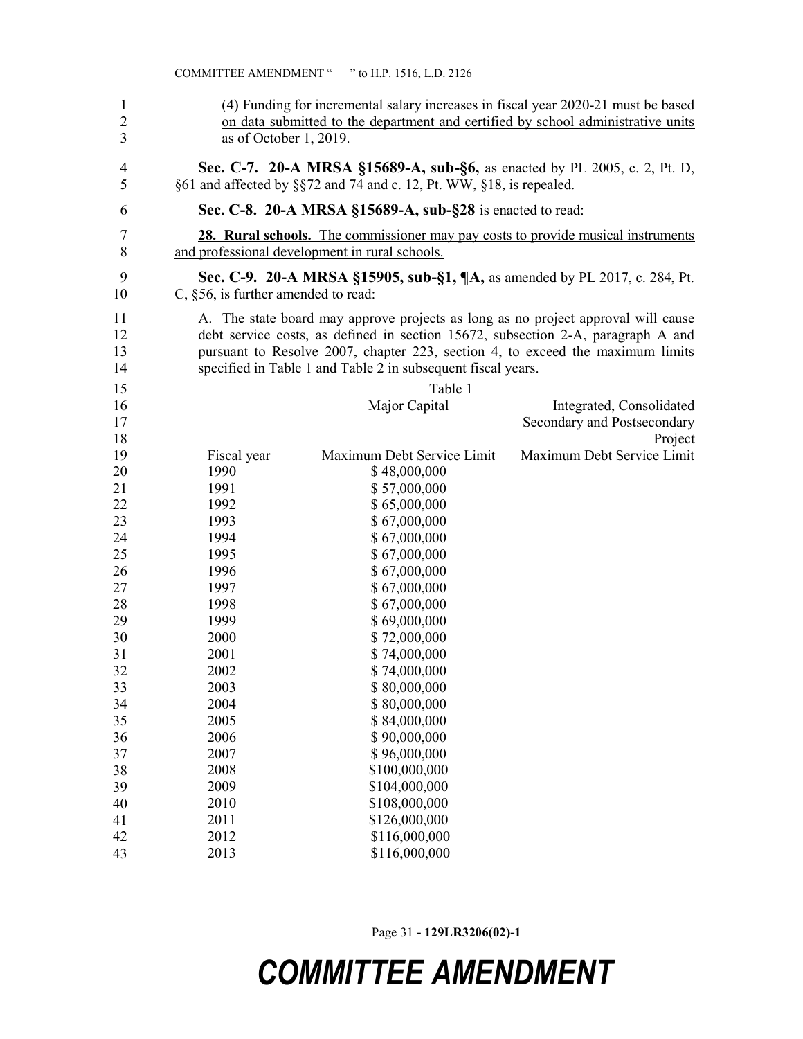(4) Funding for incremental salary increases in fiscal year 2020-21 must be based on data submitted to the department and certified by school administrative units as of October 1, 2019.

**Sec. C-7. 20-A MRSA §15689-A, sub-§6,** as enacted by PL 2005, c. 2, Pt. D, §61 and affected by §§72 and 74 and c. 12, Pt. WW, §18, is repealed.

**Sec. C-8. 20-A MRSA §15689-A, sub-§28** is enacted to read:

**28. Rural schools.** The commissioner may pay costs to provide musical instruments and professional development in rural schools.

**Sec. C-9. 20-A MRSA §15905, sub-§1, ¶A,** as amended by PL 2017, c. 284, Pt. C, §56, is further amended to read:

A. The state board may approve projects as long as no project approval will cause debt service costs, as defined in section 15672, subsection 2-A, paragraph A and pursuant to Resolve 2007, chapter 223, section 4, to exceed the maximum limits specified in Table 1 and Table 2 in subsequent fiscal years.

Table 1

| | Major Capital | Integrated, Consolidated Secondary and Postsecondary Project |
|---|---|---|
| Fiscal year | Maximum Debt Service Limit | Maximum Debt Service Limit |
| 1990 | $ 48,000,000 | |
| 1991 | $ 57,000,000 | |
| 1992 | $ 65,000,000 | |
| 1993 | $ 67,000,000 | |
| 1994 | $ 67,000,000 | |
| 1995 | $ 67,000,000 | |
| 1996 | $ 67,000,000 | |
| 1997 | $ 67,000,000 | |
| 1998 | $ 67,000,000 | |
| 1999 | $ 69,000,000 | |
| 2000 | $ 72,000,000 | |
| 2001 | $ 74,000,000 | |
| 2002 | $ 74,000,000 | |
| 2003 | $ 80,000,000 | |
| 2004 | $ 80,000,000 | |
| 2005 | $ 84,000,000 | |
| 2006 | $ 90,000,000 | |
| 2007 | $ 96,000,000 | |
| 2008 | $100,000,000 | |
| 2009 | $104,000,000 | |
| 2010 | $108,000,000 | |
| 2011 | $126,000,000 | |
| 2012 | $116,000,000 | |
| 2013 | $116,000,000 | |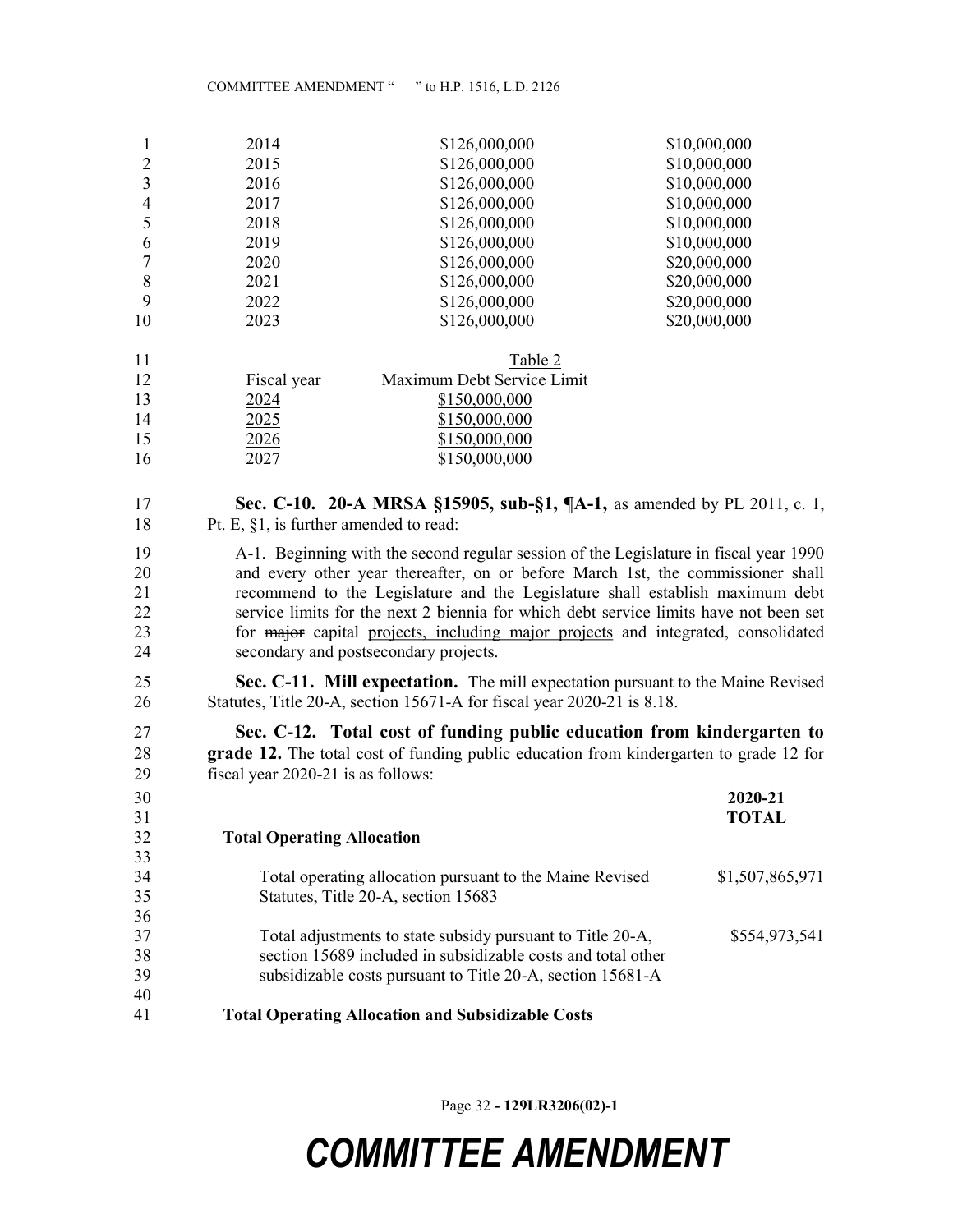| | | |
|---|---|---|
| 2014 | \$126,000,000 | \$10,000,000 |
| 2015 | \$126,000,000 | \$10,000,000 |
| 2016 | \$126,000,000 | \$10,000,000 |
| 2017 | \$126,000,000 | \$10,000,000 |
| 2018 | \$126,000,000 | \$10,000,000 |
| 2019 | \$126,000,000 | \$10,000,000 |
| 2020 | \$126,000,000 | \$20,000,000 |
| 2021 | \$126,000,000 | \$20,000,000 |
| 2022 | \$126,000,000 | \$20,000,000 |
| 2023 | \$126,000,000 | \$20,000,000 |

Table 2

| Fiscal year | Maximum Debt Service Limit |
|---|---|
| 2024 | \$150,000,000 |
| 2025 | \$150,000,000 |
| 2026 | \$150,000,000 |
| 2027 | \$150,000,000 |

**Sec. C-10. 20-A MRSA §15905, sub-§1, ¶A-1,** as amended by PL 2011, c. 1, Pt. E, §1, is further amended to read:

A-1. Beginning with the second regular session of the Legislature in fiscal year 1990 and every other year thereafter, on or before March 1st, the commissioner shall recommend to the Legislature and the Legislature shall establish maximum debt service limits for the next 2 biennia for which debt service limits have not been set for ~~major~~ capital projects, including major projects and integrated, consolidated secondary and postsecondary projects.

**Sec. C-11. Mill expectation.** The mill expectation pursuant to the Maine Revised Statutes, Title 20-A, section 15671-A for fiscal year 2020-21 is 8.18.

**Sec. C-12. Total cost of funding public education from kindergarten to grade 12.** The total cost of funding public education from kindergarten to grade 12 for fiscal year 2020-21 is as follows:

| | **2020-21 TOTAL** |
|---|---|
| **Total Operating Allocation** | |
| Total operating allocation pursuant to the Maine Revised Statutes, Title 20-A, section 15683 | \$1,507,865,971 |
| Total adjustments to state subsidy pursuant to Title 20-A, section 15689 included in subsidizable costs and total other subsidizable costs pursuant to Title 20-A, section 15681-A | \$554,973,541 |
| **Total Operating Allocation and Subsidizable Costs** | |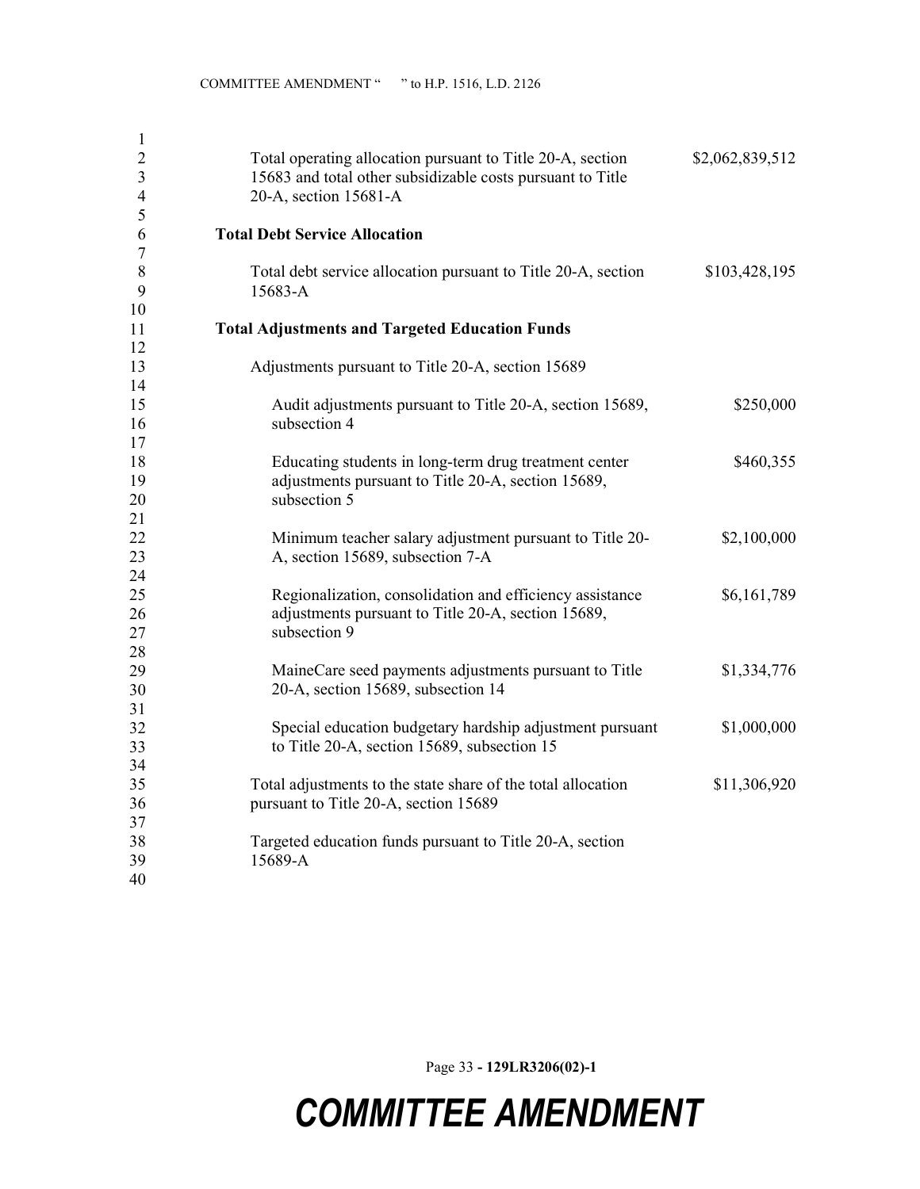Total operating allocation pursuant to Title 20-A, section 15683 and total other subsidizable costs pursuant to Title 20-A, section 15681-A — $2,062,839,512

**Total Debt Service Allocation**

Total debt service allocation pursuant to Title 20-A, section 15683-A — $103,428,195

**Total Adjustments and Targeted Education Funds**

Adjustments pursuant to Title 20-A, section 15689

| Item | Amount |
| --- | --- |
| Audit adjustments pursuant to Title 20-A, section 15689, subsection 4 | $250,000 |
| Educating students in long-term drug treatment center adjustments pursuant to Title 20-A, section 15689, subsection 5 | $460,355 |
| Minimum teacher salary adjustment pursuant to Title 20-A, section 15689, subsection 7-A | $2,100,000 |
| Regionalization, consolidation and efficiency assistance adjustments pursuant to Title 20-A, section 15689, subsection 9 | $6,161,789 |
| MaineCare seed payments adjustments pursuant to Title 20-A, section 15689, subsection 14 | $1,334,776 |
| Special education budgetary hardship adjustment pursuant to Title 20-A, section 15689, subsection 15 | $1,000,000 |

Total adjustments to the state share of the total allocation pursuant to Title 20-A, section 15689 — $11,306,920

Targeted education funds pursuant to Title 20-A, section 15689-A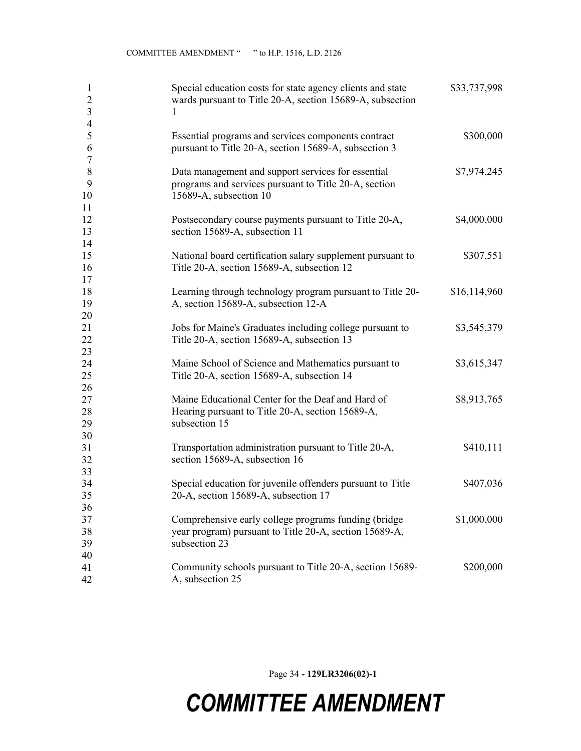| | |
|---|---|
| Special education costs for state agency clients and state wards pursuant to Title 20-A, section 15689-A, subsection 1 | $33,737,998 |
| Essential programs and services components contract pursuant to Title 20-A, section 15689-A, subsection 3 | $300,000 |
| Data management and support services for essential programs and services pursuant to Title 20-A, section 15689-A, subsection 10 | $7,974,245 |
| Postsecondary course payments pursuant to Title 20-A, section 15689-A, subsection 11 | $4,000,000 |
| National board certification salary supplement pursuant to Title 20-A, section 15689-A, subsection 12 | $307,551 |
| Learning through technology program pursuant to Title 20-A, section 15689-A, subsection 12-A | $16,114,960 |
| Jobs for Maine's Graduates including college pursuant to Title 20-A, section 15689-A, subsection 13 | $3,545,379 |
| Maine School of Science and Mathematics pursuant to Title 20-A, section 15689-A, subsection 14 | $3,615,347 |
| Maine Educational Center for the Deaf and Hard of Hearing pursuant to Title 20-A, section 15689-A, subsection 15 | $8,913,765 |
| Transportation administration pursuant to Title 20-A, section 15689-A, subsection 16 | $410,111 |
| Special education for juvenile offenders pursuant to Title 20-A, section 15689-A, subsection 17 | $407,036 |
| Comprehensive early college programs funding (bridge year program) pursuant to Title 20-A, section 15689-A, subsection 23 | $1,000,000 |
| Community schools pursuant to Title 20-A, section 15689-A, subsection 25 | $200,000 |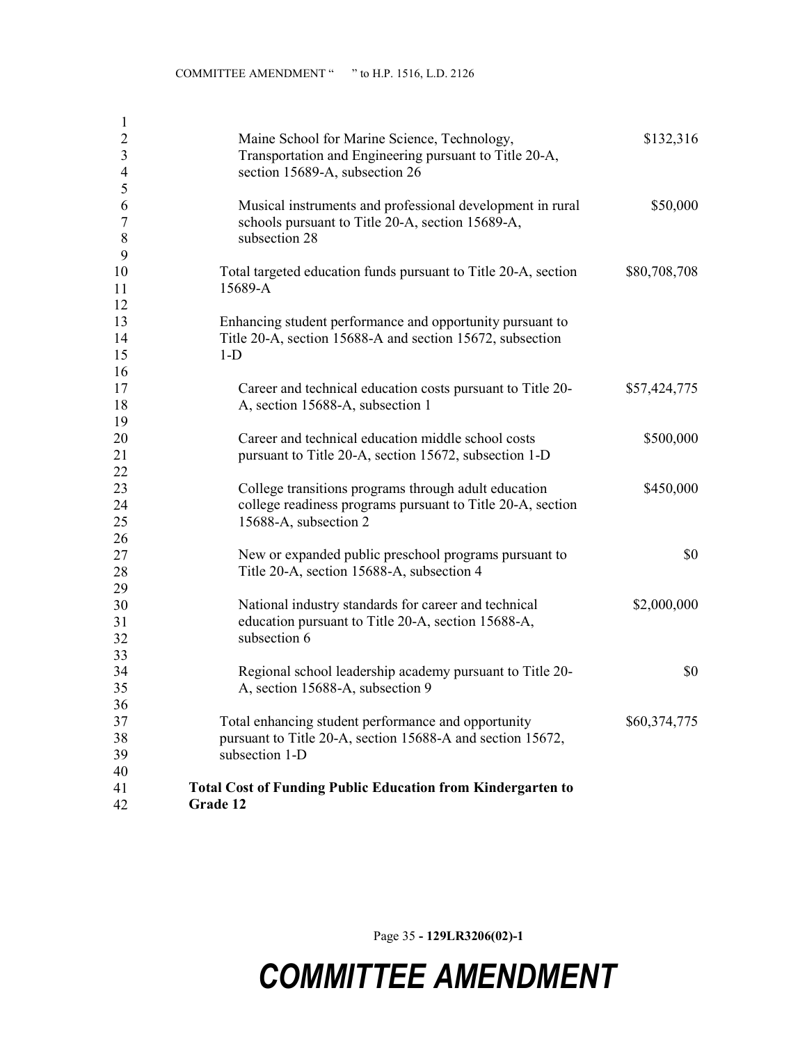| | |
|---|---|
| Maine School for Marine Science, Technology, Transportation and Engineering pursuant to Title 20-A, section 15689-A, subsection 26 | $132,316 |
| Musical instruments and professional development in rural schools pursuant to Title 20-A, section 15689-A, subsection 28 | $50,000 |
| Total targeted education funds pursuant to Title 20-A, section 15689-A | $80,708,708 |
| Enhancing student performance and opportunity pursuant to Title 20-A, section 15688-A and section 15672, subsection 1-D | |
| Career and technical education costs pursuant to Title 20-A, section 15688-A, subsection 1 | $57,424,775 |
| Career and technical education middle school costs pursuant to Title 20-A, section 15672, subsection 1-D | $500,000 |
| College transitions programs through adult education college readiness programs pursuant to Title 20-A, section 15688-A, subsection 2 | $450,000 |
| New or expanded public preschool programs pursuant to Title 20-A, section 15688-A, subsection 4 | $0 |
| National industry standards for career and technical education pursuant to Title 20-A, section 15688-A, subsection 6 | $2,000,000 |
| Regional school leadership academy pursuant to Title 20-A, section 15688-A, subsection 9 | $0 |
| Total enhancing student performance and opportunity pursuant to Title 20-A, section 15688-A and section 15672, subsection 1-D | $60,374,775 |
| **Total Cost of Funding Public Education from Kindergarten to Grade 12** | |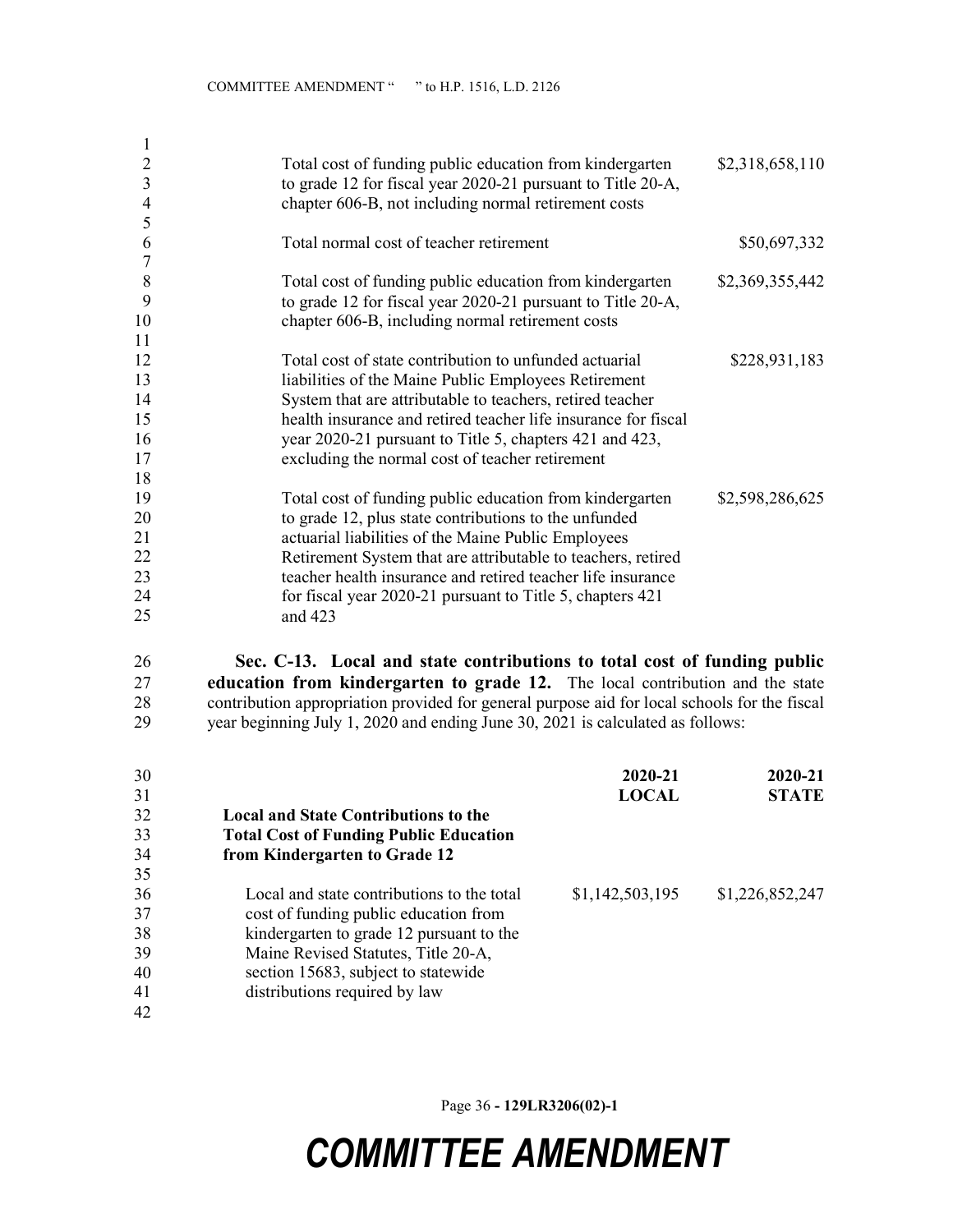| | |
|---|---|
| Total cost of funding public education from kindergarten to grade 12 for fiscal year 2020-21 pursuant to Title 20-A, chapter 606-B, not including normal retirement costs | $2,318,658,110 |
| Total normal cost of teacher retirement | $50,697,332 |
| Total cost of funding public education from kindergarten to grade 12 for fiscal year 2020-21 pursuant to Title 20-A, chapter 606-B, including normal retirement costs | $2,369,355,442 |
| Total cost of state contribution to unfunded actuarial liabilities of the Maine Public Employees Retirement System that are attributable to teachers, retired teacher health insurance and retired teacher life insurance for fiscal year 2020-21 pursuant to Title 5, chapters 421 and 423, excluding the normal cost of teacher retirement | $228,931,183 |
| Total cost of funding public education from kindergarten to grade 12, plus state contributions to the unfunded actuarial liabilities of the Maine Public Employees Retirement System that are attributable to teachers, retired teacher health insurance and retired teacher life insurance for fiscal year 2020-21 pursuant to Title 5, chapters 421 and 423 | $2,598,286,625 |

**Sec. C-13. Local and state contributions to total cost of funding public education from kindergarten to grade 12.** The local contribution and the state contribution appropriation provided for general purpose aid for local schools for the fiscal year beginning July 1, 2020 and ending June 30, 2021 is calculated as follows:

| | 2020-21 LOCAL | 2020-21 STATE |
|---|---|---|
| **Local and State Contributions to the Total Cost of Funding Public Education from Kindergarten to Grade 12** | | |
| Local and state contributions to the total cost of funding public education from kindergarten to grade 12 pursuant to the Maine Revised Statutes, Title 20-A, section 15683, subject to statewide distributions required by law | $1,142,503,195 | $1,226,852,247 |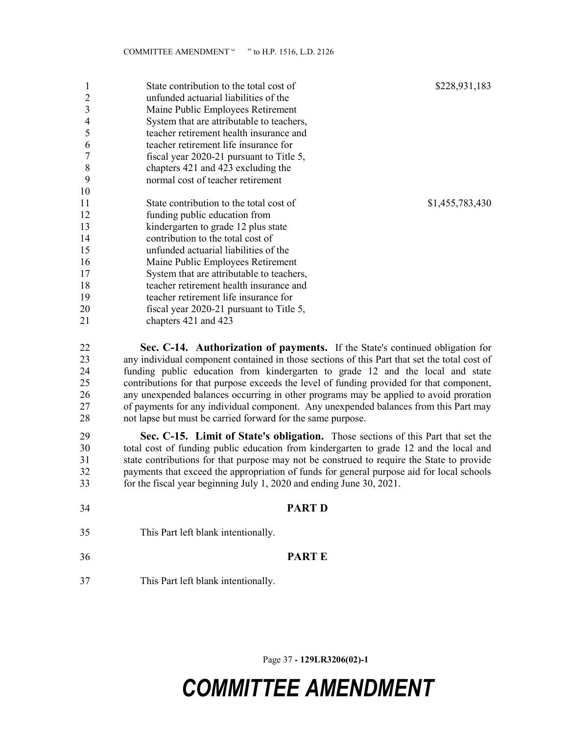| | |
|---|---|
| State contribution to the total cost of unfunded actuarial liabilities of the Maine Public Employees Retirement System that are attributable to teachers, teacher retirement health insurance and teacher retirement life insurance for fiscal year 2020-21 pursuant to Title 5, chapters 421 and 423 excluding the normal cost of teacher retirement | $228,931,183 |
| State contribution to the total cost of funding public education from kindergarten to grade 12 plus state contribution to the total cost of unfunded actuarial liabilities of the Maine Public Employees Retirement System that are attributable to teachers, teacher retirement health insurance and teacher retirement life insurance for fiscal year 2020-21 pursuant to Title 5, chapters 421 and 423 | $1,455,783,430 |

**Sec. C-14. Authorization of payments.** If the State's continued obligation for any individual component contained in those sections of this Part that set the total cost of funding public education from kindergarten to grade 12 and the local and state contributions for that purpose exceeds the level of funding provided for that component, any unexpended balances occurring in other programs may be applied to avoid proration of payments for any individual component. Any unexpended balances from this Part may not lapse but must be carried forward for the same purpose.

**Sec. C-15. Limit of State's obligation.** Those sections of this Part that set the total cost of funding public education from kindergarten to grade 12 and the local and state contributions for that purpose may not be construed to require the State to provide payments that exceed the appropriation of funds for general purpose aid for local schools for the fiscal year beginning July 1, 2020 and ending June 30, 2021.

## PART D

This Part left blank intentionally.

## PART E

This Part left blank intentionally.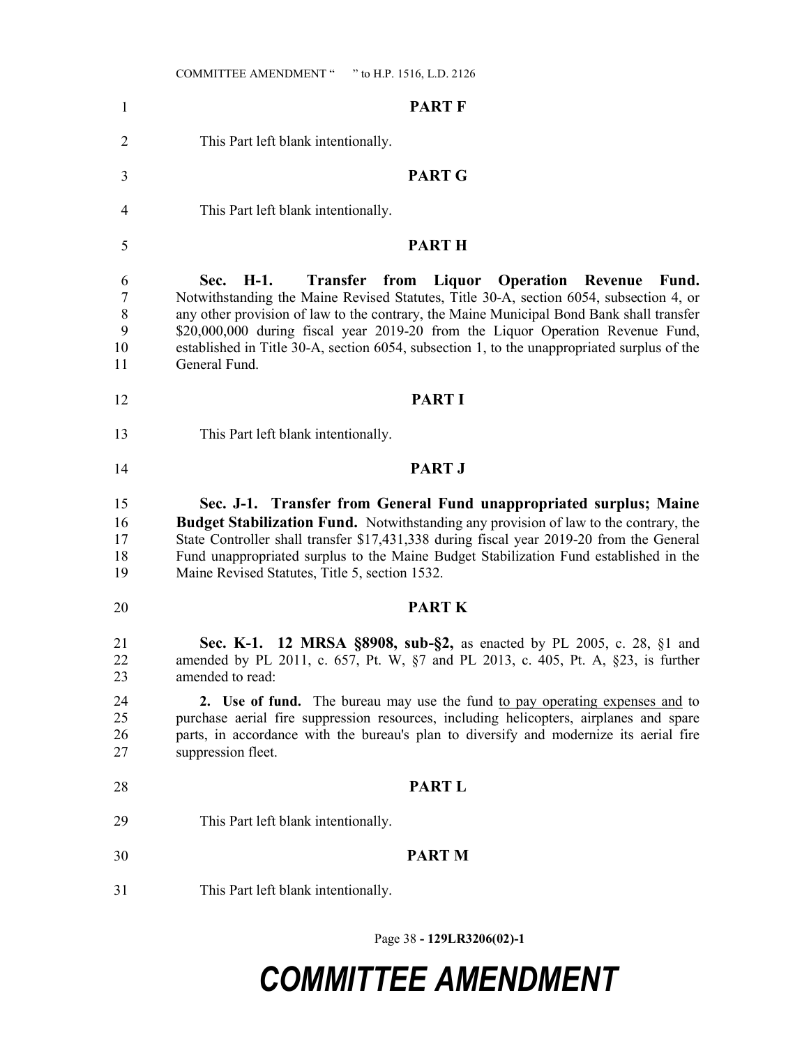## PART F

This Part left blank intentionally.

## PART G

This Part left blank intentionally.

## PART H

**Sec. H-1. Transfer from Liquor Operation Revenue Fund.** Notwithstanding the Maine Revised Statutes, Title 30-A, section 6054, subsection 4, or any other provision of law to the contrary, the Maine Municipal Bond Bank shall transfer $20,000,000 during fiscal year 2019-20 from the Liquor Operation Revenue Fund, established in Title 30-A, section 6054, subsection 1, to the unappropriated surplus of the General Fund.

## PART I

This Part left blank intentionally.

## PART J

**Sec. J-1. Transfer from General Fund unappropriated surplus; Maine Budget Stabilization Fund.** Notwithstanding any provision of law to the contrary, the State Controller shall transfer $17,431,338 during fiscal year 2019-20 from the General Fund unappropriated surplus to the Maine Budget Stabilization Fund established in the Maine Revised Statutes, Title 5, section 1532.

## PART K

**Sec. K-1. 12 MRSA §8908, sub-§2,** as enacted by PL 2005, c. 28, §1 and amended by PL 2011, c. 657, Pt. W, §7 and PL 2013, c. 405, Pt. A, §23, is further amended to read:

**2. Use of fund.** The bureau may use the fund <u>to pay operating expenses and</u> to purchase aerial fire suppression resources, including helicopters, airplanes and spare parts, in accordance with the bureau's plan to diversify and modernize its aerial fire suppression fleet.

## PART L

This Part left blank intentionally.

## PART M

This Part left blank intentionally.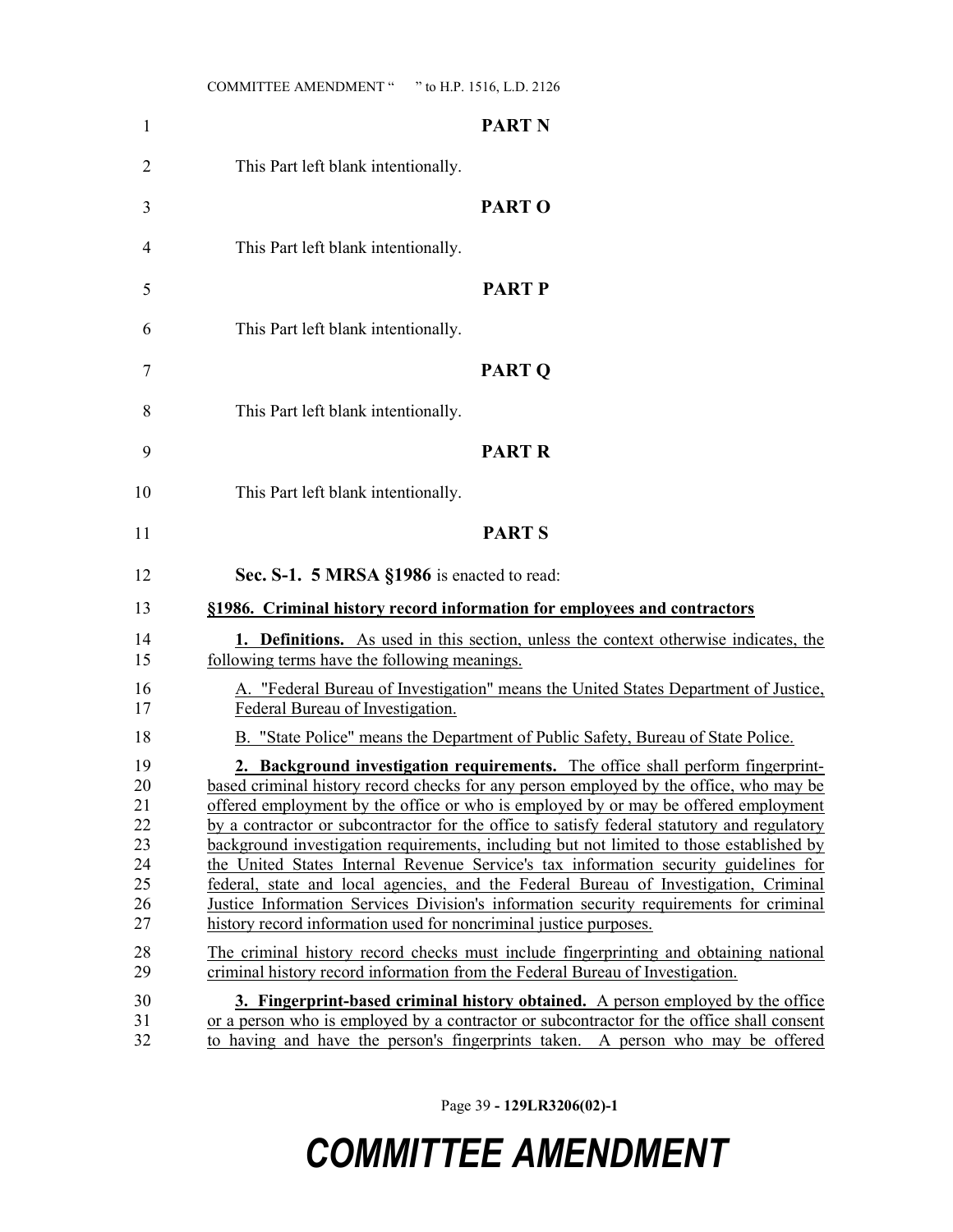## PART N

This Part left blank intentionally.

## PART O

This Part left blank intentionally.

## PART P

This Part left blank intentionally.

## PART Q

This Part left blank intentionally.

## PART R

This Part left blank intentionally.

## PART S

**Sec. S-1. 5 MRSA §1986** is enacted to read:

**§1986. Criminal history record information for employees and contractors**

**1. Definitions.** As used in this section, unless the context otherwise indicates, the following terms have the following meanings.

A. "Federal Bureau of Investigation" means the United States Department of Justice, Federal Bureau of Investigation.

B. "State Police" means the Department of Public Safety, Bureau of State Police.

**2. Background investigation requirements.** The office shall perform fingerprint-based criminal history record checks for any person employed by the office, who may be offered employment by the office or who is employed by or may be offered employment by a contractor or subcontractor for the office to satisfy federal statutory and regulatory background investigation requirements, including but not limited to those established by the United States Internal Revenue Service's tax information security guidelines for federal, state and local agencies, and the Federal Bureau of Investigation, Criminal Justice Information Services Division's information security requirements for criminal history record information used for noncriminal justice purposes.

The criminal history record checks must include fingerprinting and obtaining national criminal history record information from the Federal Bureau of Investigation.

**3. Fingerprint-based criminal history obtained.** A person employed by the office or a person who is employed by a contractor or subcontractor for the office shall consent to having and have the person's fingerprints taken. A person who may be offered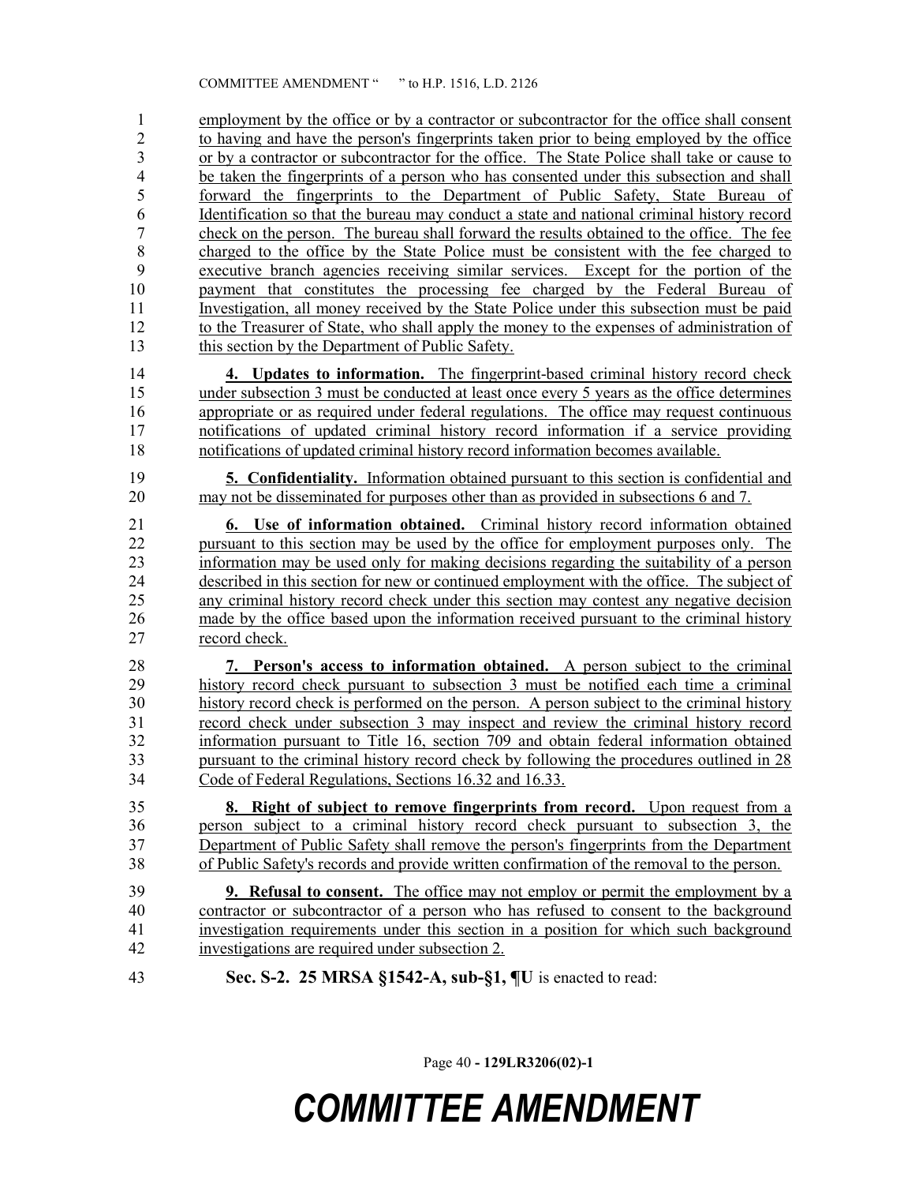employment by the office or by a contractor or subcontractor for the office shall consent to having and have the person's fingerprints taken prior to being employed by the office or by a contractor or subcontractor for the office. The State Police shall take or cause to be taken the fingerprints of a person who has consented under this subsection and shall forward the fingerprints to the Department of Public Safety, State Bureau of Identification so that the bureau may conduct a state and national criminal history record check on the person. The bureau shall forward the results obtained to the office. The fee charged to the office by the State Police must be consistent with the fee charged to executive branch agencies receiving similar services. Except for the portion of the payment that constitutes the processing fee charged by the Federal Bureau of Investigation, all money received by the State Police under this subsection must be paid to the Treasurer of State, who shall apply the money to the expenses of administration of this section by the Department of Public Safety.

**4. Updates to information.** The fingerprint-based criminal history record check under subsection 3 must be conducted at least once every 5 years as the office determines appropriate or as required under federal regulations. The office may request continuous notifications of updated criminal history record information if a service providing notifications of updated criminal history record information becomes available.

**5. Confidentiality.** Information obtained pursuant to this section is confidential and may not be disseminated for purposes other than as provided in subsections 6 and 7.

**6. Use of information obtained.** Criminal history record information obtained pursuant to this section may be used by the office for employment purposes only. The information may be used only for making decisions regarding the suitability of a person described in this section for new or continued employment with the office. The subject of any criminal history record check under this section may contest any negative decision made by the office based upon the information received pursuant to the criminal history record check.

**7. Person's access to information obtained.** A person subject to the criminal history record check pursuant to subsection 3 must be notified each time a criminal history record check is performed on the person. A person subject to the criminal history record check under subsection 3 may inspect and review the criminal history record information pursuant to Title 16, section 709 and obtain federal information obtained pursuant to the criminal history record check by following the procedures outlined in 28 Code of Federal Regulations, Sections 16.32 and 16.33.

**8. Right of subject to remove fingerprints from record.** Upon request from a person subject to a criminal history record check pursuant to subsection 3, the Department of Public Safety shall remove the person's fingerprints from the Department of Public Safety's records and provide written confirmation of the removal to the person.

**9. Refusal to consent.** The office may not employ or permit the employment by a contractor or subcontractor of a person who has refused to consent to the background investigation requirements under this section in a position for which such background investigations are required under subsection 2.

**Sec. S-2. 25 MRSA §1542-A, sub-§1, ¶U** is enacted to read: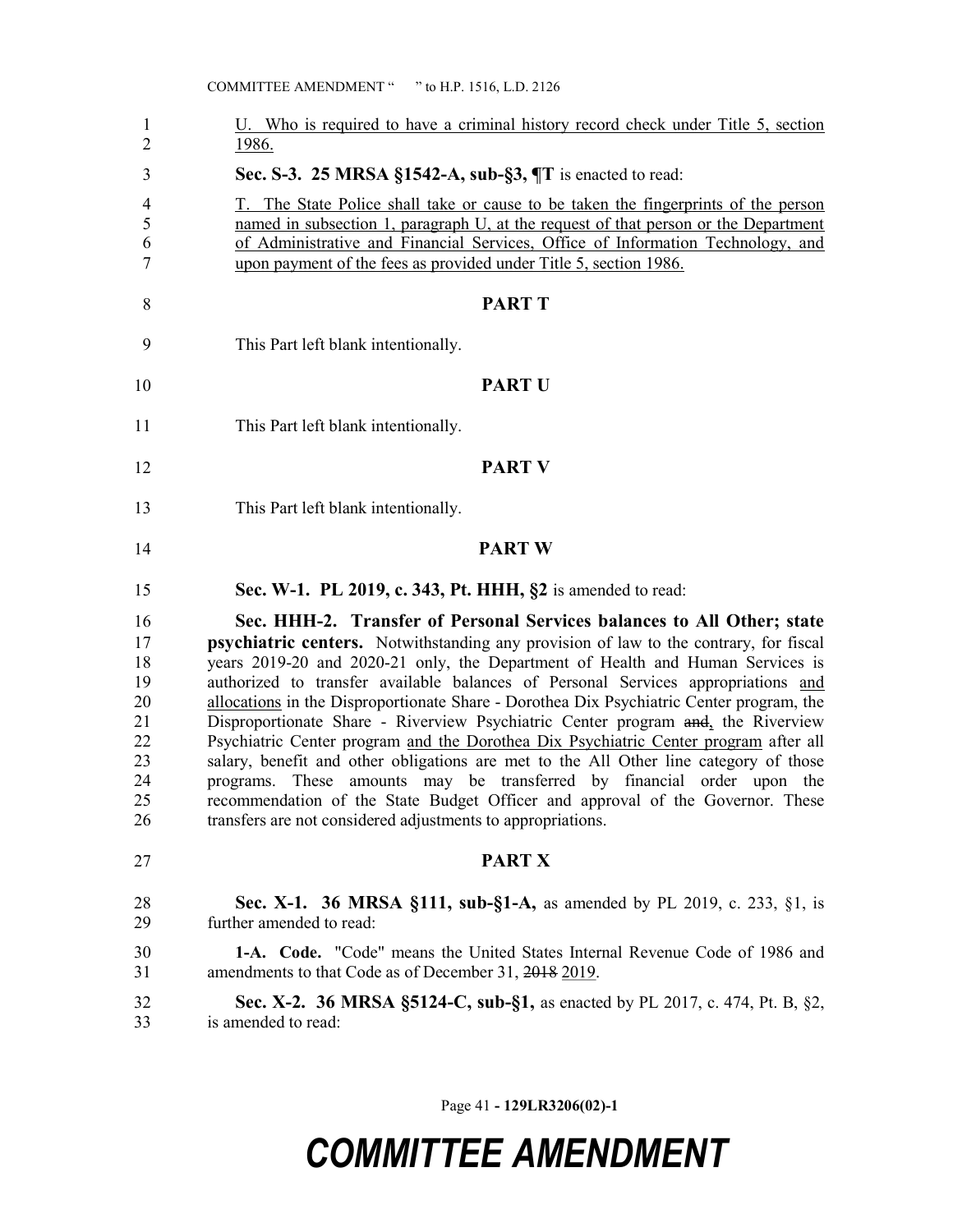U. Who is required to have a criminal history record check under Title 5, section 1986.

**Sec. S-3. 25 MRSA §1542-A, sub-§3, ¶T** is enacted to read:

T. The State Police shall take or cause to be taken the fingerprints of the person named in subsection 1, paragraph U, at the request of that person or the Department of Administrative and Financial Services, Office of Information Technology, and upon payment of the fees as provided under Title 5, section 1986.

## PART T

This Part left blank intentionally.

## PART U

This Part left blank intentionally.

## PART V

This Part left blank intentionally.

## PART W

**Sec. W-1. PL 2019, c. 343, Pt. HHH, §2** is amended to read:

**Sec. HHH-2. Transfer of Personal Services balances to All Other; state psychiatric centers.** Notwithstanding any provision of law to the contrary, for fiscal years 2019-20 and 2020-21 only, the Department of Health and Human Services is authorized to transfer available balances of Personal Services appropriations and allocations in the Disproportionate Share - Dorothea Dix Psychiatric Center program, the Disproportionate Share - Riverview Psychiatric Center program ~~and~~, the Riverview Psychiatric Center program and the Dorothea Dix Psychiatric Center program after all salary, benefit and other obligations are met to the All Other line category of those programs. These amounts may be transferred by financial order upon the recommendation of the State Budget Officer and approval of the Governor. These transfers are not considered adjustments to appropriations.

## PART X

**Sec. X-1. 36 MRSA §111, sub-§1-A,** as amended by PL 2019, c. 233, §1, is further amended to read:

**1-A. Code.** "Code" means the United States Internal Revenue Code of 1986 and amendments to that Code as of December 31, ~~2018~~ 2019.

**Sec. X-2. 36 MRSA §5124-C, sub-§1,** as enacted by PL 2017, c. 474, Pt. B, §2, is amended to read: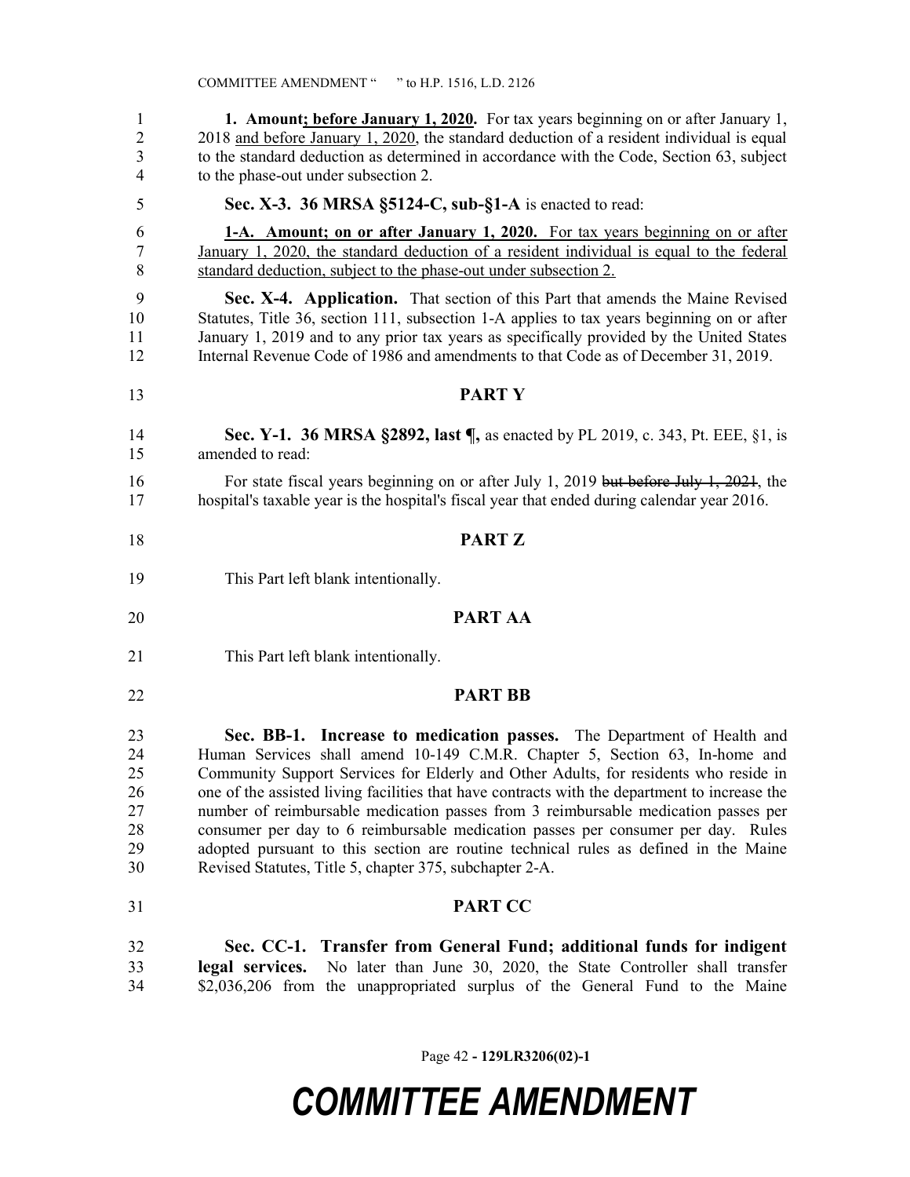**1. Amount; before January 1, 2020.** For tax years beginning on or after January 1, 2018 and before January 1, 2020, the standard deduction of a resident individual is equal to the standard deduction as determined in accordance with the Code, Section 63, subject to the phase-out under subsection 2.

**Sec. X-3. 36 MRSA §5124-C, sub-§1-A** is enacted to read:

**1-A. Amount; on or after January 1, 2020.** For tax years beginning on or after January 1, 2020, the standard deduction of a resident individual is equal to the federal standard deduction, subject to the phase-out under subsection 2.

**Sec. X-4. Application.** That section of this Part that amends the Maine Revised Statutes, Title 36, section 111, subsection 1-A applies to tax years beginning on or after January 1, 2019 and to any prior tax years as specifically provided by the United States Internal Revenue Code of 1986 and amendments to that Code as of December 31, 2019.

## PART Y

**Sec. Y-1. 36 MRSA §2892, last ¶,** as enacted by PL 2019, c. 343, Pt. EEE, §1, is amended to read:

For state fiscal years beginning on or after July 1, 2019 ~~but before July 1, 2021~~, the hospital's taxable year is the hospital's fiscal year that ended during calendar year 2016.

## PART Z

This Part left blank intentionally.

## PART AA

This Part left blank intentionally.

## PART BB

**Sec. BB-1. Increase to medication passes.** The Department of Health and Human Services shall amend 10-149 C.M.R. Chapter 5, Section 63, In-home and Community Support Services for Elderly and Other Adults, for residents who reside in one of the assisted living facilities that have contracts with the department to increase the number of reimbursable medication passes from 3 reimbursable medication passes per consumer per day to 6 reimbursable medication passes per consumer per day. Rules adopted pursuant to this section are routine technical rules as defined in the Maine Revised Statutes, Title 5, chapter 375, subchapter 2-A.

## PART CC

**Sec. CC-1. Transfer from General Fund; additional funds for indigent legal services.** No later than June 30, 2020, the State Controller shall transfer $2,036,206 from the unappropriated surplus of the General Fund to the Maine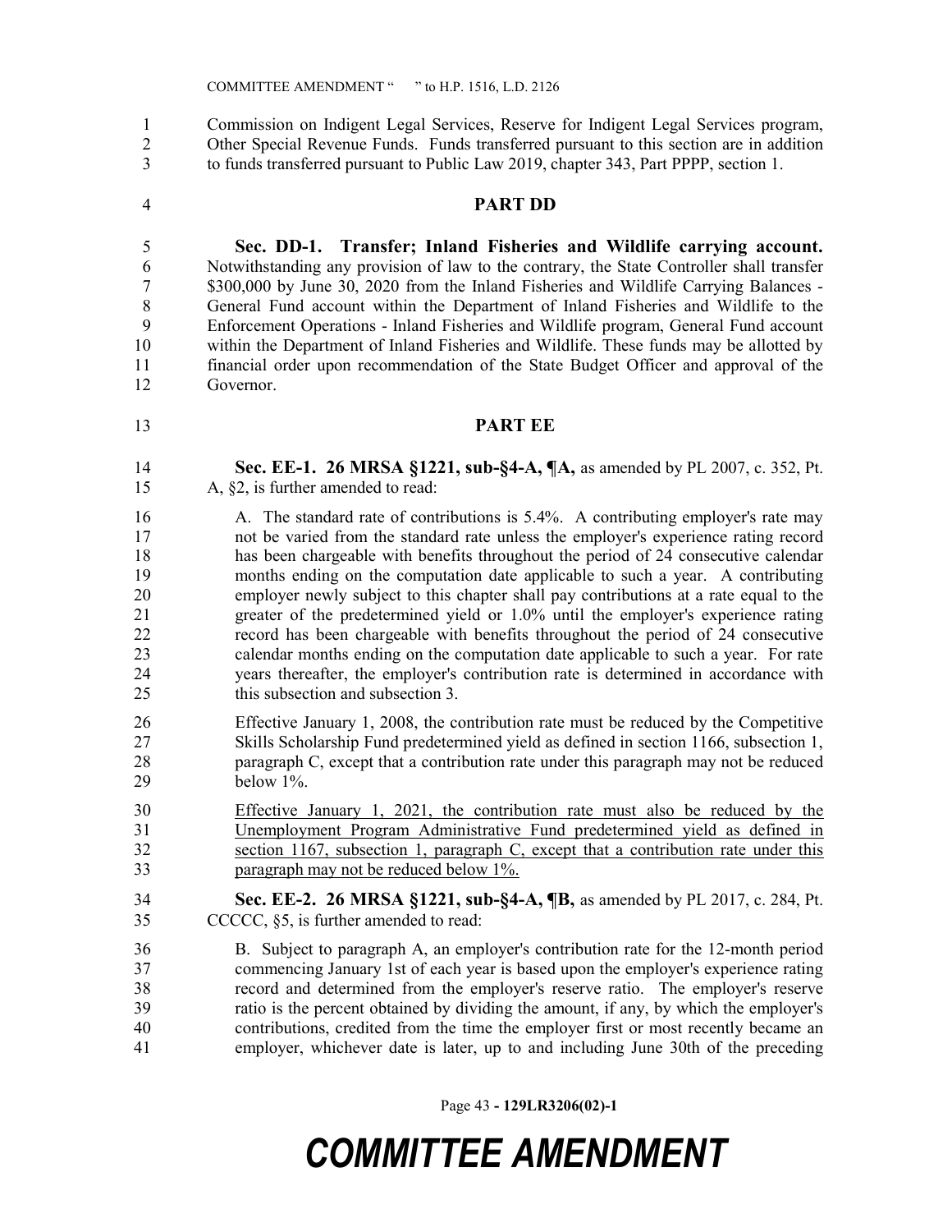Commission on Indigent Legal Services, Reserve for Indigent Legal Services program, Other Special Revenue Funds. Funds transferred pursuant to this section are in addition to funds transferred pursuant to Public Law 2019, chapter 343, Part PPPP, section 1.

## PART DD

**Sec. DD-1. Transfer; Inland Fisheries and Wildlife carrying account.** Notwithstanding any provision of law to the contrary, the State Controller shall transfer $300,000 by June 30, 2020 from the Inland Fisheries and Wildlife Carrying Balances - General Fund account within the Department of Inland Fisheries and Wildlife to the Enforcement Operations - Inland Fisheries and Wildlife program, General Fund account within the Department of Inland Fisheries and Wildlife. These funds may be allotted by financial order upon recommendation of the State Budget Officer and approval of the Governor.

## PART EE

**Sec. EE-1. 26 MRSA §1221, sub-§4-A, ¶A,** as amended by PL 2007, c. 352, Pt. A, §2, is further amended to read:

A. The standard rate of contributions is 5.4%. A contributing employer's rate may not be varied from the standard rate unless the employer's experience rating record has been chargeable with benefits throughout the period of 24 consecutive calendar months ending on the computation date applicable to such a year. A contributing employer newly subject to this chapter shall pay contributions at a rate equal to the greater of the predetermined yield or 1.0% until the employer's experience rating record has been chargeable with benefits throughout the period of 24 consecutive calendar months ending on the computation date applicable to such a year. For rate years thereafter, the employer's contribution rate is determined in accordance with this subsection and subsection 3.

Effective January 1, 2008, the contribution rate must be reduced by the Competitive Skills Scholarship Fund predetermined yield as defined in section 1166, subsection 1, paragraph C, except that a contribution rate under this paragraph may not be reduced below 1%.

Effective January 1, 2021, the contribution rate must also be reduced by the Unemployment Program Administrative Fund predetermined yield as defined in section 1167, subsection 1, paragraph C, except that a contribution rate under this paragraph may not be reduced below 1%.

**Sec. EE-2. 26 MRSA §1221, sub-§4-A, ¶B,** as amended by PL 2017, c. 284, Pt. CCCCC, §5, is further amended to read:

B. Subject to paragraph A, an employer's contribution rate for the 12-month period commencing January 1st of each year is based upon the employer's experience rating record and determined from the employer's reserve ratio. The employer's reserve ratio is the percent obtained by dividing the amount, if any, by which the employer's contributions, credited from the time the employer first or most recently became an employer, whichever date is later, up to and including June 30th of the preceding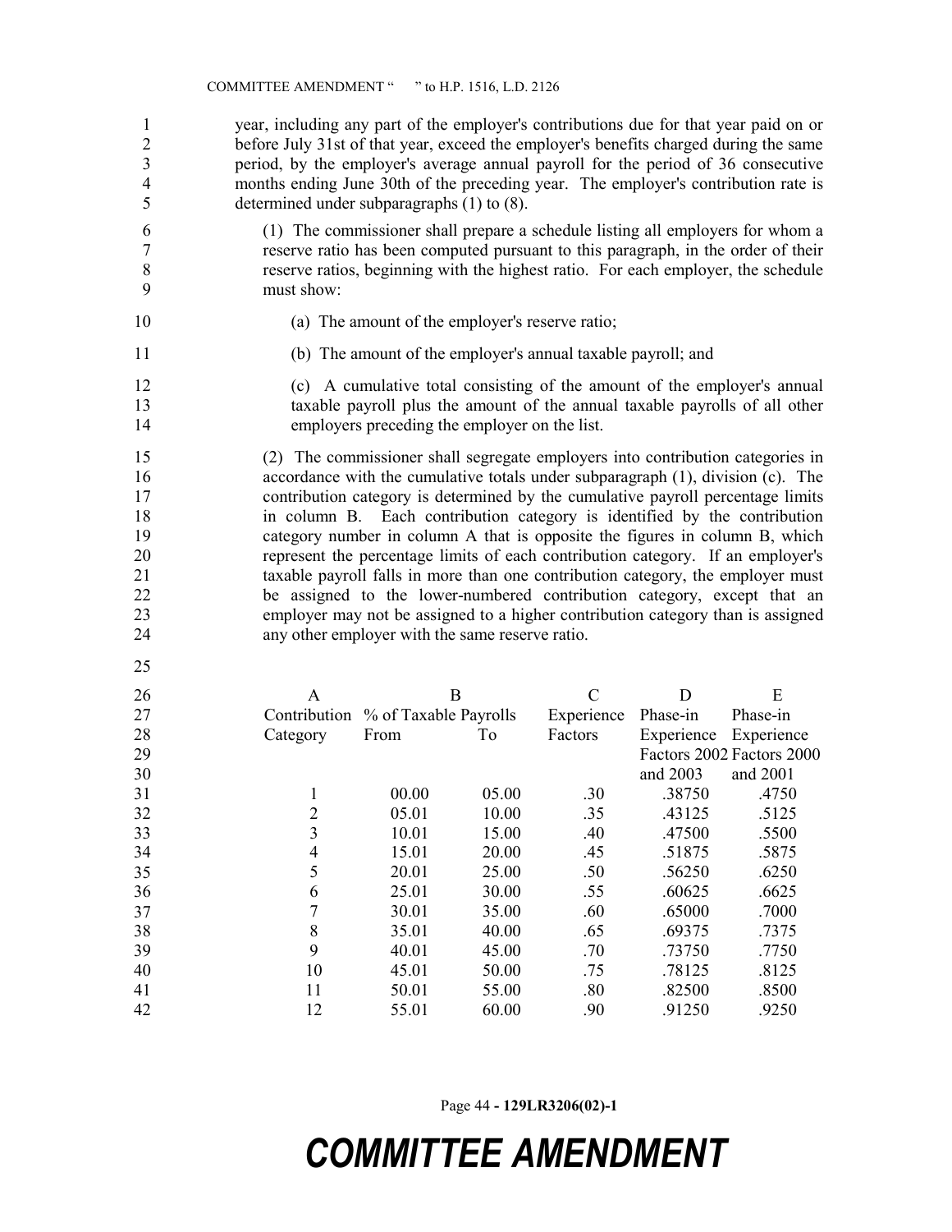year, including any part of the employer's contributions due for that year paid on or before July 31st of that year, exceed the employer's benefits charged during the same period, by the employer's average annual payroll for the period of 36 consecutive months ending June 30th of the preceding year. The employer's contribution rate is determined under subparagraphs (1) to (8).

(1) The commissioner shall prepare a schedule listing all employers for whom a reserve ratio has been computed pursuant to this paragraph, in the order of their reserve ratios, beginning with the highest ratio. For each employer, the schedule must show:

(a) The amount of the employer's reserve ratio;

(b) The amount of the employer's annual taxable payroll; and

(c) A cumulative total consisting of the amount of the employer's annual taxable payroll plus the amount of the annual taxable payrolls of all other employers preceding the employer on the list.

(2) The commissioner shall segregate employers into contribution categories in accordance with the cumulative totals under subparagraph (1), division (c). The contribution category is determined by the cumulative payroll percentage limits in column B. Each contribution category is identified by the contribution category number in column A that is opposite the figures in column B, which represent the percentage limits of each contribution category. If an employer's taxable payroll falls in more than one contribution category, the employer must be assigned to the lower-numbered contribution category, except that an employer may not be assigned to a higher contribution category than is assigned any other employer with the same reserve ratio.

| A | B | | C | D | E |
|---|---|---|---|---|---|
| Contribution Category | % of Taxable Payrolls From | To | Experience Factors | Phase-in Experience Factors 2002 and 2003 | Phase-in Experience Factors 2000 and 2001 |
| 1 | 00.00 | 05.00 | .30 | .38750 | .4750 |
| 2 | 05.01 | 10.00 | .35 | .43125 | .5125 |
| 3 | 10.01 | 15.00 | .40 | .47500 | .5500 |
| 4 | 15.01 | 20.00 | .45 | .51875 | .5875 |
| 5 | 20.01 | 25.00 | .50 | .56250 | .6250 |
| 6 | 25.01 | 30.00 | .55 | .60625 | .6625 |
| 7 | 30.01 | 35.00 | .60 | .65000 | .7000 |
| 8 | 35.01 | 40.00 | .65 | .69375 | .7375 |
| 9 | 40.01 | 45.00 | .70 | .73750 | .7750 |
| 10 | 45.01 | 50.00 | .75 | .78125 | .8125 |
| 11 | 50.01 | 55.00 | .80 | .82500 | .8500 |
| 12 | 55.01 | 60.00 | .90 | .91250 | .9250 |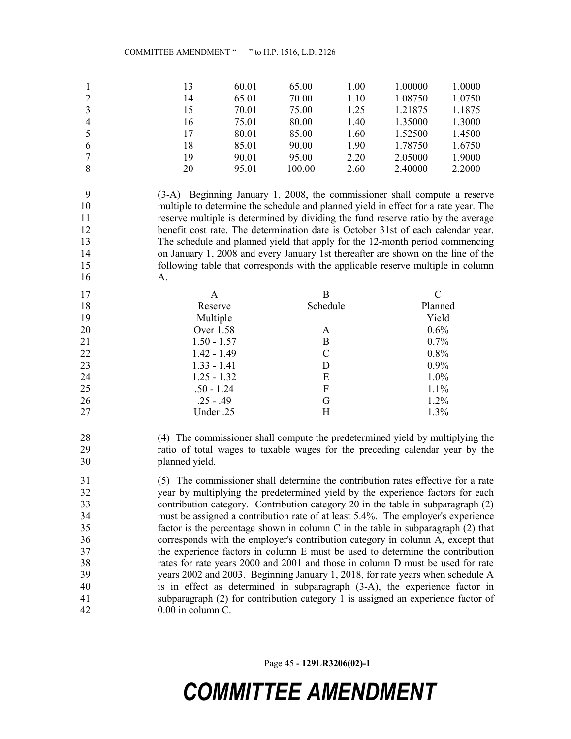| 13 | 60.01 | 65.00 | 1.00 | 1.00000 | 1.0000 |
|---|---|---|---|---|---|
| 14 | 65.01 | 70.00 | 1.10 | 1.08750 | 1.0750 |
| 15 | 70.01 | 75.00 | 1.25 | 1.21875 | 1.1875 |
| 16 | 75.01 | 80.00 | 1.40 | 1.35000 | 1.3000 |
| 17 | 80.01 | 85.00 | 1.60 | 1.52500 | 1.4500 |
| 18 | 85.01 | 90.00 | 1.90 | 1.78750 | 1.6750 |
| 19 | 90.01 | 95.00 | 2.20 | 2.05000 | 1.9000 |
| 20 | 95.01 | 100.00 | 2.60 | 2.40000 | 2.2000 |

(3-A) Beginning January 1, 2008, the commissioner shall compute a reserve multiple to determine the schedule and planned yield in effect for a rate year. The reserve multiple is determined by dividing the fund reserve ratio by the average benefit cost rate. The determination date is October 31st of each calendar year. The schedule and planned yield that apply for the 12-month period commencing on January 1, 2008 and every January 1st thereafter are shown on the line of the following table that corresponds with the applicable reserve multiple in column A.

| A<br>Reserve<br>Multiple | B<br>Schedule | C<br>Planned<br>Yield |
|---|---|---|
| Over 1.58 | A | 0.6% |
| 1.50 - 1.57 | B | 0.7% |
| 1.42 - 1.49 | C | 0.8% |
| 1.33 - 1.41 | D | 0.9% |
| 1.25 - 1.32 | E | 1.0% |
| .50 - 1.24 | F | 1.1% |
| .25 - .49 | G | 1.2% |
| Under .25 | H | 1.3% |

(4) The commissioner shall compute the predetermined yield by multiplying the ratio of total wages to taxable wages for the preceding calendar year by the planned yield.

(5) The commissioner shall determine the contribution rates effective for a rate year by multiplying the predetermined yield by the experience factors for each contribution category. Contribution category 20 in the table in subparagraph (2) must be assigned a contribution rate of at least 5.4%. The employer's experience factor is the percentage shown in column C in the table in subparagraph (2) that corresponds with the employer's contribution category in column A, except that the experience factors in column E must be used to determine the contribution rates for rate years 2000 and 2001 and those in column D must be used for rate years 2002 and 2003. Beginning January 1, 2018, for rate years when schedule A is in effect as determined in subparagraph (3-A), the experience factor in subparagraph (2) for contribution category 1 is assigned an experience factor of 0.00 in column C.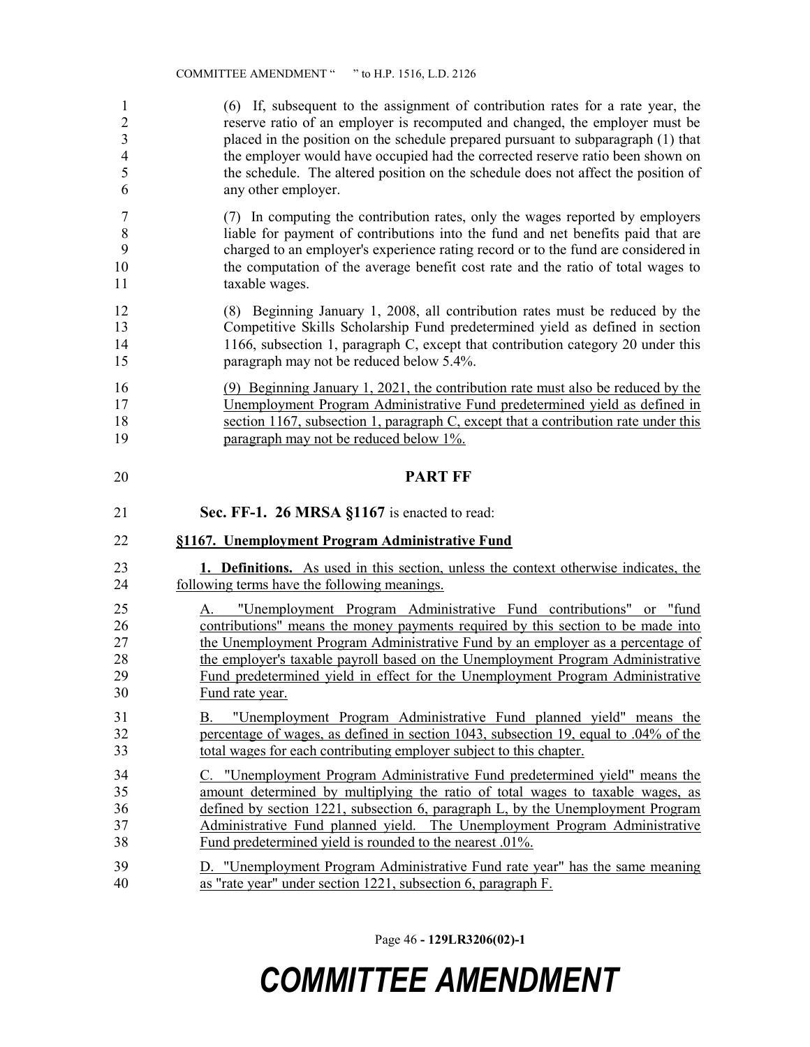(6) If, subsequent to the assignment of contribution rates for a rate year, the reserve ratio of an employer is recomputed and changed, the employer must be placed in the position on the schedule prepared pursuant to subparagraph (1) that the employer would have occupied had the corrected reserve ratio been shown on the schedule. The altered position on the schedule does not affect the position of any other employer.

(7) In computing the contribution rates, only the wages reported by employers liable for payment of contributions into the fund and net benefits paid that are charged to an employer's experience rating record or to the fund are considered in the computation of the average benefit cost rate and the ratio of total wages to taxable wages.

(8) Beginning January 1, 2008, all contribution rates must be reduced by the Competitive Skills Scholarship Fund predetermined yield as defined in section 1166, subsection 1, paragraph C, except that contribution category 20 under this paragraph may not be reduced below 5.4%.

(9) Beginning January 1, 2021, the contribution rate must also be reduced by the Unemployment Program Administrative Fund predetermined yield as defined in section 1167, subsection 1, paragraph C, except that a contribution rate under this paragraph may not be reduced below 1%.

## PART FF

**Sec. FF-1. 26 MRSA §1167** is enacted to read:

**§1167. Unemployment Program Administrative Fund**

**1. Definitions.** As used in this section, unless the context otherwise indicates, the following terms have the following meanings.

A. "Unemployment Program Administrative Fund contributions" or "fund contributions" means the money payments required by this section to be made into the Unemployment Program Administrative Fund by an employer as a percentage of the employer's taxable payroll based on the Unemployment Program Administrative Fund predetermined yield in effect for the Unemployment Program Administrative Fund rate year.

B. "Unemployment Program Administrative Fund planned yield" means the percentage of wages, as defined in section 1043, subsection 19, equal to .04% of the total wages for each contributing employer subject to this chapter.

C. "Unemployment Program Administrative Fund predetermined yield" means the amount determined by multiplying the ratio of total wages to taxable wages, as defined by section 1221, subsection 6, paragraph L, by the Unemployment Program Administrative Fund planned yield. The Unemployment Program Administrative Fund predetermined yield is rounded to the nearest .01%.

D. "Unemployment Program Administrative Fund rate year" has the same meaning as "rate year" under section 1221, subsection 6, paragraph F.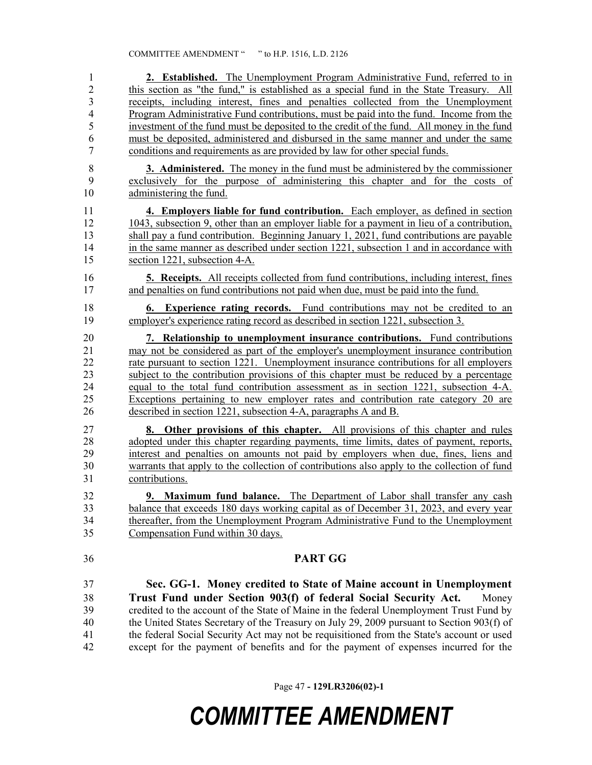**2. Established.** The Unemployment Program Administrative Fund, referred to in this section as "the fund," is established as a special fund in the State Treasury. All receipts, including interest, fines and penalties collected from the Unemployment Program Administrative Fund contributions, must be paid into the fund. Income from the investment of the fund must be deposited to the credit of the fund. All money in the fund must be deposited, administered and disbursed in the same manner and under the same conditions and requirements as are provided by law for other special funds.

**3. Administered.** The money in the fund must be administered by the commissioner exclusively for the purpose of administering this chapter and for the costs of administering the fund.

**4. Employers liable for fund contribution.** Each employer, as defined in section 1043, subsection 9, other than an employer liable for a payment in lieu of a contribution, shall pay a fund contribution. Beginning January 1, 2021, fund contributions are payable in the same manner as described under section 1221, subsection 1 and in accordance with section 1221, subsection 4-A.

**5. Receipts.** All receipts collected from fund contributions, including interest, fines and penalties on fund contributions not paid when due, must be paid into the fund.

**6. Experience rating records.** Fund contributions may not be credited to an employer's experience rating record as described in section 1221, subsection 3.

**7. Relationship to unemployment insurance contributions.** Fund contributions may not be considered as part of the employer's unemployment insurance contribution rate pursuant to section 1221. Unemployment insurance contributions for all employers subject to the contribution provisions of this chapter must be reduced by a percentage equal to the total fund contribution assessment as in section 1221, subsection 4-A. Exceptions pertaining to new employer rates and contribution rate category 20 are described in section 1221, subsection 4-A, paragraphs A and B.

**8. Other provisions of this chapter.** All provisions of this chapter and rules adopted under this chapter regarding payments, time limits, dates of payment, reports, interest and penalties on amounts not paid by employers when due, fines, liens and warrants that apply to the collection of contributions also apply to the collection of fund contributions.

**9. Maximum fund balance.** The Department of Labor shall transfer any cash balance that exceeds 180 days working capital as of December 31, 2023, and every year thereafter, from the Unemployment Program Administrative Fund to the Unemployment Compensation Fund within 30 days.

## PART GG

**Sec. GG-1. Money credited to State of Maine account in Unemployment Trust Fund under Section 903(f) of federal Social Security Act.** Money credited to the account of the State of Maine in the federal Unemployment Trust Fund by the United States Secretary of the Treasury on July 29, 2009 pursuant to Section 903(f) of the federal Social Security Act may not be requisitioned from the State's account or used except for the payment of benefits and for the payment of expenses incurred for the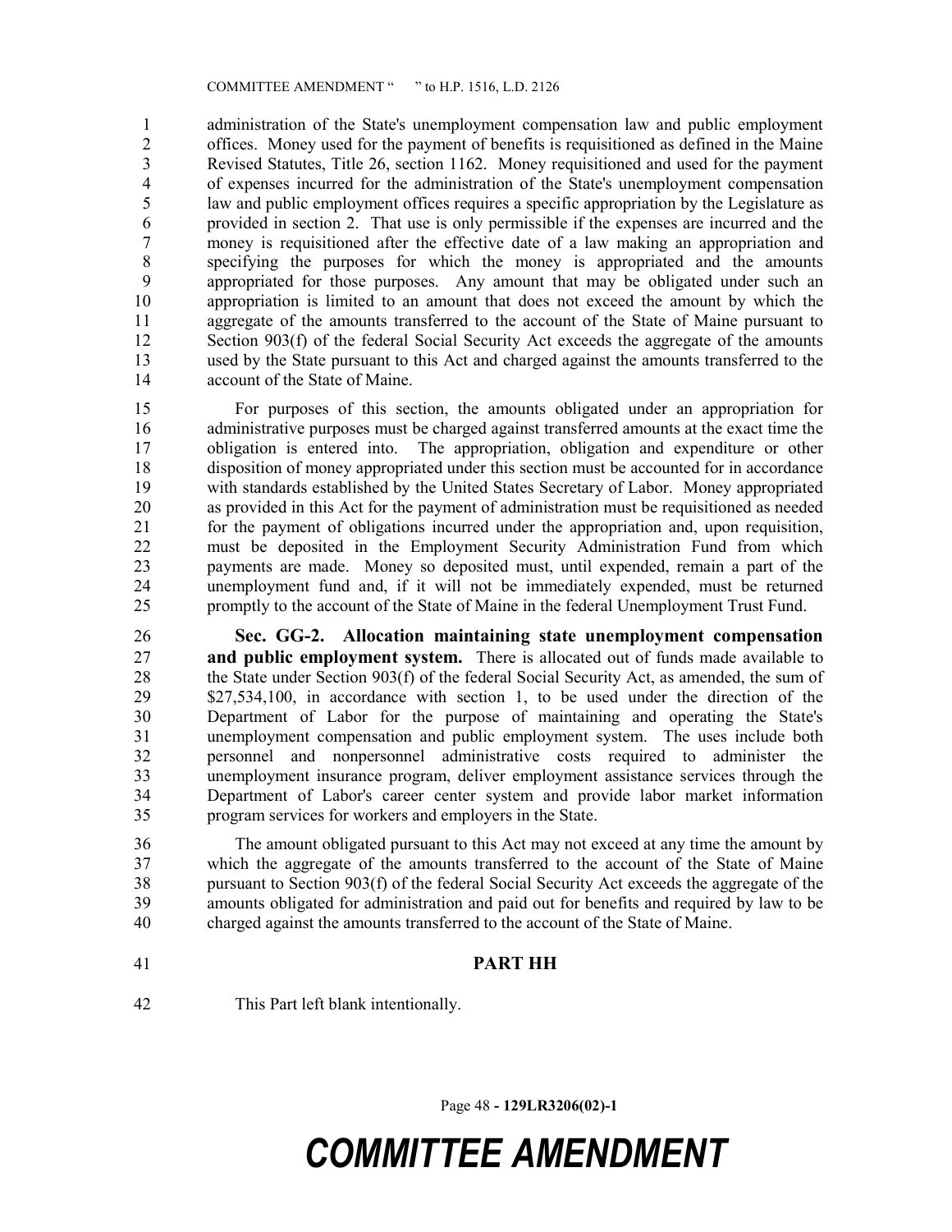administration of the State's unemployment compensation law and public employment offices. Money used for the payment of benefits is requisitioned as defined in the Maine Revised Statutes, Title 26, section 1162. Money requisitioned and used for the payment of expenses incurred for the administration of the State's unemployment compensation law and public employment offices requires a specific appropriation by the Legislature as provided in section 2. That use is only permissible if the expenses are incurred and the money is requisitioned after the effective date of a law making an appropriation and specifying the purposes for which the money is appropriated and the amounts appropriated for those purposes. Any amount that may be obligated under such an appropriation is limited to an amount that does not exceed the amount by which the aggregate of the amounts transferred to the account of the State of Maine pursuant to Section 903(f) of the federal Social Security Act exceeds the aggregate of the amounts used by the State pursuant to this Act and charged against the amounts transferred to the account of the State of Maine.

For purposes of this section, the amounts obligated under an appropriation for administrative purposes must be charged against transferred amounts at the exact time the obligation is entered into. The appropriation, obligation and expenditure or other disposition of money appropriated under this section must be accounted for in accordance with standards established by the United States Secretary of Labor. Money appropriated as provided in this Act for the payment of administration must be requisitioned as needed for the payment of obligations incurred under the appropriation and, upon requisition, must be deposited in the Employment Security Administration Fund from which payments are made. Money so deposited must, until expended, remain a part of the unemployment fund and, if it will not be immediately expended, must be returned promptly to the account of the State of Maine in the federal Unemployment Trust Fund.

**Sec. GG-2. Allocation maintaining state unemployment compensation and public employment system.** There is allocated out of funds made available to the State under Section 903(f) of the federal Social Security Act, as amended, the sum of $27,534,100, in accordance with section 1, to be used under the direction of the Department of Labor for the purpose of maintaining and operating the State's unemployment compensation and public employment system. The uses include both personnel and nonpersonnel administrative costs required to administer the unemployment insurance program, deliver employment assistance services through the Department of Labor's career center system and provide labor market information program services for workers and employers in the State.

The amount obligated pursuant to this Act may not exceed at any time the amount by which the aggregate of the amounts transferred to the account of the State of Maine pursuant to Section 903(f) of the federal Social Security Act exceeds the aggregate of the amounts obligated for administration and paid out for benefits and required by law to be charged against the amounts transferred to the account of the State of Maine.

## PART HH

This Part left blank intentionally.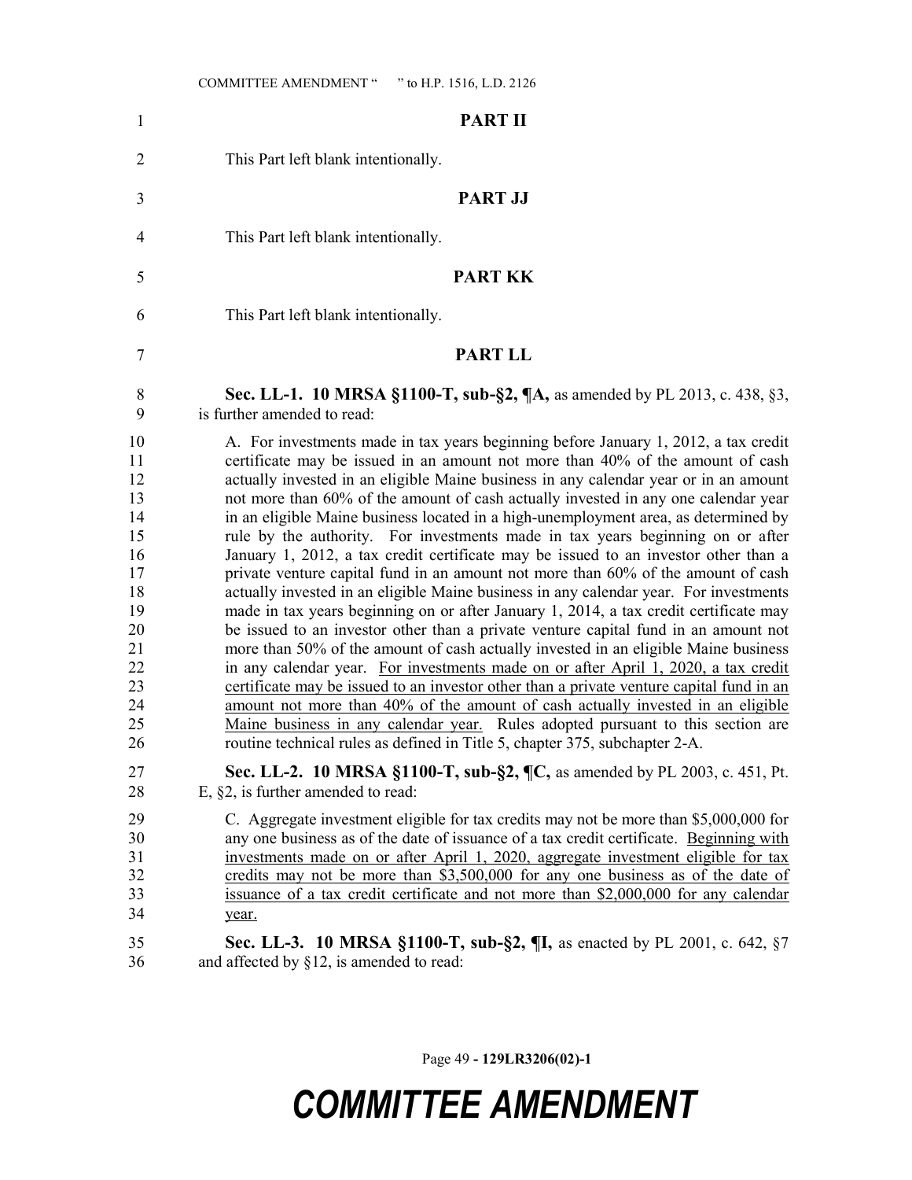## PART II

This Part left blank intentionally.

## PART JJ

This Part left blank intentionally.

## PART KK

This Part left blank intentionally.

## PART LL

**Sec. LL-1. 10 MRSA §1100-T, sub-§2, ¶A,** as amended by PL 2013, c. 438, §3, is further amended to read:

A. For investments made in tax years beginning before January 1, 2012, a tax credit certificate may be issued in an amount not more than 40% of the amount of cash actually invested in an eligible Maine business in any calendar year or in an amount not more than 60% of the amount of cash actually invested in any one calendar year in an eligible Maine business located in a high-unemployment area, as determined by rule by the authority. For investments made in tax years beginning on or after January 1, 2012, a tax credit certificate may be issued to an investor other than a private venture capital fund in an amount not more than 60% of the amount of cash actually invested in an eligible Maine business in any calendar year. For investments made in tax years beginning on or after January 1, 2014, a tax credit certificate may be issued to an investor other than a private venture capital fund in an amount not more than 50% of the amount of cash actually invested in an eligible Maine business in any calendar year. <u>For investments made on or after April 1, 2020, a tax credit certificate may be issued to an investor other than a private venture capital fund in an amount not more than 40% of the amount of cash actually invested in an eligible Maine business in any calendar year.</u> Rules adopted pursuant to this section are routine technical rules as defined in Title 5, chapter 375, subchapter 2-A.

**Sec. LL-2. 10 MRSA §1100-T, sub-§2, ¶C,** as amended by PL 2003, c. 451, Pt. E, §2, is further amended to read:

C. Aggregate investment eligible for tax credits may not be more than $5,000,000 for any one business as of the date of issuance of a tax credit certificate. <u>Beginning with investments made on or after April 1, 2020, aggregate investment eligible for tax credits may not be more than $3,500,000 for any one business as of the date of issuance of a tax credit certificate and not more than $2,000,000 for any calendar year.</u>

**Sec. LL-3. 10 MRSA §1100-T, sub-§2, ¶I,** as enacted by PL 2001, c. 642, §7 and affected by §12, is amended to read: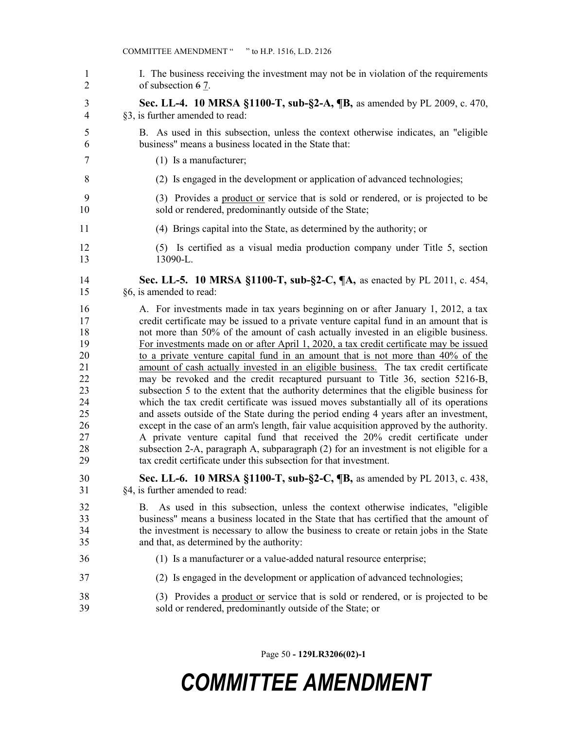I. The business receiving the investment may not be in violation of the requirements of subsection ~~6~~ 7.

**Sec. LL-4. 10 MRSA §1100-T, sub-§2-A, ¶B,** as amended by PL 2009, c. 470, §3, is further amended to read:

B. As used in this subsection, unless the context otherwise indicates, an "eligible business" means a business located in the State that:

(1) Is a manufacturer;

(2) Is engaged in the development or application of advanced technologies;

(3) Provides a <u>product or</u> service that is sold or rendered, or is projected to be sold or rendered, predominantly outside of the State;

(4) Brings capital into the State, as determined by the authority; or

(5) Is certified as a visual media production company under Title 5, section 13090-L.

**Sec. LL-5. 10 MRSA §1100-T, sub-§2-C, ¶A,** as enacted by PL 2011, c. 454, §6, is amended to read:

A. For investments made in tax years beginning on or after January 1, 2012, a tax credit certificate may be issued to a private venture capital fund in an amount that is not more than 50% of the amount of cash actually invested in an eligible business. <u>For investments made on or after April 1, 2020, a tax credit certificate may be issued to a private venture capital fund in an amount that is not more than 40% of the amount of cash actually invested in an eligible business.</u> The tax credit certificate may be revoked and the credit recaptured pursuant to Title 36, section 5216-B, subsection 5 to the extent that the authority determines that the eligible business for which the tax credit certificate was issued moves substantially all of its operations and assets outside of the State during the period ending 4 years after an investment, except in the case of an arm's length, fair value acquisition approved by the authority. A private venture capital fund that received the 20% credit certificate under subsection 2-A, paragraph A, subparagraph (2) for an investment is not eligible for a tax credit certificate under this subsection for that investment.

**Sec. LL-6. 10 MRSA §1100-T, sub-§2-C, ¶B,** as amended by PL 2013, c. 438, §4, is further amended to read:

B. As used in this subsection, unless the context otherwise indicates, "eligible business" means a business located in the State that has certified that the amount of the investment is necessary to allow the business to create or retain jobs in the State and that, as determined by the authority:

(1) Is a manufacturer or a value-added natural resource enterprise;

(2) Is engaged in the development or application of advanced technologies;

(3) Provides a <u>product or</u> service that is sold or rendered, or is projected to be sold or rendered, predominantly outside of the State; or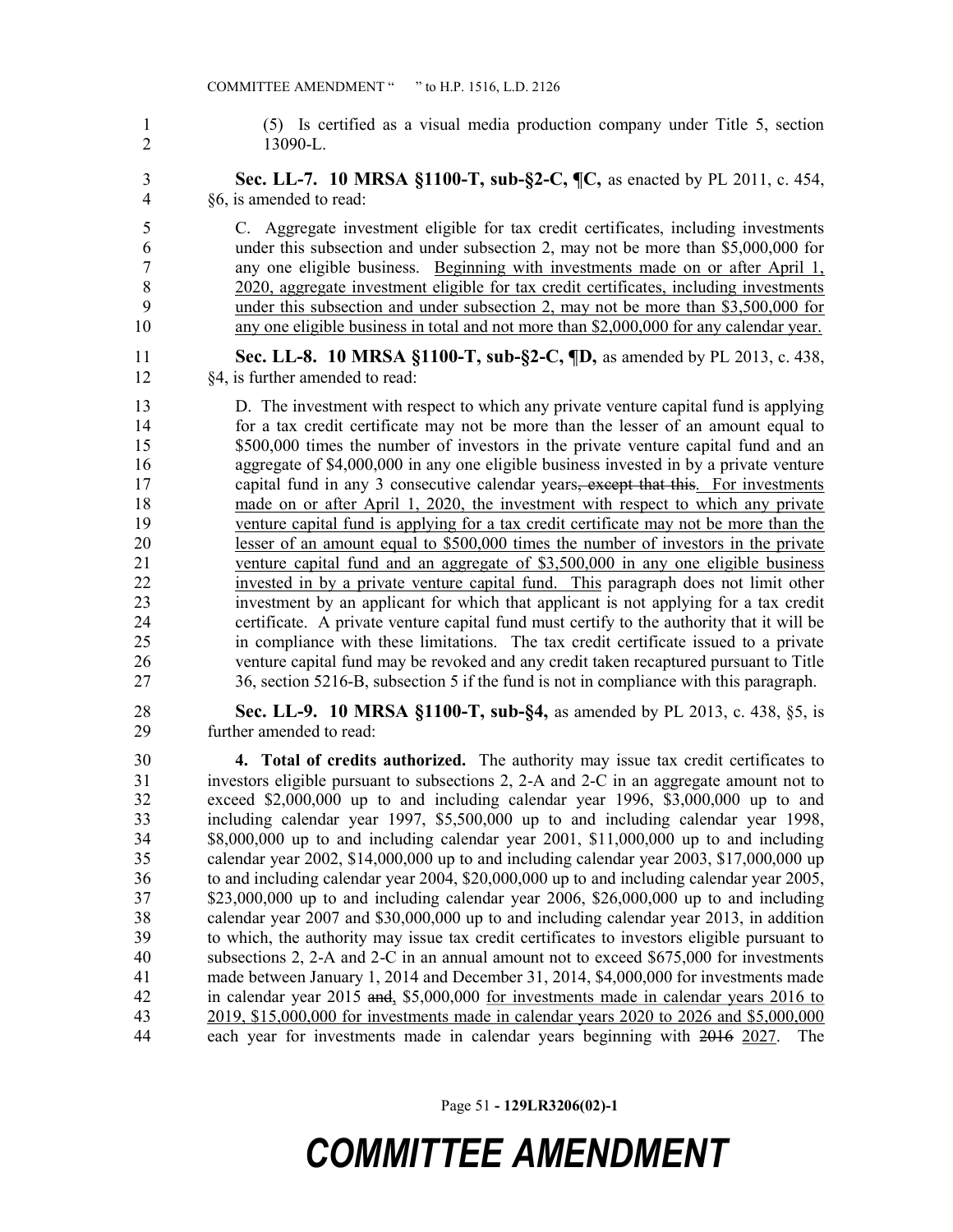(5) Is certified as a visual media production company under Title 5, section 13090-L.

**Sec. LL-7. 10 MRSA §1100-T, sub-§2-C, ¶C,** as enacted by PL 2011, c. 454, §6, is amended to read:

C. Aggregate investment eligible for tax credit certificates, including investments under this subsection and under subsection 2, may not be more than $5,000,000 for any one eligible business. <u>Beginning with investments made on or after April 1, 2020, aggregate investment eligible for tax credit certificates, including investments under this subsection and under subsection 2, may not be more than $3,500,000 for any one eligible business in total and not more than $2,000,000 for any calendar year.</u>

**Sec. LL-8. 10 MRSA §1100-T, sub-§2-C, ¶D,** as amended by PL 2013, c. 438, §4, is further amended to read:

D. The investment with respect to which any private venture capital fund is applying for a tax credit certificate may not be more than the lesser of an amount equal to $500,000 times the number of investors in the private venture capital fund and an aggregate of $4,000,000 in any one eligible business invested in by a private venture capital fund in any 3 consecutive calendar years~~, except that this~~<u>. For investments made on or after April 1, 2020, the investment with respect to which any private venture capital fund is applying for a tax credit certificate may not be more than the lesser of an amount equal to $500,000 times the number of investors in the private venture capital fund and an aggregate of $3,500,000 in any one eligible business invested in by a private venture capital fund. This</u> paragraph does not limit other investment by an applicant for which that applicant is not applying for a tax credit certificate. A private venture capital fund must certify to the authority that it will be in compliance with these limitations. The tax credit certificate issued to a private venture capital fund may be revoked and any credit taken recaptured pursuant to Title 36, section 5216-B, subsection 5 if the fund is not in compliance with this paragraph.

**Sec. LL-9. 10 MRSA §1100-T, sub-§4,** as amended by PL 2013, c. 438, §5, is further amended to read:

**4. Total of credits authorized.** The authority may issue tax credit certificates to investors eligible pursuant to subsections 2, 2-A and 2-C in an aggregate amount not to exceed $2,000,000 up to and including calendar year 1996, $3,000,000 up to and including calendar year 1997, $5,500,000 up to and including calendar year 1998, $8,000,000 up to and including calendar year 2001, $11,000,000 up to and including calendar year 2002, $14,000,000 up to and including calendar year 2003, $17,000,000 up to and including calendar year 2004, $20,000,000 up to and including calendar year 2005, $23,000,000 up to and including calendar year 2006, $26,000,000 up to and including calendar year 2007 and $30,000,000 up to and including calendar year 2013, in addition to which, the authority may issue tax credit certificates to investors eligible pursuant to subsections 2, 2-A and 2-C in an annual amount not to exceed $675,000 for investments made between January 1, 2014 and December 31, 2014, $4,000,000 for investments made in calendar year 2015 ~~and~~<u>,</u> $5,000,000 <u>for investments made in calendar years 2016 to 2019, $15,000,000 for investments made in calendar years 2020 to 2026 and $5,000,000</u> each year for investments made in calendar years beginning with ~~2016~~ <u>2027</u>. The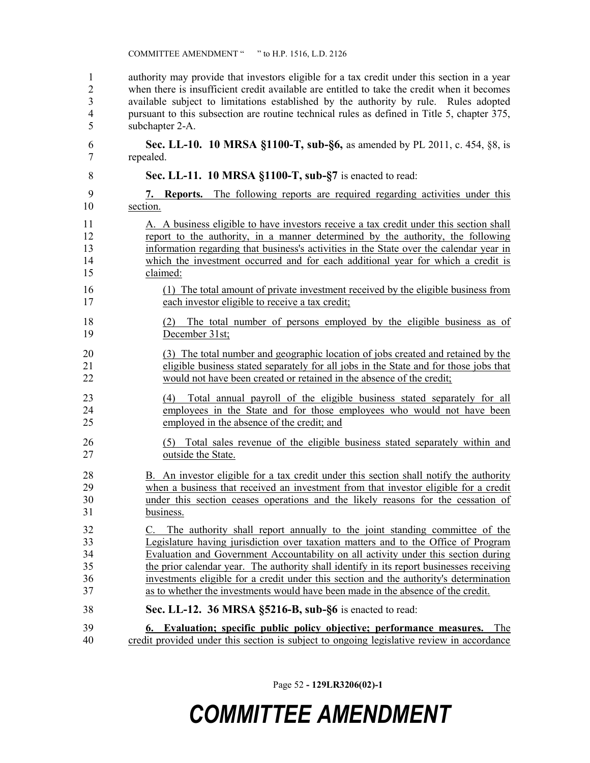authority may provide that investors eligible for a tax credit under this section in a year when there is insufficient credit available are entitled to take the credit when it becomes available subject to limitations established by the authority by rule. Rules adopted pursuant to this subsection are routine technical rules as defined in Title 5, chapter 375, subchapter 2-A.

**Sec. LL-10. 10 MRSA §1100-T, sub-§6,** as amended by PL 2011, c. 454, §8, is repealed.

**Sec. LL-11. 10 MRSA §1100-T, sub-§7** is enacted to read:

**7. Reports.** The following reports are required regarding activities under this section.

A. A business eligible to have investors receive a tax credit under this section shall report to the authority, in a manner determined by the authority, the following information regarding that business's activities in the State over the calendar year in which the investment occurred and for each additional year for which a credit is claimed:

(1) The total amount of private investment received by the eligible business from each investor eligible to receive a tax credit;

(2) The total number of persons employed by the eligible business as of December 31st;

(3) The total number and geographic location of jobs created and retained by the eligible business stated separately for all jobs in the State and for those jobs that would not have been created or retained in the absence of the credit;

(4) Total annual payroll of the eligible business stated separately for all employees in the State and for those employees who would not have been employed in the absence of the credit; and

(5) Total sales revenue of the eligible business stated separately within and outside the State.

B. An investor eligible for a tax credit under this section shall notify the authority when a business that received an investment from that investor eligible for a credit under this section ceases operations and the likely reasons for the cessation of business.

C. The authority shall report annually to the joint standing committee of the Legislature having jurisdiction over taxation matters and to the Office of Program Evaluation and Government Accountability on all activity under this section during the prior calendar year. The authority shall identify in its report businesses receiving investments eligible for a credit under this section and the authority's determination as to whether the investments would have been made in the absence of the credit.

**Sec. LL-12. 36 MRSA §5216-B, sub-§6** is enacted to read:

**6. Evaluation; specific public policy objective; performance measures.** The credit provided under this section is subject to ongoing legislative review in accordance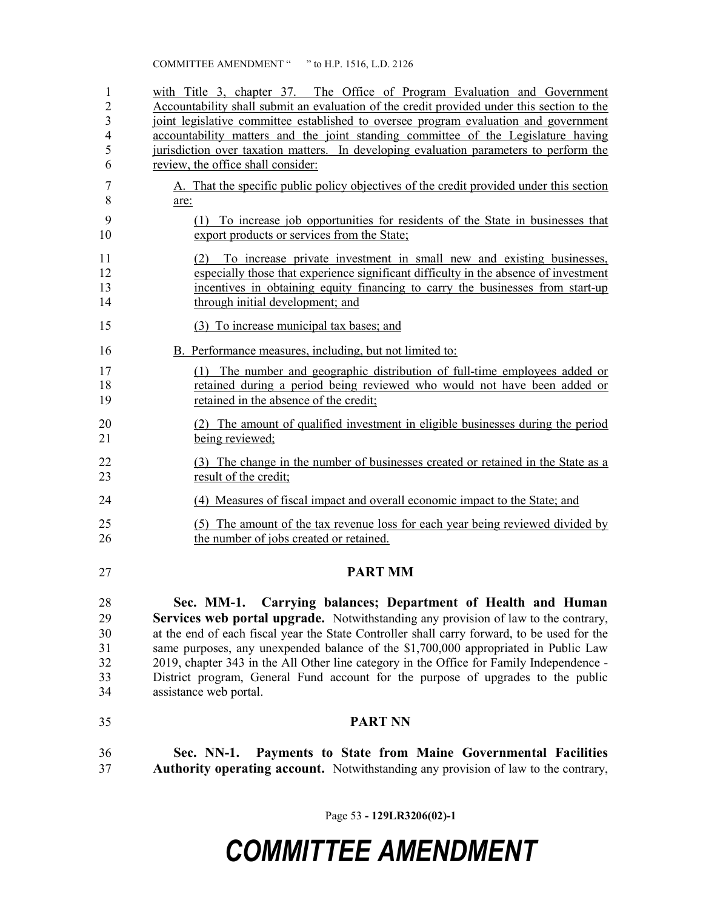with Title 3, chapter 37. The Office of Program Evaluation and Government Accountability shall submit an evaluation of the credit provided under this section to the joint legislative committee established to oversee program evaluation and government accountability matters and the joint standing committee of the Legislature having jurisdiction over taxation matters. In developing evaluation parameters to perform the review, the office shall consider:

A. That the specific public policy objectives of the credit provided under this section are:

(1) To increase job opportunities for residents of the State in businesses that export products or services from the State;

(2) To increase private investment in small new and existing businesses, especially those that experience significant difficulty in the absence of investment incentives in obtaining equity financing to carry the businesses from start-up through initial development; and

(3) To increase municipal tax bases; and

B. Performance measures, including, but not limited to:

(1) The number and geographic distribution of full-time employees added or retained during a period being reviewed who would not have been added or retained in the absence of the credit;

(2) The amount of qualified investment in eligible businesses during the period being reviewed;

(3) The change in the number of businesses created or retained in the State as a result of the credit;

(4) Measures of fiscal impact and overall economic impact to the State; and

(5) The amount of the tax revenue loss for each year being reviewed divided by the number of jobs created or retained.

## PART MM

**Sec. MM-1. Carrying balances; Department of Health and Human Services web portal upgrade.** Notwithstanding any provision of law to the contrary, at the end of each fiscal year the State Controller shall carry forward, to be used for the same purposes, any unexpended balance of the $1,700,000 appropriated in Public Law 2019, chapter 343 in the All Other line category in the Office for Family Independence - District program, General Fund account for the purpose of upgrades to the public assistance web portal.

## PART NN

**Sec. NN-1. Payments to State from Maine Governmental Facilities Authority operating account.** Notwithstanding any provision of law to the contrary,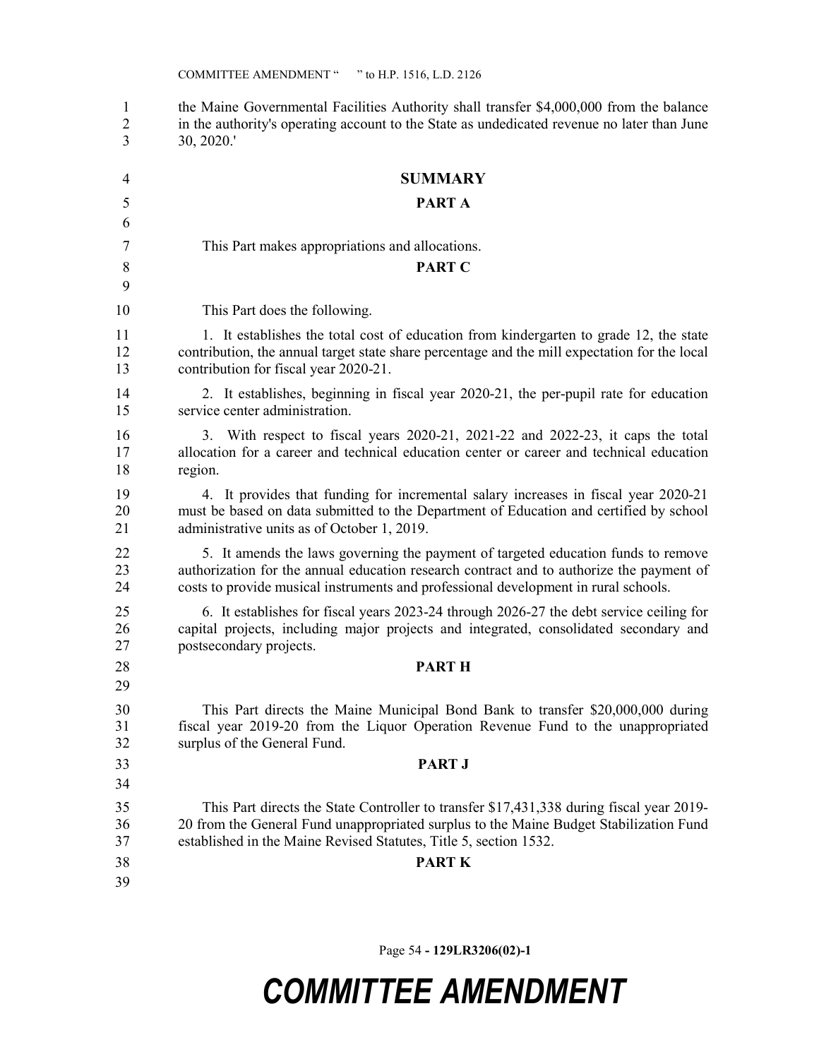the Maine Governmental Facilities Authority shall transfer $4,000,000 from the balance in the authority's operating account to the State as undedicated revenue no later than June 30, 2020.'

## SUMMARY

### PART A

This Part makes appropriations and allocations.

### PART C

This Part does the following.

1. It establishes the total cost of education from kindergarten to grade 12, the state contribution, the annual target state share percentage and the mill expectation for the local contribution for fiscal year 2020-21.

2. It establishes, beginning in fiscal year 2020-21, the per-pupil rate for education service center administration.

3. With respect to fiscal years 2020-21, 2021-22 and 2022-23, it caps the total allocation for a career and technical education center or career and technical education region.

4. It provides that funding for incremental salary increases in fiscal year 2020-21 must be based on data submitted to the Department of Education and certified by school administrative units as of October 1, 2019.

5. It amends the laws governing the payment of targeted education funds to remove authorization for the annual education research contract and to authorize the payment of costs to provide musical instruments and professional development in rural schools.

6. It establishes for fiscal years 2023-24 through 2026-27 the debt service ceiling for capital projects, including major projects and integrated, consolidated secondary and postsecondary projects.

### PART H

This Part directs the Maine Municipal Bond Bank to transfer $20,000,000 during fiscal year 2019-20 from the Liquor Operation Revenue Fund to the unappropriated surplus of the General Fund.

### PART J

This Part directs the State Controller to transfer $17,431,338 during fiscal year 2019-20 from the General Fund unappropriated surplus to the Maine Budget Stabilization Fund established in the Maine Revised Statutes, Title 5, section 1532.

### PART K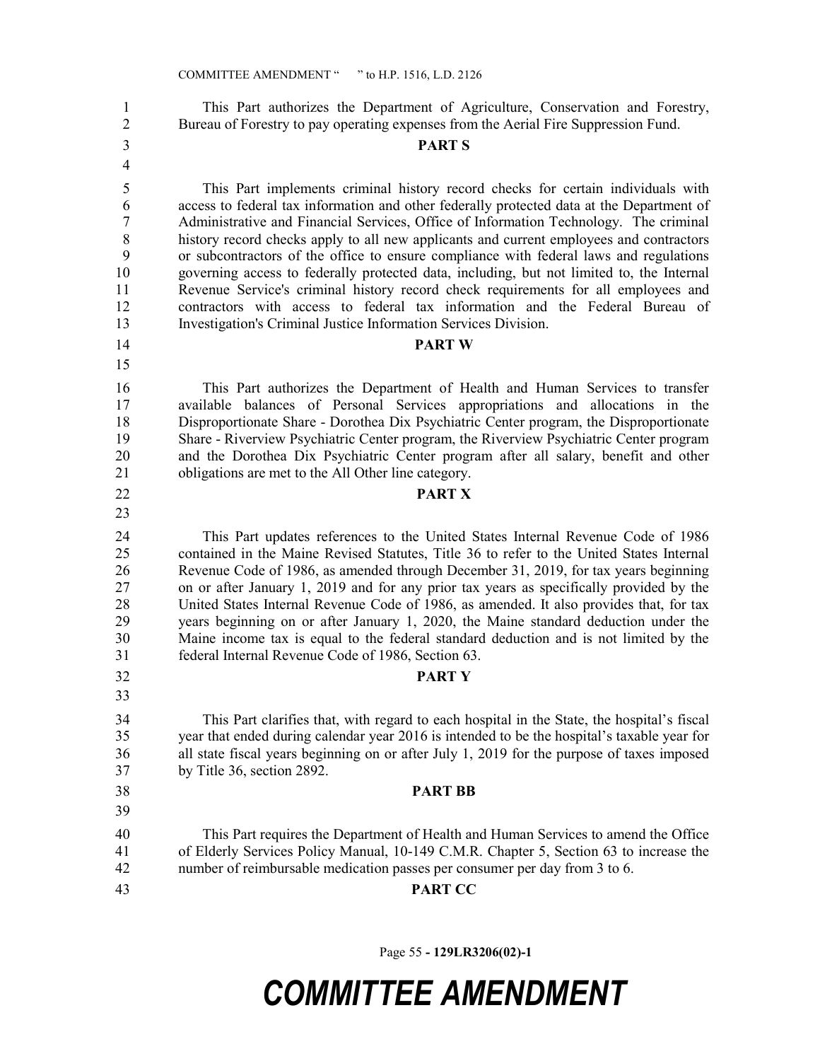This Part authorizes the Department of Agriculture, Conservation and Forestry, Bureau of Forestry to pay operating expenses from the Aerial Fire Suppression Fund.

**PART S**

This Part implements criminal history record checks for certain individuals with access to federal tax information and other federally protected data at the Department of Administrative and Financial Services, Office of Information Technology. The criminal history record checks apply to all new applicants and current employees and contractors or subcontractors of the office to ensure compliance with federal laws and regulations governing access to federally protected data, including, but not limited to, the Internal Revenue Service's criminal history record check requirements for all employees and contractors with access to federal tax information and the Federal Bureau of Investigation's Criminal Justice Information Services Division.

**PART W**

This Part authorizes the Department of Health and Human Services to transfer available balances of Personal Services appropriations and allocations in the Disproportionate Share - Dorothea Dix Psychiatric Center program, the Disproportionate Share - Riverview Psychiatric Center program, the Riverview Psychiatric Center program and the Dorothea Dix Psychiatric Center program after all salary, benefit and other obligations are met to the All Other line category.

**PART X**

This Part updates references to the United States Internal Revenue Code of 1986 contained in the Maine Revised Statutes, Title 36 to refer to the United States Internal Revenue Code of 1986, as amended through December 31, 2019, for tax years beginning on or after January 1, 2019 and for any prior tax years as specifically provided by the United States Internal Revenue Code of 1986, as amended. It also provides that, for tax years beginning on or after January 1, 2020, the Maine standard deduction under the Maine income tax is equal to the federal standard deduction and is not limited by the federal Internal Revenue Code of 1986, Section 63.

**PART Y**

This Part clarifies that, with regard to each hospital in the State, the hospital's fiscal year that ended during calendar year 2016 is intended to be the hospital's taxable year for all state fiscal years beginning on or after July 1, 2019 for the purpose of taxes imposed by Title 36, section 2892.

**PART BB**

This Part requires the Department of Health and Human Services to amend the Office of Elderly Services Policy Manual, 10-149 C.M.R. Chapter 5, Section 63 to increase the number of reimbursable medication passes per consumer per day from 3 to 6.

**PART CC**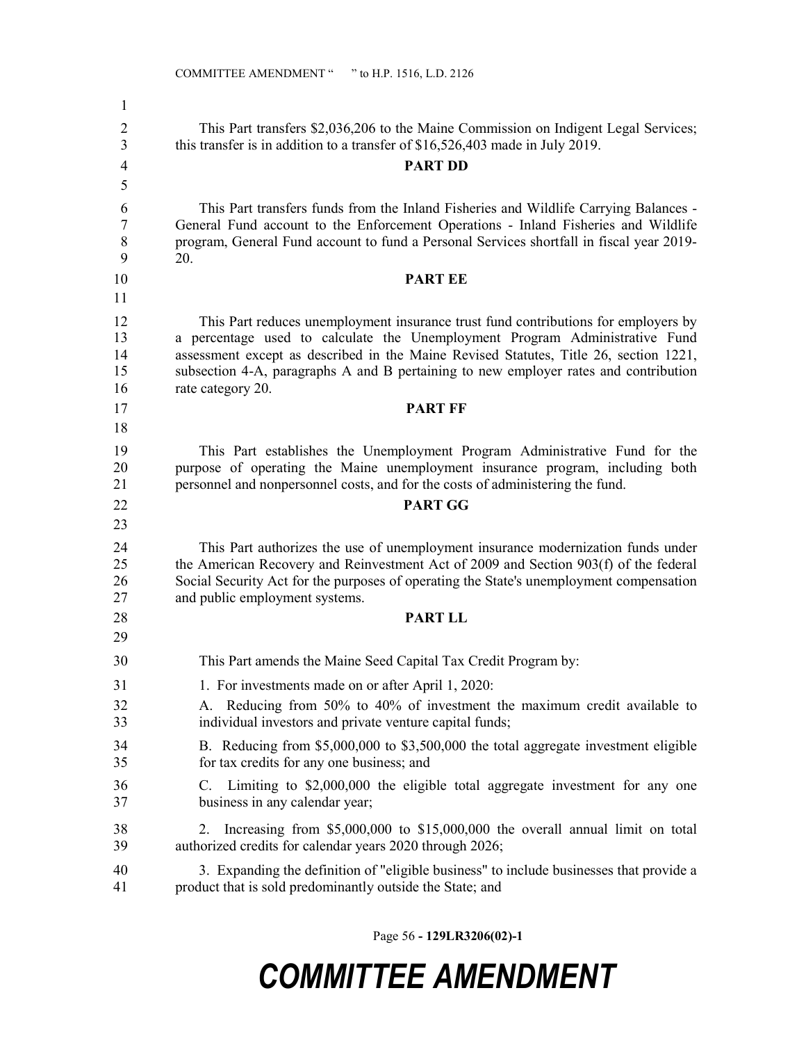This Part transfers $2,036,206 to the Maine Commission on Indigent Legal Services; this transfer is in addition to a transfer of $16,526,403 made in July 2019.

**PART DD**

This Part transfers funds from the Inland Fisheries and Wildlife Carrying Balances - General Fund account to the Enforcement Operations - Inland Fisheries and Wildlife program, General Fund account to fund a Personal Services shortfall in fiscal year 2019-20.

**PART EE**

This Part reduces unemployment insurance trust fund contributions for employers by a percentage used to calculate the Unemployment Program Administrative Fund assessment except as described in the Maine Revised Statutes, Title 26, section 1221, subsection 4-A, paragraphs A and B pertaining to new employer rates and contribution rate category 20.

**PART FF**

This Part establishes the Unemployment Program Administrative Fund for the purpose of operating the Maine unemployment insurance program, including both personnel and nonpersonnel costs, and for the costs of administering the fund.

**PART GG**

This Part authorizes the use of unemployment insurance modernization funds under the American Recovery and Reinvestment Act of 2009 and Section 903(f) of the federal Social Security Act for the purposes of operating the State's unemployment compensation and public employment systems.

**PART LL**

This Part amends the Maine Seed Capital Tax Credit Program by:

1. For investments made on or after April 1, 2020:

A. Reducing from 50% to 40% of investment the maximum credit available to individual investors and private venture capital funds;

B. Reducing from $5,000,000 to $3,500,000 the total aggregate investment eligible for tax credits for any one business; and

C. Limiting to $2,000,000 the eligible total aggregate investment for any one business in any calendar year;

2. Increasing from $5,000,000 to $15,000,000 the overall annual limit on total authorized credits for calendar years 2020 through 2026;

3. Expanding the definition of "eligible business" to include businesses that provide a product that is sold predominantly outside the State; and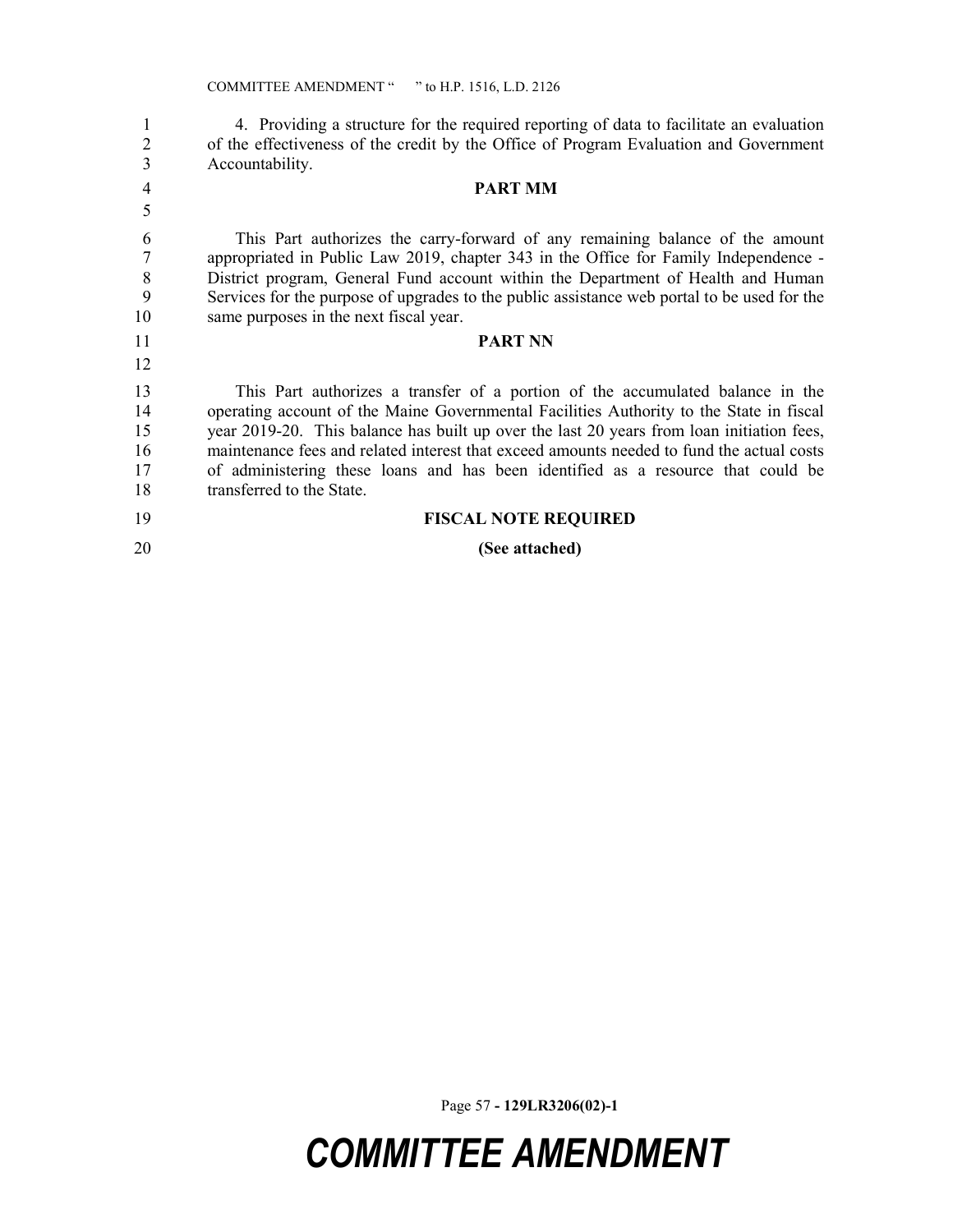4. Providing a structure for the required reporting of data to facilitate an evaluation of the effectiveness of the credit by the Office of Program Evaluation and Government Accountability.

**PART MM**

This Part authorizes the carry-forward of any remaining balance of the amount appropriated in Public Law 2019, chapter 343 in the Office for Family Independence - District program, General Fund account within the Department of Health and Human Services for the purpose of upgrades to the public assistance web portal to be used for the same purposes in the next fiscal year.

**PART NN**

This Part authorizes a transfer of a portion of the accumulated balance in the operating account of the Maine Governmental Facilities Authority to the State in fiscal year 2019-20. This balance has built up over the last 20 years from loan initiation fees, maintenance fees and related interest that exceed amounts needed to fund the actual costs of administering these loans and has been identified as a resource that could be transferred to the State.

**FISCAL NOTE REQUIRED**

**(See attached)**